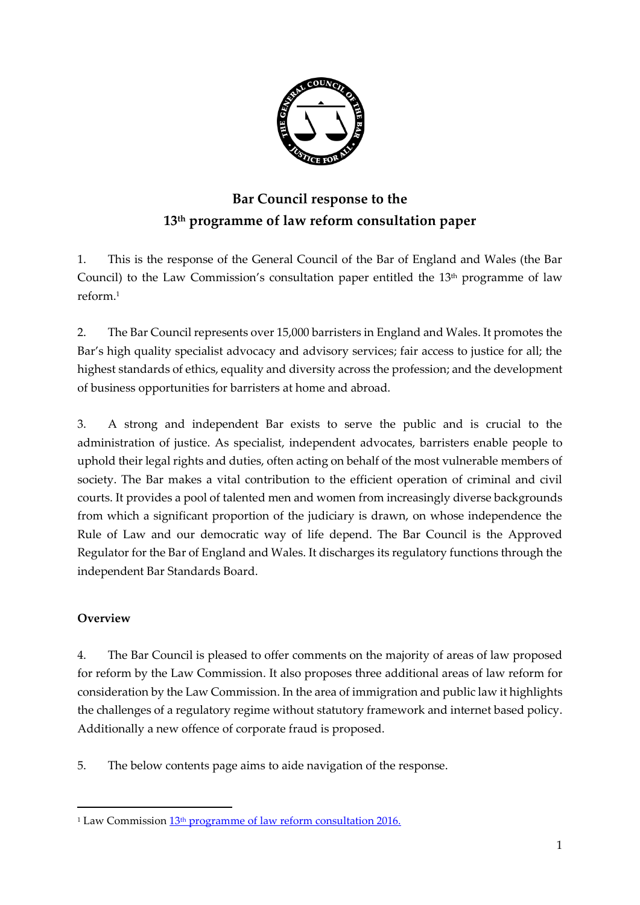# Bar Council response to the 13th programme of law reform consultation paper

1. This is the response of the General Council of the Bar of England and Wales (the Bar Council) to the Law Commission's consultation paper entitled the 13th programme of law reform.[1]

2. The Bar Council represents over 15,000 barristers in England and Wales. It promotes the Bar's high quality specialist advocacy and advisory services; fair access to justice for all; the highest standards of ethics, equality and diversity across the profession; and the development of business opportunities for barristers at home and abroad.

3. A strong and independent Bar exists to serve the public and is crucial to the administration of justice. As specialist, independent advocates, barristers enable people to uphold their legal rights and duties, often acting on behalf of the most vulnerable members of society. The Bar makes a vital contribution to the efficient operation of criminal and civil courts. It provides a pool of talented men and women from increasingly diverse backgrounds from which a significant proportion of the judiciary is drawn, on whose independence the Rule of Law and our democratic way of life depend. The Bar Council is the Approved Regulator for the Bar of England and Wales. It discharges its regulatory functions through the independent Bar Standards Board.

**Overview**

4. The Bar Council is pleased to offer comments on the majority of areas of law proposed for reform by the Law Commission. It also proposes three additional areas of law reform for consideration by the Law Commission. In the area of immigration and public law it highlights the challenges of a regulatory regime without statutory framework and internet based policy. Additionally a new offence of corporate fraud is proposed.

5. The below contents page aims to aide navigation of the response.

---

[1] Law Commission 13th programme of law reform consultation 2016.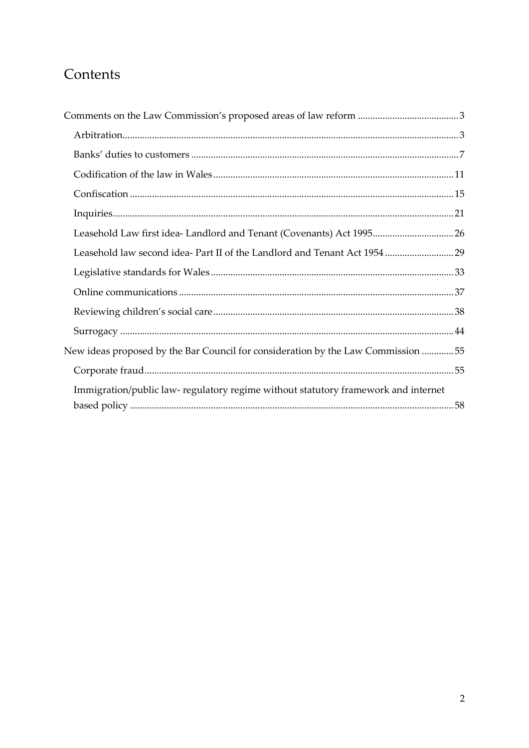# Contents

Comments on the Law Commission's proposed areas of law reform ... 3

- Arbitration ... 3
- Banks' duties to customers ... 7
- Codification of the law in Wales ... 11
- Confiscation ... 15
- Inquiries ... 21
- Leasehold Law first idea- Landlord and Tenant (Covenants) Act 1995 ... 26
- Leasehold law second idea- Part II of the Landlord and Tenant Act 1954 ... 29
- Legislative standards for Wales ... 33
- Online communications ... 37
- Reviewing children's social care ... 38
- Surrogacy ... 44

New ideas proposed by the Bar Council for consideration by the Law Commission ... 55

- Corporate fraud ... 55
- Immigration/public law- regulatory regime without statutory framework and internet based policy ... 58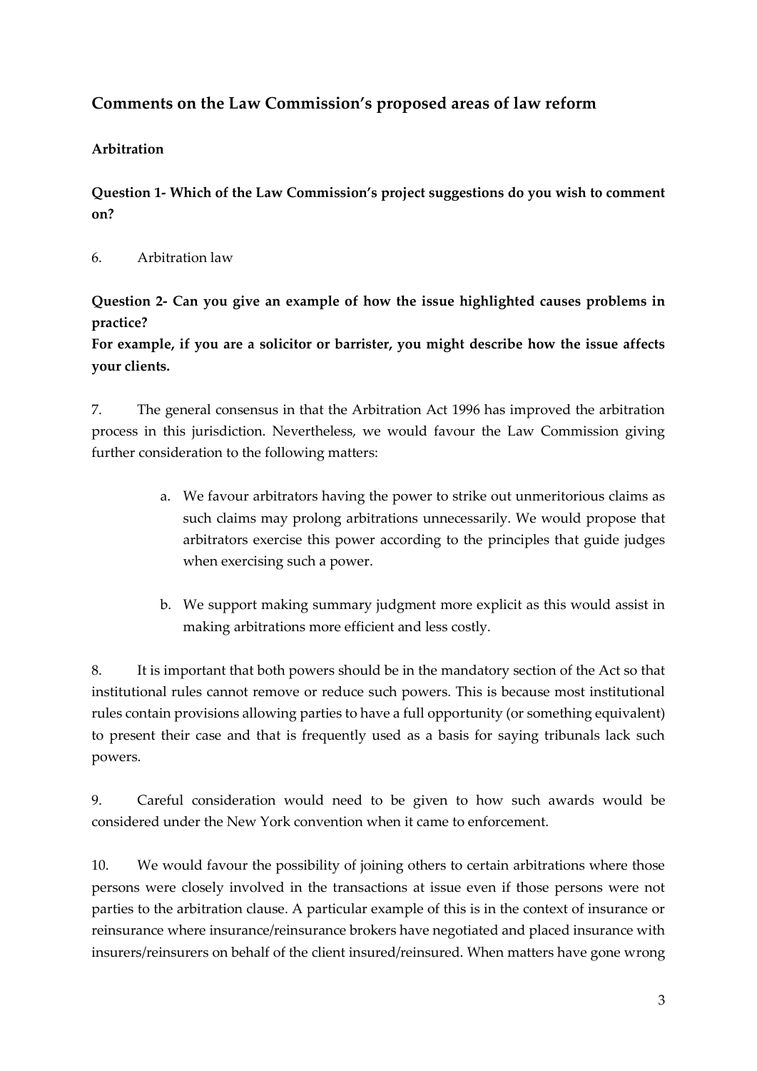## Comments on the Law Commission's proposed areas of law reform

**Arbitration**

**Question 1- Which of the Law Commission's project suggestions do you wish to comment on?**

6. Arbitration law

**Question 2- Can you give an example of how the issue highlighted causes problems in practice?**
**For example, if you are a solicitor or barrister, you might describe how the issue affects your clients.**

7. The general consensus in that the Arbitration Act 1996 has improved the arbitration process in this jurisdiction. Nevertheless, we would favour the Law Commission giving further consideration to the following matters:

   a. We favour arbitrators having the power to strike out unmeritorious claims as such claims may prolong arbitrations unnecessarily. We would propose that arbitrators exercise this power according to the principles that guide judges when exercising such a power.

   b. We support making summary judgment more explicit as this would assist in making arbitrations more efficient and less costly.

8. It is important that both powers should be in the mandatory section of the Act so that institutional rules cannot remove or reduce such powers. This is because most institutional rules contain provisions allowing parties to have a full opportunity (or something equivalent) to present their case and that is frequently used as a basis for saying tribunals lack such powers.

9. Careful consideration would need to be given to how such awards would be considered under the New York convention when it came to enforcement.

10. We would favour the possibility of joining others to certain arbitrations where those persons were closely involved in the transactions at issue even if those persons were not parties to the arbitration clause. A particular example of this is in the context of insurance or reinsurance where insurance/reinsurance brokers have negotiated and placed insurance with insurers/reinsurers on behalf of the client insured/reinsured. When matters have gone wrong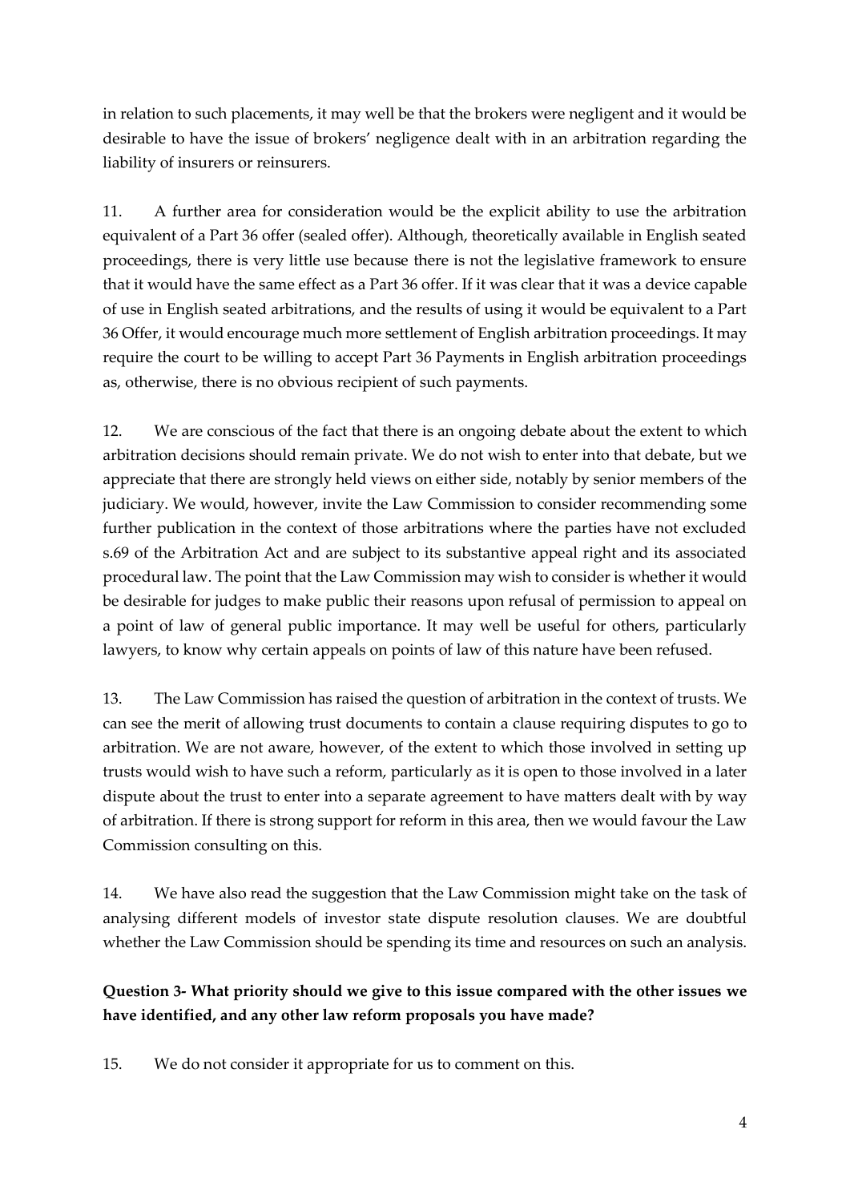in relation to such placements, it may well be that the brokers were negligent and it would be desirable to have the issue of brokers' negligence dealt with in an arbitration regarding the liability of insurers or reinsurers.

11. A further area for consideration would be the explicit ability to use the arbitration equivalent of a Part 36 offer (sealed offer). Although, theoretically available in English seated proceedings, there is very little use because there is not the legislative framework to ensure that it would have the same effect as a Part 36 offer. If it was clear that it was a device capable of use in English seated arbitrations, and the results of using it would be equivalent to a Part 36 Offer, it would encourage much more settlement of English arbitration proceedings. It may require the court to be willing to accept Part 36 Payments in English arbitration proceedings as, otherwise, there is no obvious recipient of such payments.

12. We are conscious of the fact that there is an ongoing debate about the extent to which arbitration decisions should remain private. We do not wish to enter into that debate, but we appreciate that there are strongly held views on either side, notably by senior members of the judiciary. We would, however, invite the Law Commission to consider recommending some further publication in the context of those arbitrations where the parties have not excluded s.69 of the Arbitration Act and are subject to its substantive appeal right and its associated procedural law. The point that the Law Commission may wish to consider is whether it would be desirable for judges to make public their reasons upon refusal of permission to appeal on a point of law of general public importance. It may well be useful for others, particularly lawyers, to know why certain appeals on points of law of this nature have been refused.

13. The Law Commission has raised the question of arbitration in the context of trusts. We can see the merit of allowing trust documents to contain a clause requiring disputes to go to arbitration. We are not aware, however, of the extent to which those involved in setting up trusts would wish to have such a reform, particularly as it is open to those involved in a later dispute about the trust to enter into a separate agreement to have matters dealt with by way of arbitration. If there is strong support for reform in this area, then we would favour the Law Commission consulting on this.

14. We have also read the suggestion that the Law Commission might take on the task of analysing different models of investor state dispute resolution clauses. We are doubtful whether the Law Commission should be spending its time and resources on such an analysis.

**Question 3- What priority should we give to this issue compared with the other issues we have identified, and any other law reform proposals you have made?**

15. We do not consider it appropriate for us to comment on this.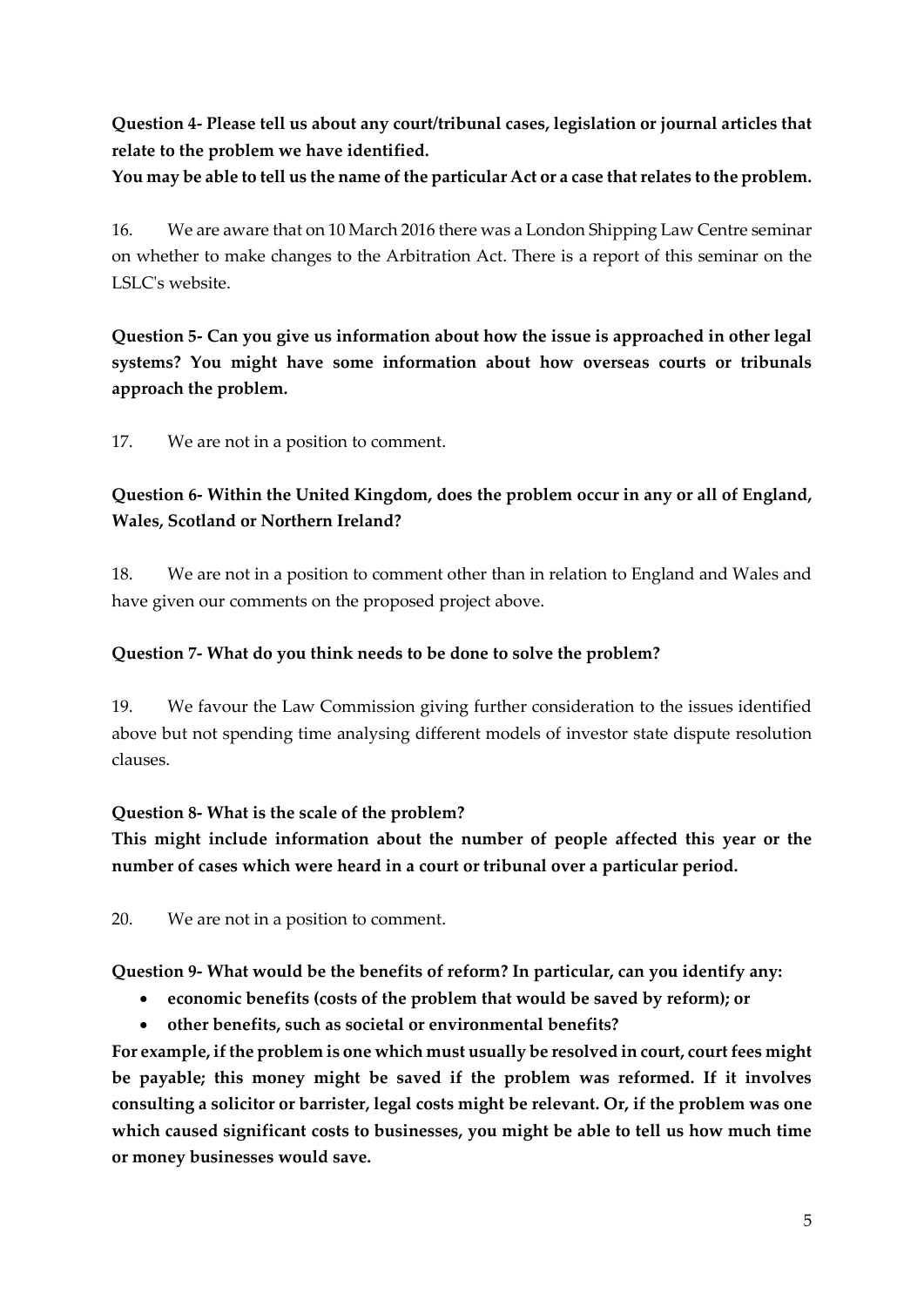**Question 4- Please tell us about any court/tribunal cases, legislation or journal articles that relate to the problem we have identified.**

**You may be able to tell us the name of the particular Act or a case that relates to the problem.**

16. We are aware that on 10 March 2016 there was a London Shipping Law Centre seminar on whether to make changes to the Arbitration Act. There is a report of this seminar on the LSLC's website.

**Question 5- Can you give us information about how the issue is approached in other legal systems? You might have some information about how overseas courts or tribunals approach the problem.**

17. We are not in a position to comment.

**Question 6- Within the United Kingdom, does the problem occur in any or all of England, Wales, Scotland or Northern Ireland?**

18. We are not in a position to comment other than in relation to England and Wales and have given our comments on the proposed project above.

**Question 7- What do you think needs to be done to solve the problem?**

19. We favour the Law Commission giving further consideration to the issues identified above but not spending time analysing different models of investor state dispute resolution clauses.

**Question 8- What is the scale of the problem?**

**This might include information about the number of people affected this year or the number of cases which were heard in a court or tribunal over a particular period.**

20. We are not in a position to comment.

**Question 9- What would be the benefits of reform? In particular, can you identify any:**

- **economic benefits (costs of the problem that would be saved by reform); or**
- **other benefits, such as societal or environmental benefits?**

**For example, if the problem is one which must usually be resolved in court, court fees might be payable; this money might be saved if the problem was reformed. If it involves consulting a solicitor or barrister, legal costs might be relevant. Or, if the problem was one which caused significant costs to businesses, you might be able to tell us how much time or money businesses would save.**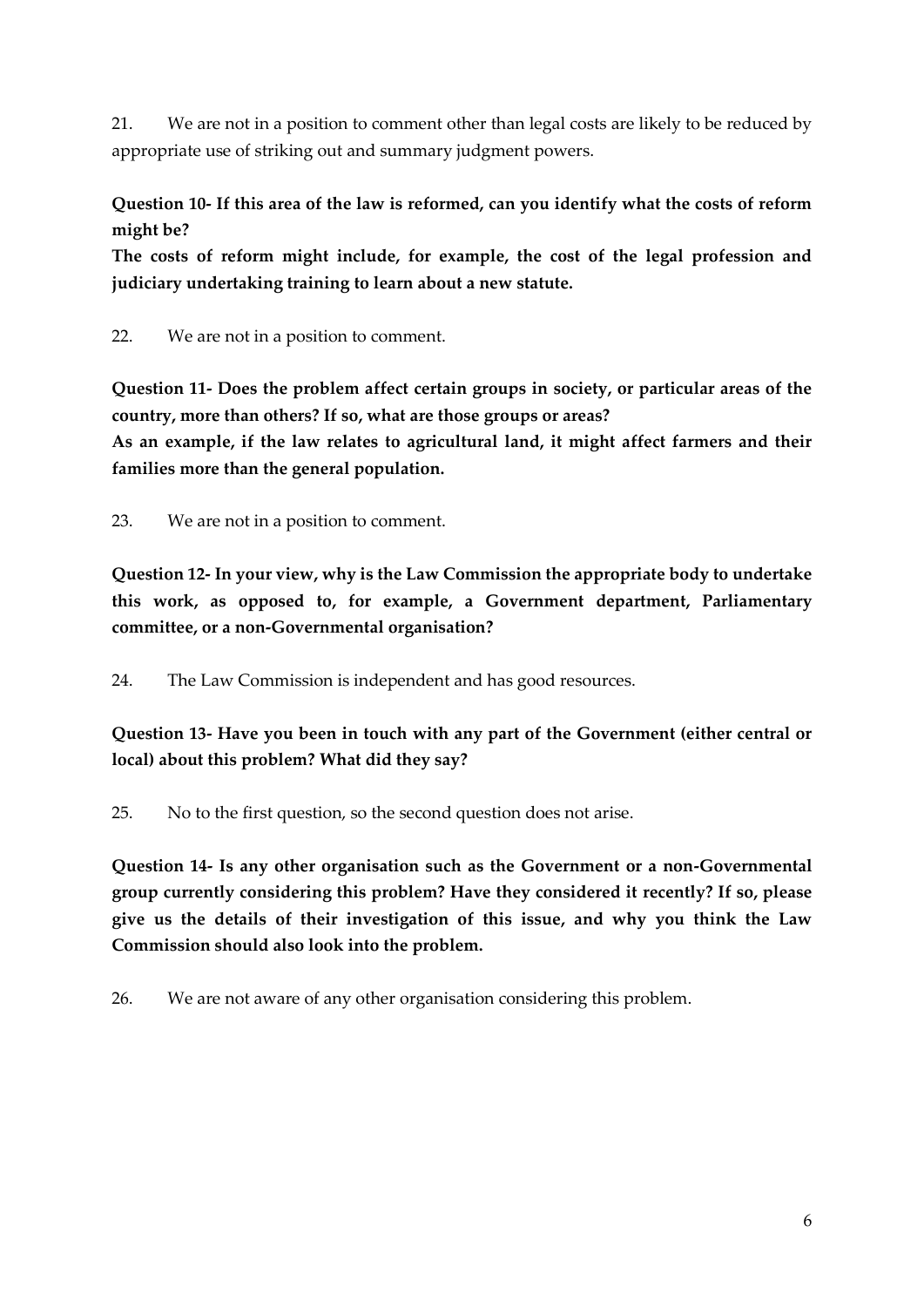21. We are not in a position to comment other than legal costs are likely to be reduced by appropriate use of striking out and summary judgment powers.

**Question 10- If this area of the law is reformed, can you identify what the costs of reform might be?**

**The costs of reform might include, for example, the cost of the legal profession and judiciary undertaking training to learn about a new statute.**

22. We are not in a position to comment.

**Question 11- Does the problem affect certain groups in society, or particular areas of the country, more than others? If so, what are those groups or areas?**

**As an example, if the law relates to agricultural land, it might affect farmers and their families more than the general population.**

23. We are not in a position to comment.

**Question 12- In your view, why is the Law Commission the appropriate body to undertake this work, as opposed to, for example, a Government department, Parliamentary committee, or a non-Governmental organisation?**

24. The Law Commission is independent and has good resources.

**Question 13- Have you been in touch with any part of the Government (either central or local) about this problem? What did they say?**

25. No to the first question, so the second question does not arise.

**Question 14- Is any other organisation such as the Government or a non-Governmental group currently considering this problem? Have they considered it recently? If so, please give us the details of their investigation of this issue, and why you think the Law Commission should also look into the problem.**

26. We are not aware of any other organisation considering this problem.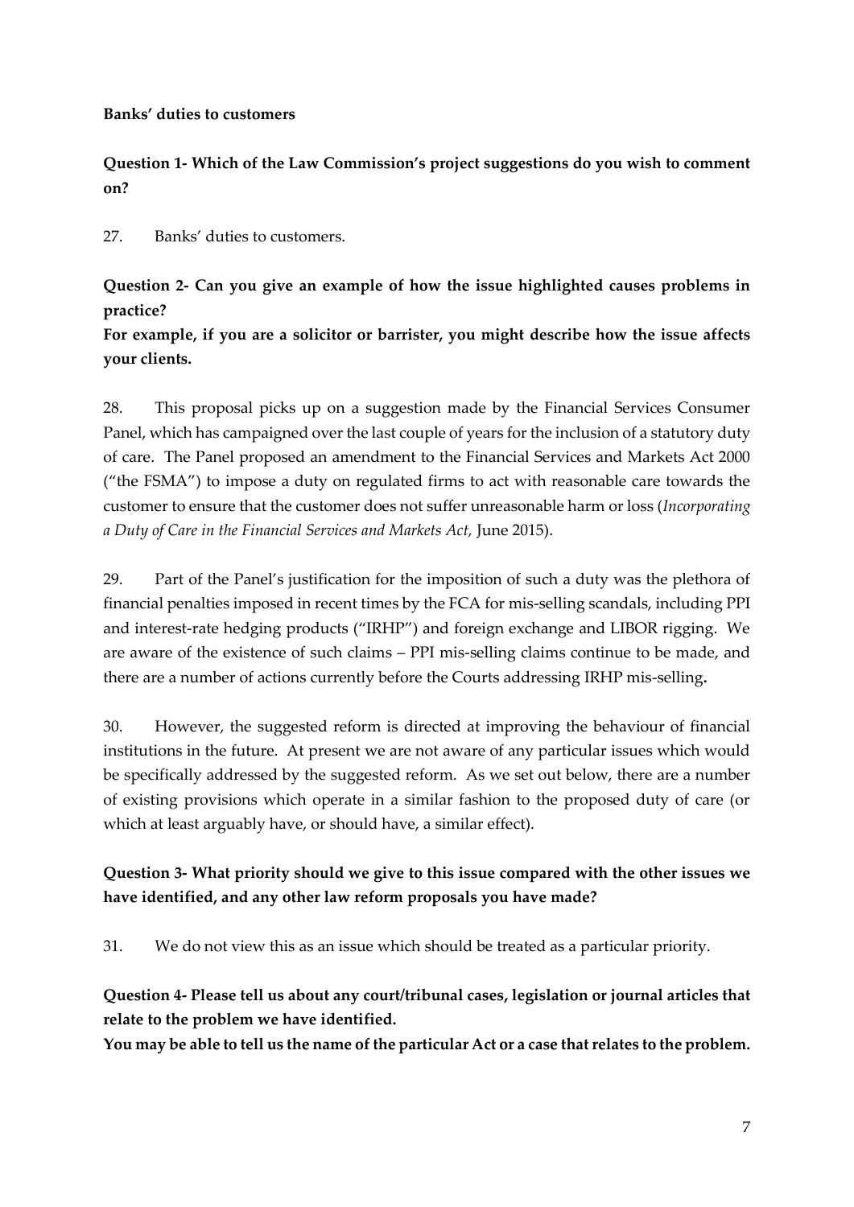**Banks' duties to customers**

**Question 1- Which of the Law Commission's project suggestions do you wish to comment on?**

27. Banks' duties to customers.

**Question 2- Can you give an example of how the issue highlighted causes problems in practice?**
**For example, if you are a solicitor or barrister, you might describe how the issue affects your clients.**

28. This proposal picks up on a suggestion made by the Financial Services Consumer Panel, which has campaigned over the last couple of years for the inclusion of a statutory duty of care. The Panel proposed an amendment to the Financial Services and Markets Act 2000 ("the FSMA") to impose a duty on regulated firms to act with reasonable care towards the customer to ensure that the customer does not suffer unreasonable harm or loss (*Incorporating a Duty of Care in the Financial Services and Markets Act,* June 2015).

29. Part of the Panel's justification for the imposition of such a duty was the plethora of financial penalties imposed in recent times by the FCA for mis-selling scandals, including PPI and interest-rate hedging products ("IRHP") and foreign exchange and LIBOR rigging. We are aware of the existence of such claims – PPI mis-selling claims continue to be made, and there are a number of actions currently before the Courts addressing IRHP mis-selling**.**

30. However, the suggested reform is directed at improving the behaviour of financial institutions in the future. At present we are not aware of any particular issues which would be specifically addressed by the suggested reform. As we set out below, there are a number of existing provisions which operate in a similar fashion to the proposed duty of care (or which at least arguably have, or should have, a similar effect).

**Question 3- What priority should we give to this issue compared with the other issues we have identified, and any other law reform proposals you have made?**

31. We do not view this as an issue which should be treated as a particular priority.

**Question 4- Please tell us about any court/tribunal cases, legislation or journal articles that relate to the problem we have identified.**
**You may be able to tell us the name of the particular Act or a case that relates to the problem.**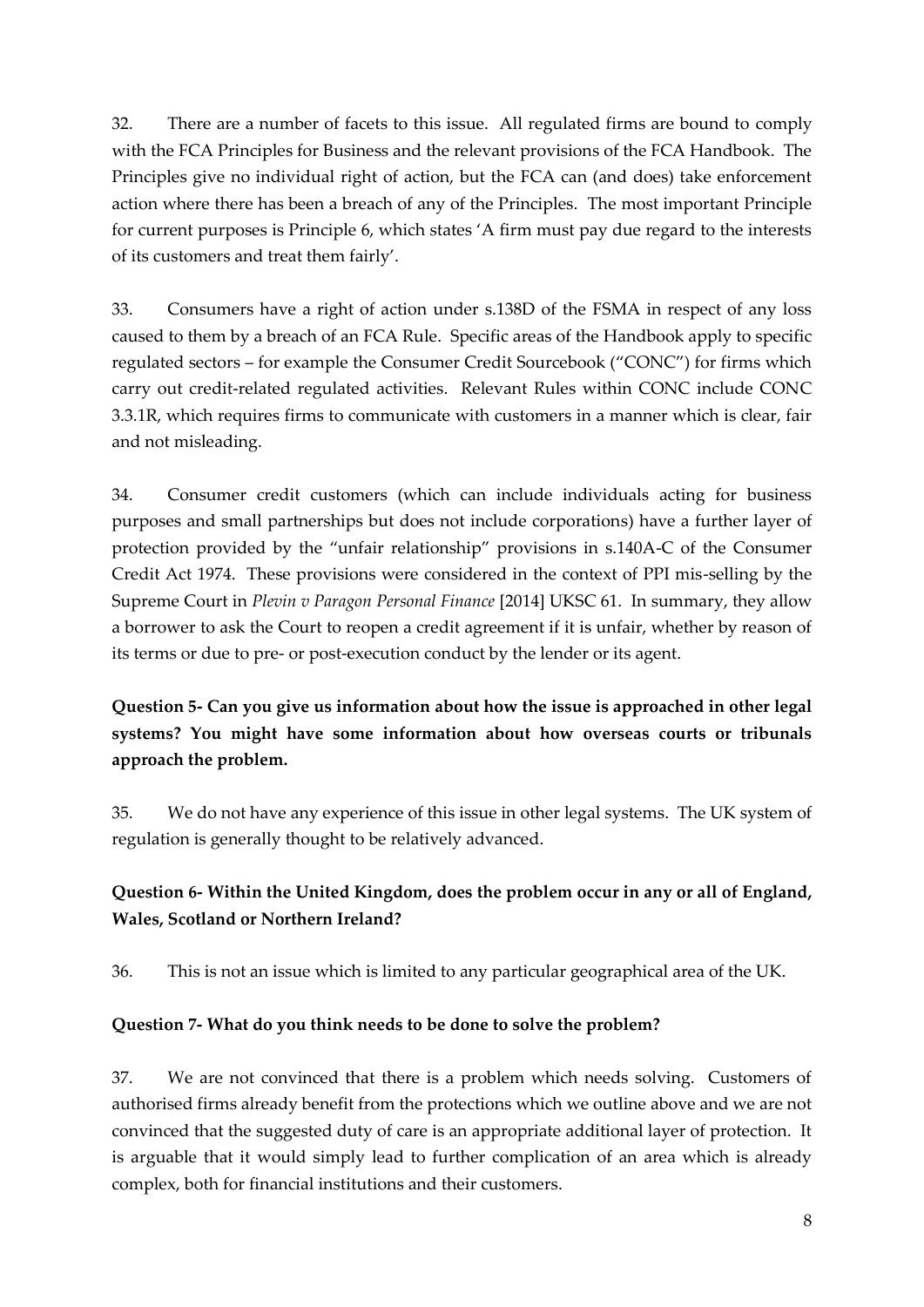32. There are a number of facets to this issue. All regulated firms are bound to comply with the FCA Principles for Business and the relevant provisions of the FCA Handbook. The Principles give no individual right of action, but the FCA can (and does) take enforcement action where there has been a breach of any of the Principles. The most important Principle for current purposes is Principle 6, which states 'A firm must pay due regard to the interests of its customers and treat them fairly'.

33. Consumers have a right of action under s.138D of the FSMA in respect of any loss caused to them by a breach of an FCA Rule. Specific areas of the Handbook apply to specific regulated sectors – for example the Consumer Credit Sourcebook ("CONC") for firms which carry out credit-related regulated activities. Relevant Rules within CONC include CONC 3.3.1R, which requires firms to communicate with customers in a manner which is clear, fair and not misleading.

34. Consumer credit customers (which can include individuals acting for business purposes and small partnerships but does not include corporations) have a further layer of protection provided by the "unfair relationship" provisions in s.140A-C of the Consumer Credit Act 1974. These provisions were considered in the context of PPI mis-selling by the Supreme Court in *Plevin v Paragon Personal Finance* [2014] UKSC 61. In summary, they allow a borrower to ask the Court to reopen a credit agreement if it is unfair, whether by reason of its terms or due to pre- or post-execution conduct by the lender or its agent.

**Question 5- Can you give us information about how the issue is approached in other legal systems? You might have some information about how overseas courts or tribunals approach the problem.**

35. We do not have any experience of this issue in other legal systems. The UK system of regulation is generally thought to be relatively advanced.

**Question 6- Within the United Kingdom, does the problem occur in any or all of England, Wales, Scotland or Northern Ireland?**

36. This is not an issue which is limited to any particular geographical area of the UK.

**Question 7- What do you think needs to be done to solve the problem?**

37. We are not convinced that there is a problem which needs solving. Customers of authorised firms already benefit from the protections which we outline above and we are not convinced that the suggested duty of care is an appropriate additional layer of protection. It is arguable that it would simply lead to further complication of an area which is already complex, both for financial institutions and their customers.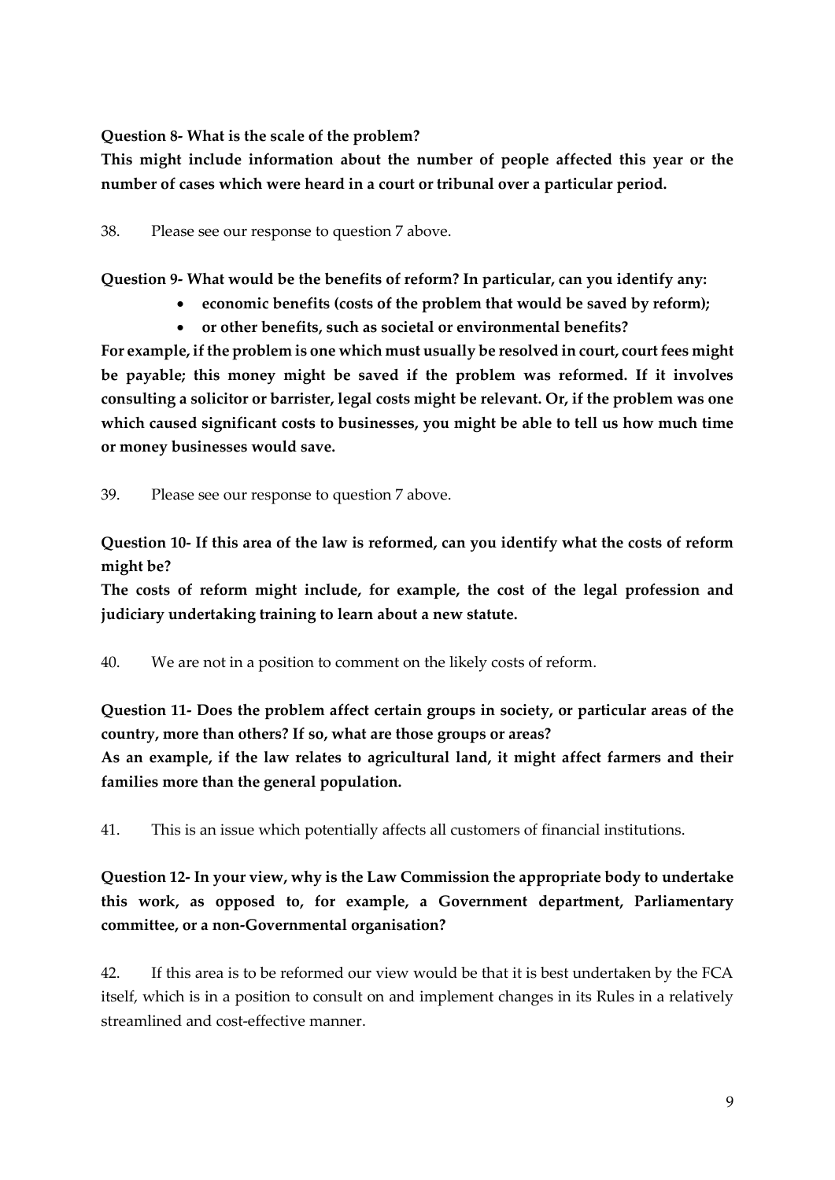**Question 8- What is the scale of the problem?**

**This might include information about the number of people affected this year or the number of cases which were heard in a court or tribunal over a particular period.**

38. Please see our response to question 7 above.

**Question 9- What would be the benefits of reform? In particular, can you identify any:**

- **economic benefits (costs of the problem that would be saved by reform);**
- **or other benefits, such as societal or environmental benefits?**

**For example, if the problem is one which must usually be resolved in court, court fees might be payable; this money might be saved if the problem was reformed. If it involves consulting a solicitor or barrister, legal costs might be relevant. Or, if the problem was one which caused significant costs to businesses, you might be able to tell us how much time or money businesses would save.**

39. Please see our response to question 7 above.

**Question 10- If this area of the law is reformed, can you identify what the costs of reform might be?**

**The costs of reform might include, for example, the cost of the legal profession and judiciary undertaking training to learn about a new statute.**

40. We are not in a position to comment on the likely costs of reform.

**Question 11- Does the problem affect certain groups in society, or particular areas of the country, more than others? If so, what are those groups or areas?**

**As an example, if the law relates to agricultural land, it might affect farmers and their families more than the general population.**

41. This is an issue which potentially affects all customers of financial institutions.

**Question 12- In your view, why is the Law Commission the appropriate body to undertake this work, as opposed to, for example, a Government department, Parliamentary committee, or a non-Governmental organisation?**

42. If this area is to be reformed our view would be that it is best undertaken by the FCA itself, which is in a position to consult on and implement changes in its Rules in a relatively streamlined and cost-effective manner.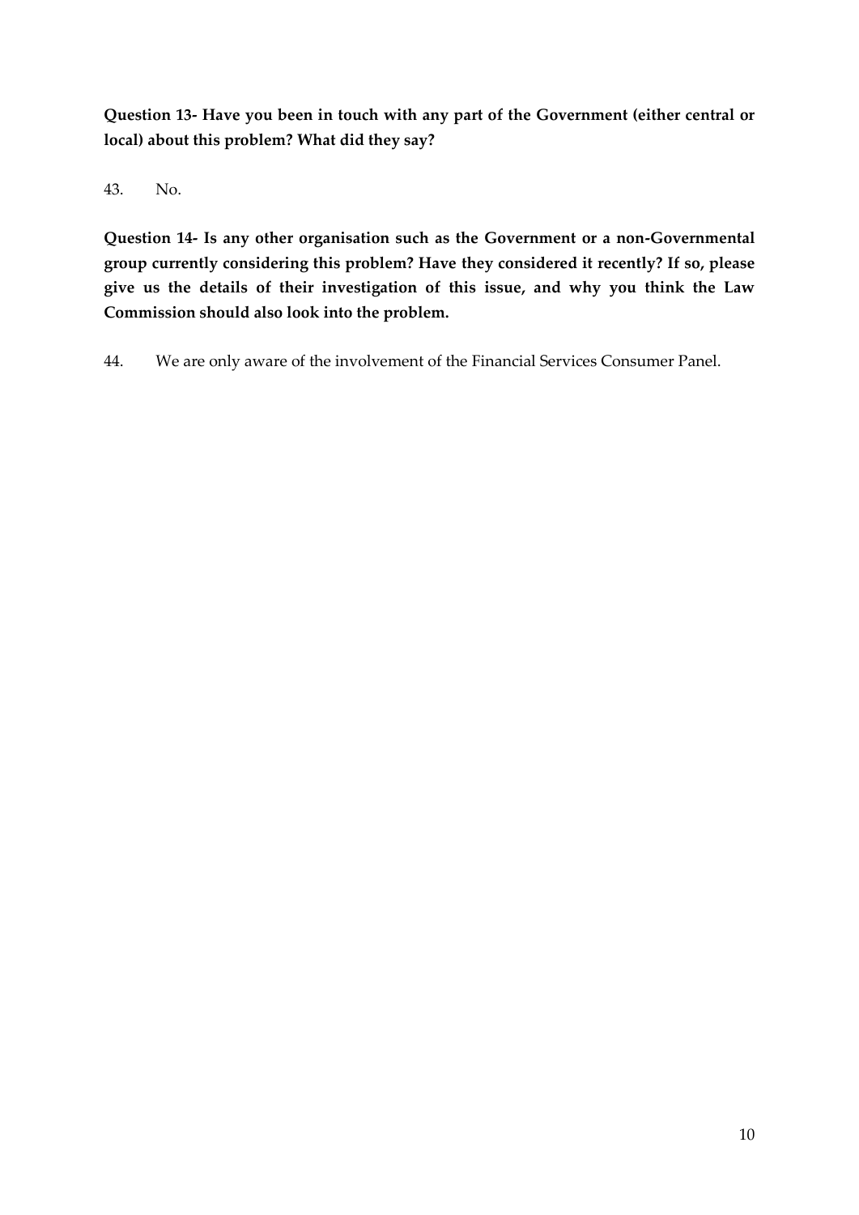**Question 13- Have you been in touch with any part of the Government (either central or local) about this problem? What did they say?**

43. No.

**Question 14- Is any other organisation such as the Government or a non-Governmental group currently considering this problem? Have they considered it recently? If so, please give us the details of their investigation of this issue, and why you think the Law Commission should also look into the problem.**

44. We are only aware of the involvement of the Financial Services Consumer Panel.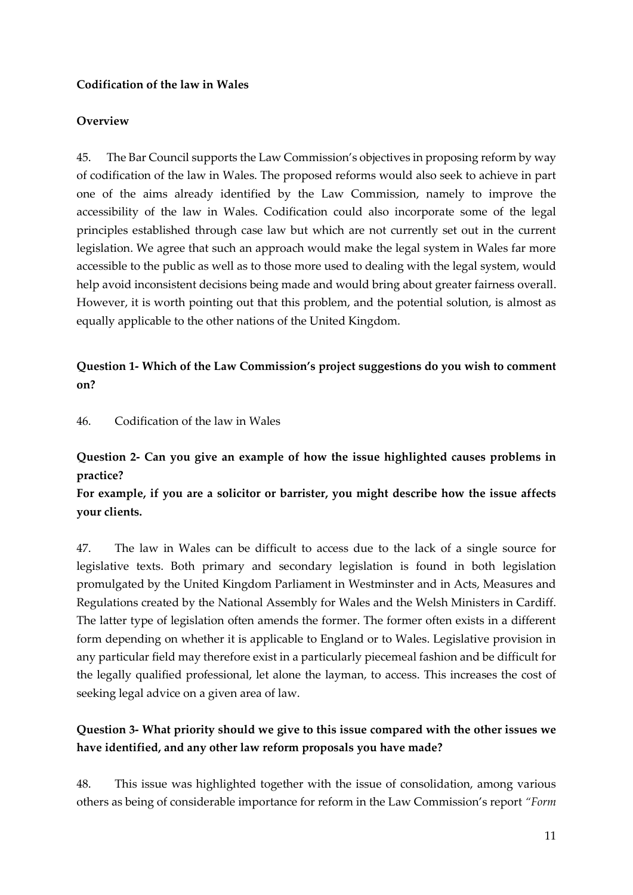**Codification of the law in Wales**

**Overview**

45. The Bar Council supports the Law Commission's objectives in proposing reform by way of codification of the law in Wales. The proposed reforms would also seek to achieve in part one of the aims already identified by the Law Commission, namely to improve the accessibility of the law in Wales. Codification could also incorporate some of the legal principles established through case law but which are not currently set out in the current legislation. We agree that such an approach would make the legal system in Wales far more accessible to the public as well as to those more used to dealing with the legal system, would help avoid inconsistent decisions being made and would bring about greater fairness overall. However, it is worth pointing out that this problem, and the potential solution, is almost as equally applicable to the other nations of the United Kingdom.

**Question 1- Which of the Law Commission's project suggestions do you wish to comment on?**

46. Codification of the law in Wales

**Question 2- Can you give an example of how the issue highlighted causes problems in practice?**

**For example, if you are a solicitor or barrister, you might describe how the issue affects your clients.**

47. The law in Wales can be difficult to access due to the lack of a single source for legislative texts. Both primary and secondary legislation is found in both legislation promulgated by the United Kingdom Parliament in Westminster and in Acts, Measures and Regulations created by the National Assembly for Wales and the Welsh Ministers in Cardiff. The latter type of legislation often amends the former. The former often exists in a different form depending on whether it is applicable to England or to Wales. Legislative provision in any particular field may therefore exist in a particularly piecemeal fashion and be difficult for the legally qualified professional, let alone the layman, to access. This increases the cost of seeking legal advice on a given area of law.

**Question 3- What priority should we give to this issue compared with the other issues we have identified, and any other law reform proposals you have made?**

48. This issue was highlighted together with the issue of consolidation, among various others as being of considerable importance for reform in the Law Commission's report *"Form*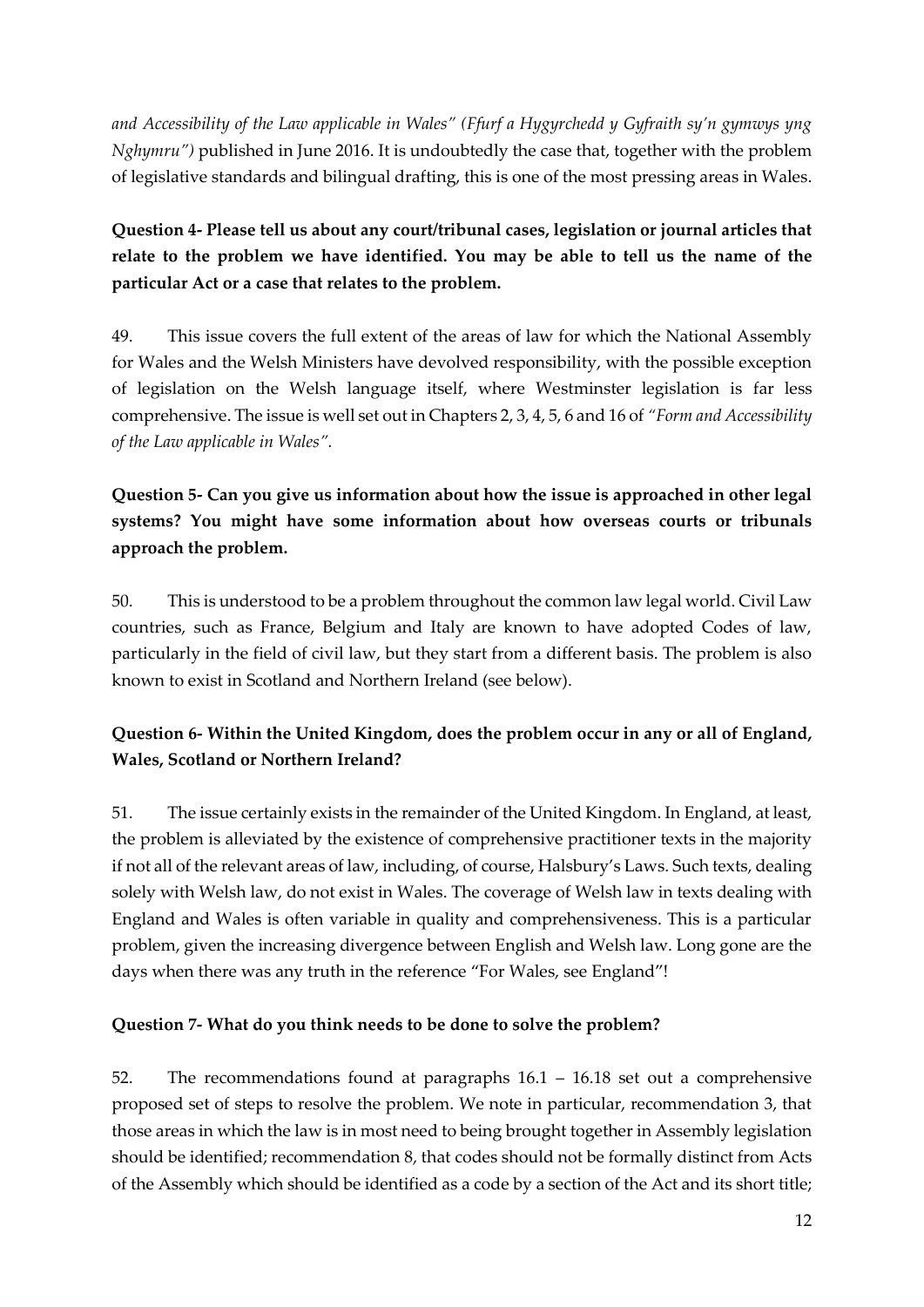*and Accessibility of the Law applicable in Wales" (Ffurf a Hygyrchedd y Gyfraith sy'n gymwys yng Nghymru")* published in June 2016. It is undoubtedly the case that, together with the problem of legislative standards and bilingual drafting, this is one of the most pressing areas in Wales.

**Question 4- Please tell us about any court/tribunal cases, legislation or journal articles that relate to the problem we have identified. You may be able to tell us the name of the particular Act or a case that relates to the problem.**

49. This issue covers the full extent of the areas of law for which the National Assembly for Wales and the Welsh Ministers have devolved responsibility, with the possible exception of legislation on the Welsh language itself, where Westminster legislation is far less comprehensive. The issue is well set out in Chapters 2, 3, 4, 5, 6 and 16 of *"Form and Accessibility of the Law applicable in Wales".*

**Question 5- Can you give us information about how the issue is approached in other legal systems? You might have some information about how overseas courts or tribunals approach the problem.**

50. This is understood to be a problem throughout the common law legal world. Civil Law countries, such as France, Belgium and Italy are known to have adopted Codes of law, particularly in the field of civil law, but they start from a different basis. The problem is also known to exist in Scotland and Northern Ireland (see below).

**Question 6- Within the United Kingdom, does the problem occur in any or all of England, Wales, Scotland or Northern Ireland?**

51. The issue certainly exists in the remainder of the United Kingdom. In England, at least, the problem is alleviated by the existence of comprehensive practitioner texts in the majority if not all of the relevant areas of law, including, of course, Halsbury's Laws. Such texts, dealing solely with Welsh law, do not exist in Wales. The coverage of Welsh law in texts dealing with England and Wales is often variable in quality and comprehensiveness. This is a particular problem, given the increasing divergence between English and Welsh law. Long gone are the days when there was any truth in the reference "For Wales, see England"!

**Question 7- What do you think needs to be done to solve the problem?**

52. The recommendations found at paragraphs 16.1 – 16.18 set out a comprehensive proposed set of steps to resolve the problem. We note in particular, recommendation 3, that those areas in which the law is in most need to being brought together in Assembly legislation should be identified; recommendation 8, that codes should not be formally distinct from Acts of the Assembly which should be identified as a code by a section of the Act and its short title;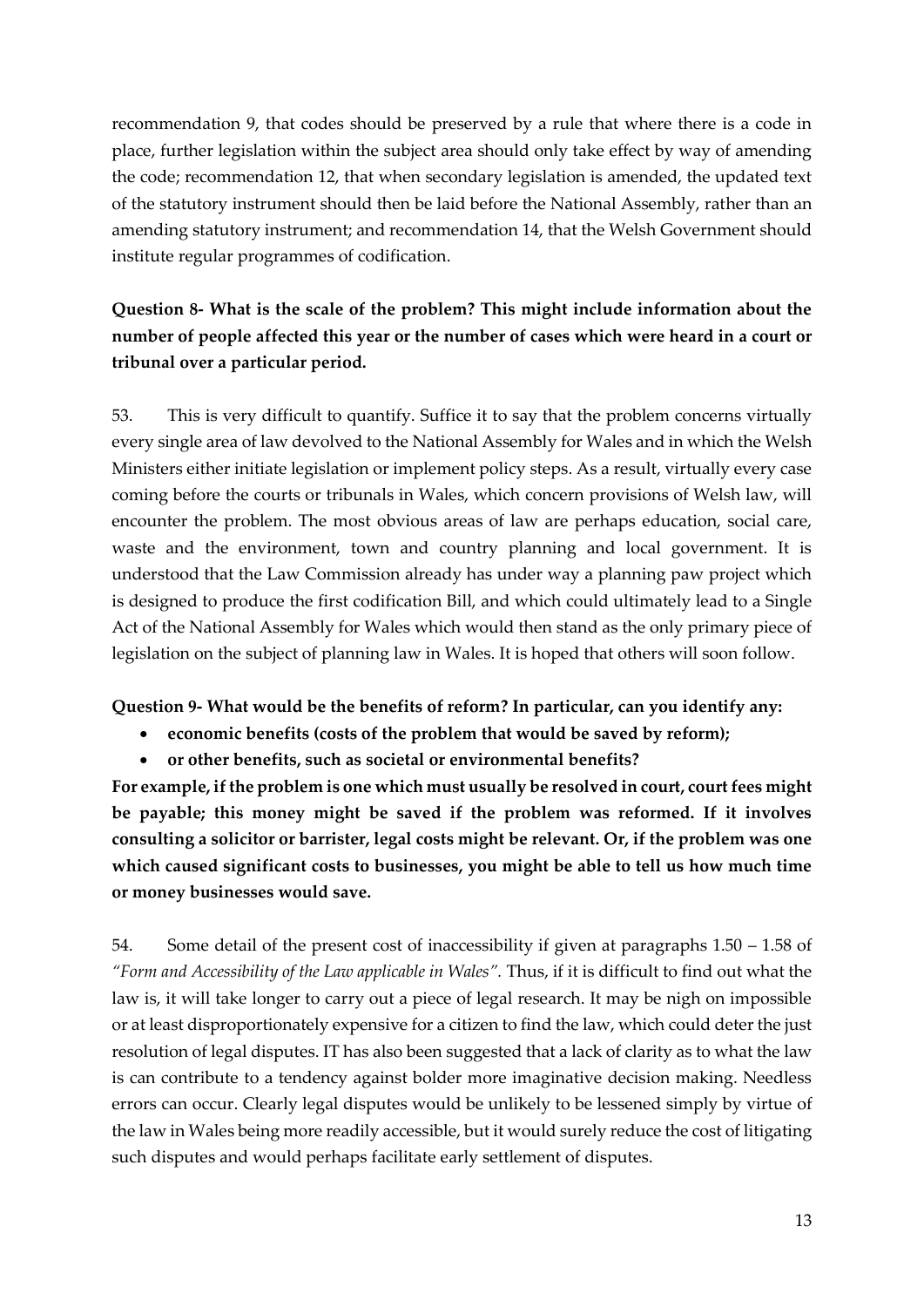recommendation 9, that codes should be preserved by a rule that where there is a code in place, further legislation within the subject area should only take effect by way of amending the code; recommendation 12, that when secondary legislation is amended, the updated text of the statutory instrument should then be laid before the National Assembly, rather than an amending statutory instrument; and recommendation 14, that the Welsh Government should institute regular programmes of codification.

**Question 8- What is the scale of the problem? This might include information about the number of people affected this year or the number of cases which were heard in a court or tribunal over a particular period.**

53. This is very difficult to quantify. Suffice it to say that the problem concerns virtually every single area of law devolved to the National Assembly for Wales and in which the Welsh Ministers either initiate legislation or implement policy steps. As a result, virtually every case coming before the courts or tribunals in Wales, which concern provisions of Welsh law, will encounter the problem. The most obvious areas of law are perhaps education, social care, waste and the environment, town and country planning and local government. It is understood that the Law Commission already has under way a planning paw project which is designed to produce the first codification Bill, and which could ultimately lead to a Single Act of the National Assembly for Wales which would then stand as the only primary piece of legislation on the subject of planning law in Wales. It is hoped that others will soon follow.

**Question 9- What would be the benefits of reform? In particular, can you identify any:**

- **economic benefits (costs of the problem that would be saved by reform);**
- **or other benefits, such as societal or environmental benefits?**

**For example, if the problem is one which must usually be resolved in court, court fees might be payable; this money might be saved if the problem was reformed. If it involves consulting a solicitor or barrister, legal costs might be relevant. Or, if the problem was one which caused significant costs to businesses, you might be able to tell us how much time or money businesses would save.**

54. Some detail of the present cost of inaccessibility if given at paragraphs 1.50 – 1.58 of *"Form and Accessibility of the Law applicable in Wales".* Thus, if it is difficult to find out what the law is, it will take longer to carry out a piece of legal research. It may be nigh on impossible or at least disproportionately expensive for a citizen to find the law, which could deter the just resolution of legal disputes. IT has also been suggested that a lack of clarity as to what the law is can contribute to a tendency against bolder more imaginative decision making. Needless errors can occur. Clearly legal disputes would be unlikely to be lessened simply by virtue of the law in Wales being more readily accessible, but it would surely reduce the cost of litigating such disputes and would perhaps facilitate early settlement of disputes.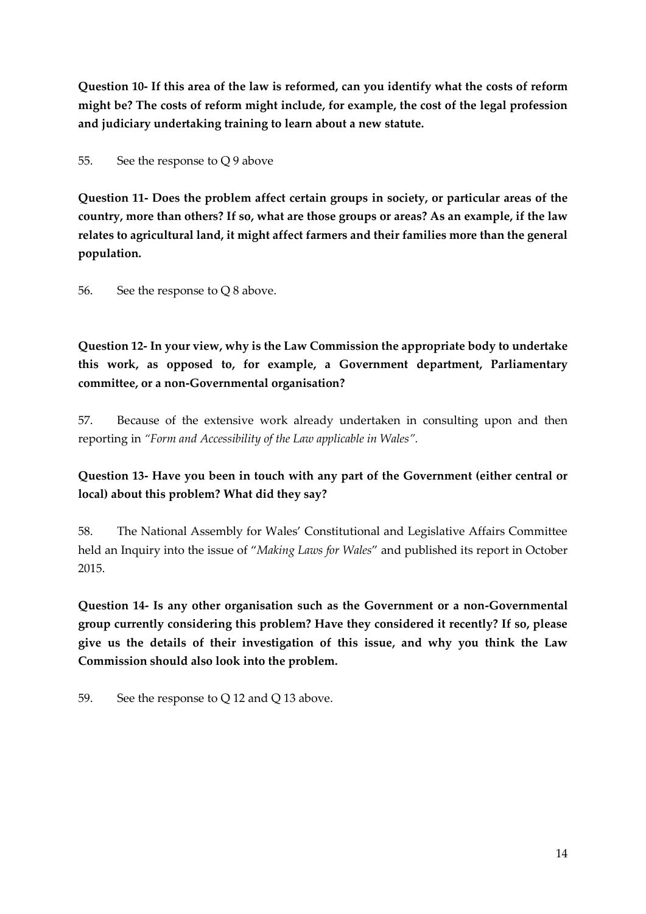**Question 10- If this area of the law is reformed, can you identify what the costs of reform might be? The costs of reform might include, for example, the cost of the legal profession and judiciary undertaking training to learn about a new statute.**

55. See the response to Q 9 above

**Question 11- Does the problem affect certain groups in society, or particular areas of the country, more than others? If so, what are those groups or areas? As an example, if the law relates to agricultural land, it might affect farmers and their families more than the general population.**

56. See the response to Q 8 above.

**Question 12- In your view, why is the Law Commission the appropriate body to undertake this work, as opposed to, for example, a Government department, Parliamentary committee, or a non-Governmental organisation?**

57. Because of the extensive work already undertaken in consulting upon and then reporting in *"Form and Accessibility of the Law applicable in Wales".*

**Question 13- Have you been in touch with any part of the Government (either central or local) about this problem? What did they say?**

58. The National Assembly for Wales' Constitutional and Legislative Affairs Committee held an Inquiry into the issue of "*Making Laws for Wales*" and published its report in October 2015.

**Question 14- Is any other organisation such as the Government or a non-Governmental group currently considering this problem? Have they considered it recently? If so, please give us the details of their investigation of this issue, and why you think the Law Commission should also look into the problem.**

59. See the response to Q 12 and Q 13 above.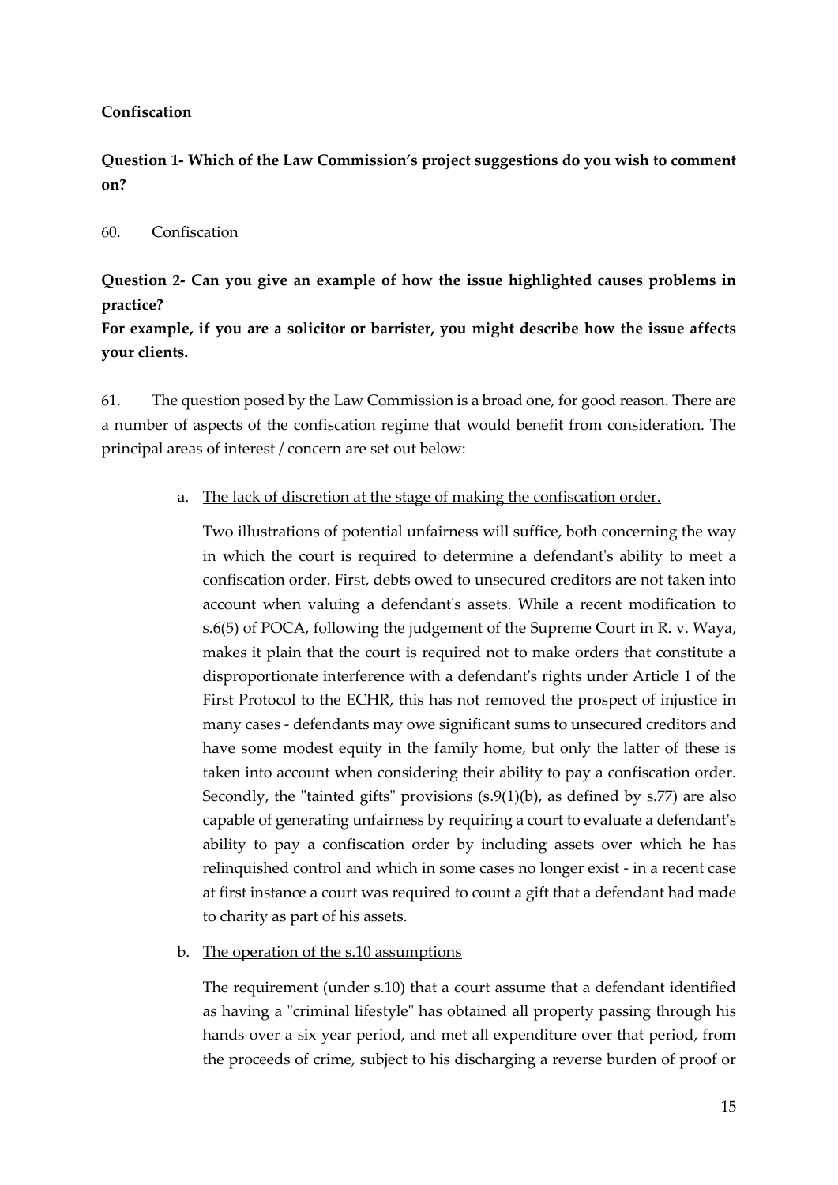**Confiscation**

**Question 1- Which of the Law Commission's project suggestions do you wish to comment on?**

60. Confiscation

**Question 2- Can you give an example of how the issue highlighted causes problems in practice?**
**For example, if you are a solicitor or barrister, you might describe how the issue affects your clients.**

61. The question posed by the Law Commission is a broad one, for good reason. There are a number of aspects of the confiscation regime that would benefit from consideration. The principal areas of interest / concern are set out below:

a. <u>The lack of discretion at the stage of making the confiscation order.</u>

   Two illustrations of potential unfairness will suffice, both concerning the way in which the court is required to determine a defendant's ability to meet a confiscation order. First, debts owed to unsecured creditors are not taken into account when valuing a defendant's assets. While a recent modification to s.6(5) of POCA, following the judgement of the Supreme Court in R. v. Waya, makes it plain that the court is required not to make orders that constitute a disproportionate interference with a defendant's rights under Article 1 of the First Protocol to the ECHR, this has not removed the prospect of injustice in many cases - defendants may owe significant sums to unsecured creditors and have some modest equity in the family home, but only the latter of these is taken into account when considering their ability to pay a confiscation order. Secondly, the "tainted gifts" provisions (s.9(1)(b), as defined by s.77) are also capable of generating unfairness by requiring a court to evaluate a defendant's ability to pay a confiscation order by including assets over which he has relinquished control and which in some cases no longer exist - in a recent case at first instance a court was required to count a gift that a defendant had made to charity as part of his assets.

b. <u>The operation of the s.10 assumptions</u>

   The requirement (under s.10) that a court assume that a defendant identified as having a "criminal lifestyle" has obtained all property passing through his hands over a six year period, and met all expenditure over that period, from the proceeds of crime, subject to his discharging a reverse burden of proof or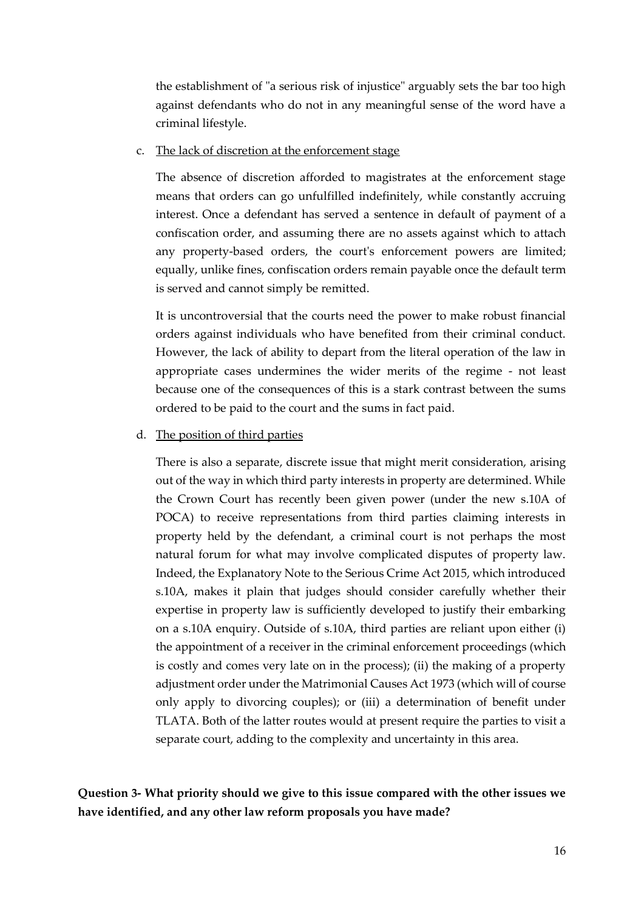the establishment of "a serious risk of injustice" arguably sets the bar too high against defendants who do not in any meaningful sense of the word have a criminal lifestyle.

c. <u>The lack of discretion at the enforcement stage</u>

The absence of discretion afforded to magistrates at the enforcement stage means that orders can go unfulfilled indefinitely, while constantly accruing interest. Once a defendant has served a sentence in default of payment of a confiscation order, and assuming there are no assets against which to attach any property-based orders, the court's enforcement powers are limited; equally, unlike fines, confiscation orders remain payable once the default term is served and cannot simply be remitted.

It is uncontroversial that the courts need the power to make robust financial orders against individuals who have benefited from their criminal conduct. However, the lack of ability to depart from the literal operation of the law in appropriate cases undermines the wider merits of the regime - not least because one of the consequences of this is a stark contrast between the sums ordered to be paid to the court and the sums in fact paid.

d. <u>The position of third parties</u>

There is also a separate, discrete issue that might merit consideration, arising out of the way in which third party interests in property are determined. While the Crown Court has recently been given power (under the new s.10A of POCA) to receive representations from third parties claiming interests in property held by the defendant, a criminal court is not perhaps the most natural forum for what may involve complicated disputes of property law. Indeed, the Explanatory Note to the Serious Crime Act 2015, which introduced s.10A, makes it plain that judges should consider carefully whether their expertise in property law is sufficiently developed to justify their embarking on a s.10A enquiry. Outside of s.10A, third parties are reliant upon either (i) the appointment of a receiver in the criminal enforcement proceedings (which is costly and comes very late on in the process); (ii) the making of a property adjustment order under the Matrimonial Causes Act 1973 (which will of course only apply to divorcing couples); or (iii) a determination of benefit under TLATA. Both of the latter routes would at present require the parties to visit a separate court, adding to the complexity and uncertainty in this area.

**Question 3- What priority should we give to this issue compared with the other issues we have identified, and any other law reform proposals you have made?**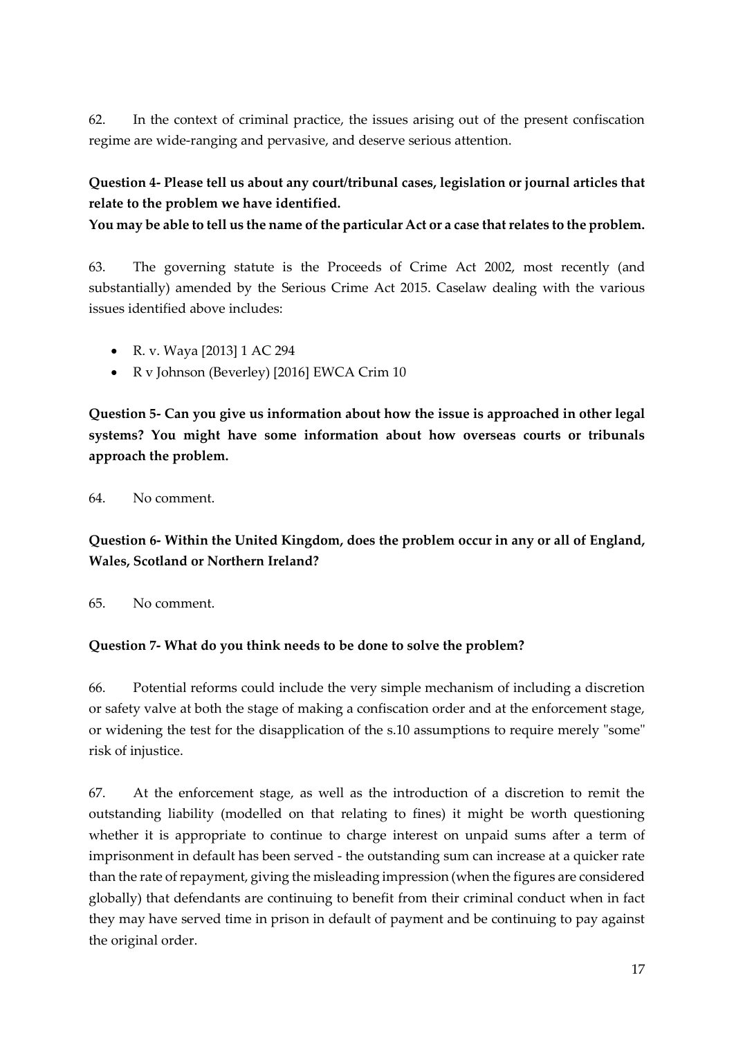62. In the context of criminal practice, the issues arising out of the present confiscation regime are wide-ranging and pervasive, and deserve serious attention.

**Question 4- Please tell us about any court/tribunal cases, legislation or journal articles that relate to the problem we have identified.**
**You may be able to tell us the name of the particular Act or a case that relates to the problem.**

63. The governing statute is the Proceeds of Crime Act 2002, most recently (and substantially) amended by the Serious Crime Act 2015. Caselaw dealing with the various issues identified above includes:

- R. v. Waya [2013] 1 AC 294
- R v Johnson (Beverley) [2016] EWCA Crim 10

**Question 5- Can you give us information about how the issue is approached in other legal systems? You might have some information about how overseas courts or tribunals approach the problem.**

64. No comment.

**Question 6- Within the United Kingdom, does the problem occur in any or all of England, Wales, Scotland or Northern Ireland?**

65. No comment.

**Question 7- What do you think needs to be done to solve the problem?**

66. Potential reforms could include the very simple mechanism of including a discretion or safety valve at both the stage of making a confiscation order and at the enforcement stage, or widening the test for the disapplication of the s.10 assumptions to require merely "some" risk of injustice.

67. At the enforcement stage, as well as the introduction of a discretion to remit the outstanding liability (modelled on that relating to fines) it might be worth questioning whether it is appropriate to continue to charge interest on unpaid sums after a term of imprisonment in default has been served - the outstanding sum can increase at a quicker rate than the rate of repayment, giving the misleading impression (when the figures are considered globally) that defendants are continuing to benefit from their criminal conduct when in fact they may have served time in prison in default of payment and be continuing to pay against the original order.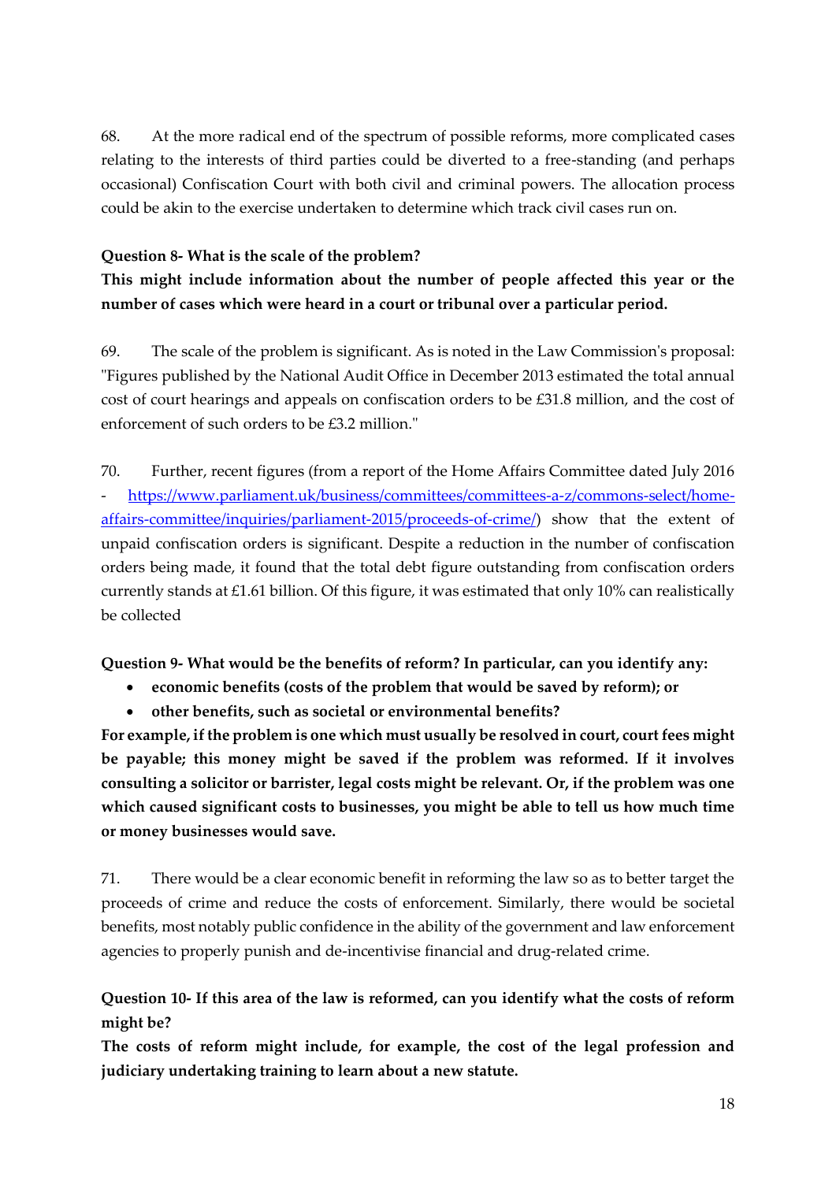68. At the more radical end of the spectrum of possible reforms, more complicated cases relating to the interests of third parties could be diverted to a free-standing (and perhaps occasional) Confiscation Court with both civil and criminal powers. The allocation process could be akin to the exercise undertaken to determine which track civil cases run on.

**Question 8- What is the scale of the problem?**

**This might include information about the number of people affected this year or the number of cases which were heard in a court or tribunal over a particular period.**

69. The scale of the problem is significant. As is noted in the Law Commission's proposal: "Figures published by the National Audit Office in December 2013 estimated the total annual cost of court hearings and appeals on confiscation orders to be £31.8 million, and the cost of enforcement of such orders to be £3.2 million."

70. Further, recent figures (from a report of the Home Affairs Committee dated July 2016 - https://www.parliament.uk/business/committees/committees-a-z/commons-select/home-affairs-committee/inquiries/parliament-2015/proceeds-of-crime/) show that the extent of unpaid confiscation orders is significant. Despite a reduction in the number of confiscation orders being made, it found that the total debt figure outstanding from confiscation orders currently stands at £1.61 billion. Of this figure, it was estimated that only 10% can realistically be collected

**Question 9- What would be the benefits of reform? In particular, can you identify any:**

- **economic benefits (costs of the problem that would be saved by reform); or**
- **other benefits, such as societal or environmental benefits?**

**For example, if the problem is one which must usually be resolved in court, court fees might be payable; this money might be saved if the problem was reformed. If it involves consulting a solicitor or barrister, legal costs might be relevant. Or, if the problem was one which caused significant costs to businesses, you might be able to tell us how much time or money businesses would save.**

71. There would be a clear economic benefit in reforming the law so as to better target the proceeds of crime and reduce the costs of enforcement. Similarly, there would be societal benefits, most notably public confidence in the ability of the government and law enforcement agencies to properly punish and de-incentivise financial and drug-related crime.

**Question 10- If this area of the law is reformed, can you identify what the costs of reform might be?**

**The costs of reform might include, for example, the cost of the legal profession and judiciary undertaking training to learn about a new statute.**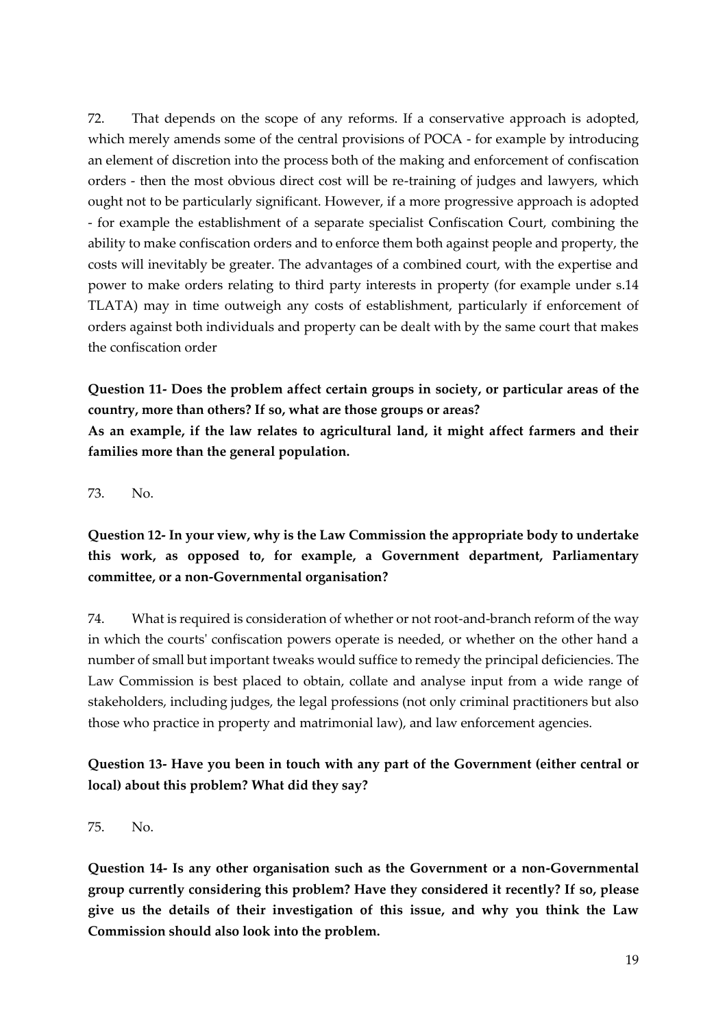72. That depends on the scope of any reforms. If a conservative approach is adopted, which merely amends some of the central provisions of POCA - for example by introducing an element of discretion into the process both of the making and enforcement of confiscation orders - then the most obvious direct cost will be re-training of judges and lawyers, which ought not to be particularly significant. However, if a more progressive approach is adopted - for example the establishment of a separate specialist Confiscation Court, combining the ability to make confiscation orders and to enforce them both against people and property, the costs will inevitably be greater. The advantages of a combined court, with the expertise and power to make orders relating to third party interests in property (for example under s.14 TLATA) may in time outweigh any costs of establishment, particularly if enforcement of orders against both individuals and property can be dealt with by the same court that makes the confiscation order

**Question 11- Does the problem affect certain groups in society, or particular areas of the country, more than others? If so, what are those groups or areas?**

**As an example, if the law relates to agricultural land, it might affect farmers and their families more than the general population.**

73. No.

**Question 12- In your view, why is the Law Commission the appropriate body to undertake this work, as opposed to, for example, a Government department, Parliamentary committee, or a non-Governmental organisation?**

74. What is required is consideration of whether or not root-and-branch reform of the way in which the courts' confiscation powers operate is needed, or whether on the other hand a number of small but important tweaks would suffice to remedy the principal deficiencies. The Law Commission is best placed to obtain, collate and analyse input from a wide range of stakeholders, including judges, the legal professions (not only criminal practitioners but also those who practice in property and matrimonial law), and law enforcement agencies.

**Question 13- Have you been in touch with any part of the Government (either central or local) about this problem? What did they say?**

75. No.

**Question 14- Is any other organisation such as the Government or a non-Governmental group currently considering this problem? Have they considered it recently? If so, please give us the details of their investigation of this issue, and why you think the Law Commission should also look into the problem.**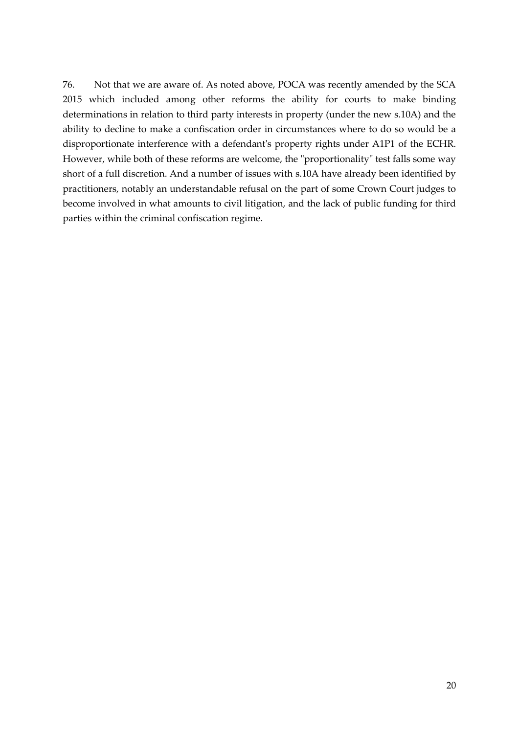76. Not that we are aware of. As noted above, POCA was recently amended by the SCA 2015 which included among other reforms the ability for courts to make binding determinations in relation to third party interests in property (under the new s.10A) and the ability to decline to make a confiscation order in circumstances where to do so would be a disproportionate interference with a defendant's property rights under A1P1 of the ECHR. However, while both of these reforms are welcome, the "proportionality" test falls some way short of a full discretion. And a number of issues with s.10A have already been identified by practitioners, notably an understandable refusal on the part of some Crown Court judges to become involved in what amounts to civil litigation, and the lack of public funding for third parties within the criminal confiscation regime.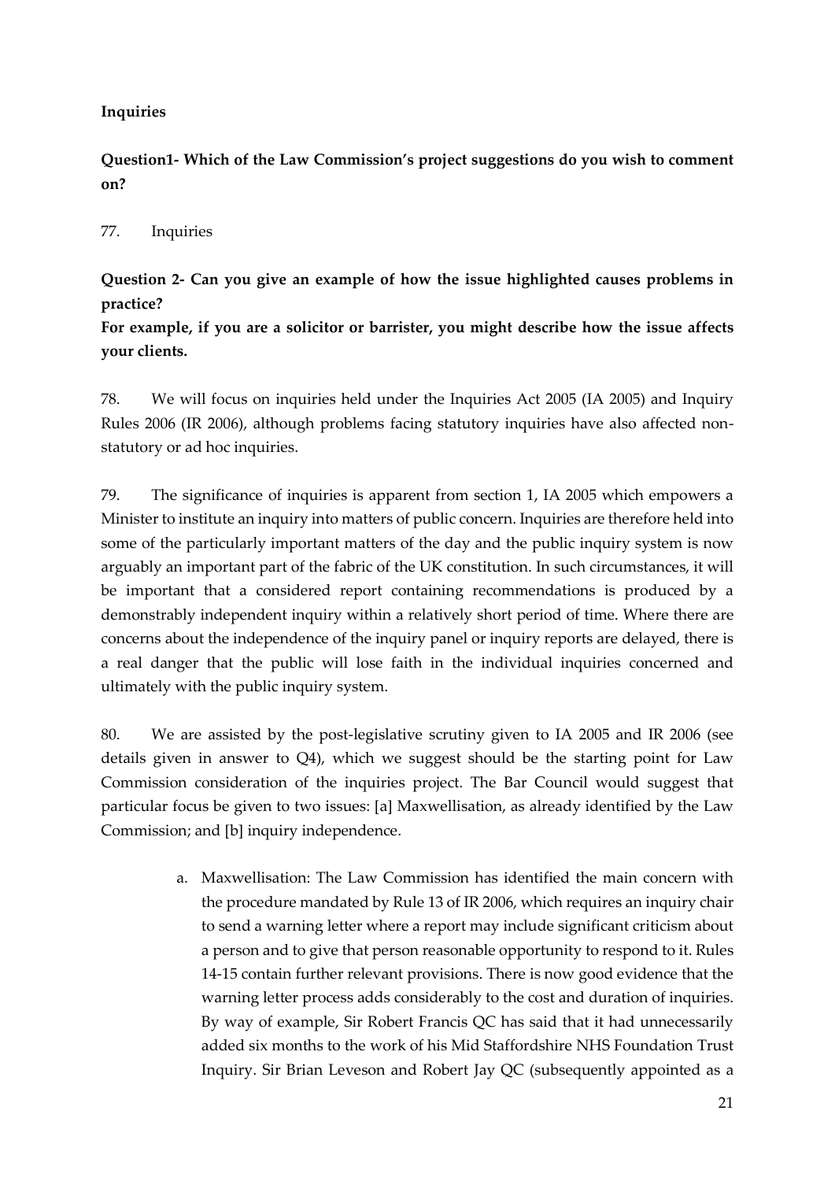**Inquiries**

**Question1- Which of the Law Commission's project suggestions do you wish to comment on?**

77. Inquiries

**Question 2- Can you give an example of how the issue highlighted causes problems in practice?**
**For example, if you are a solicitor or barrister, you might describe how the issue affects your clients.**

78. We will focus on inquiries held under the Inquiries Act 2005 (IA 2005) and Inquiry Rules 2006 (IR 2006), although problems facing statutory inquiries have also affected non-statutory or ad hoc inquiries.

79. The significance of inquiries is apparent from section 1, IA 2005 which empowers a Minister to institute an inquiry into matters of public concern. Inquiries are therefore held into some of the particularly important matters of the day and the public inquiry system is now arguably an important part of the fabric of the UK constitution. In such circumstances, it will be important that a considered report containing recommendations is produced by a demonstrably independent inquiry within a relatively short period of time. Where there are concerns about the independence of the inquiry panel or inquiry reports are delayed, there is a real danger that the public will lose faith in the individual inquiries concerned and ultimately with the public inquiry system.

80. We are assisted by the post-legislative scrutiny given to IA 2005 and IR 2006 (see details given in answer to Q4), which we suggest should be the starting point for Law Commission consideration of the inquiries project. The Bar Council would suggest that particular focus be given to two issues: [a] Maxwellisation, as already identified by the Law Commission; and [b] inquiry independence.

a. Maxwellisation: The Law Commission has identified the main concern with the procedure mandated by Rule 13 of IR 2006, which requires an inquiry chair to send a warning letter where a report may include significant criticism about a person and to give that person reasonable opportunity to respond to it. Rules 14-15 contain further relevant provisions. There is now good evidence that the warning letter process adds considerably to the cost and duration of inquiries. By way of example, Sir Robert Francis QC has said that it had unnecessarily added six months to the work of his Mid Staffordshire NHS Foundation Trust Inquiry. Sir Brian Leveson and Robert Jay QC (subsequently appointed as a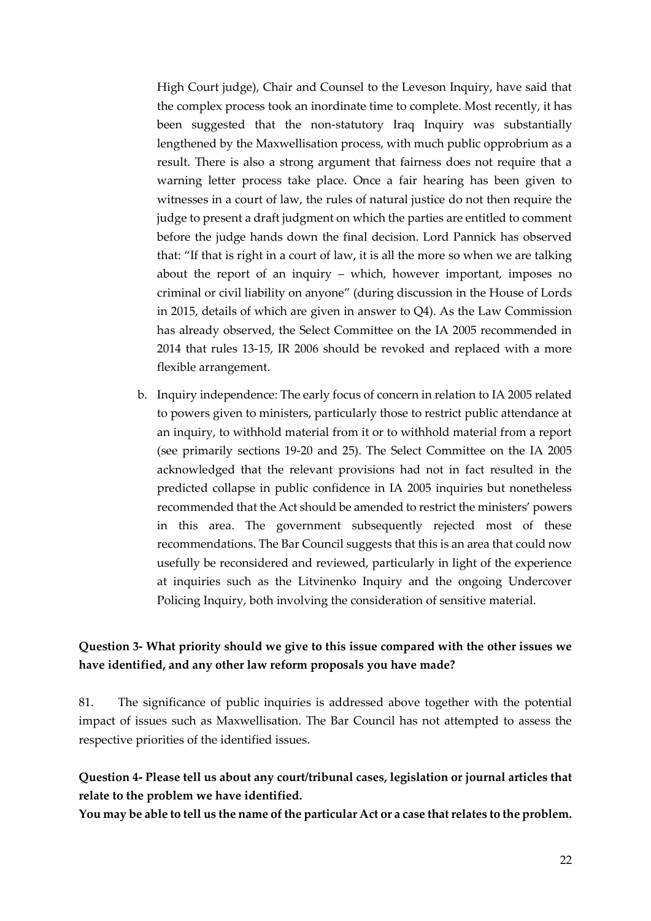High Court judge), Chair and Counsel to the Leveson Inquiry, have said that the complex process took an inordinate time to complete. Most recently, it has been suggested that the non-statutory Iraq Inquiry was substantially lengthened by the Maxwellisation process, with much public opprobrium as a result. There is also a strong argument that fairness does not require that a warning letter process take place. Once a fair hearing has been given to witnesses in a court of law, the rules of natural justice do not then require the judge to present a draft judgment on which the parties are entitled to comment before the judge hands down the final decision. Lord Pannick has observed that: "If that is right in a court of law, it is all the more so when we are talking about the report of an inquiry – which, however important, imposes no criminal or civil liability on anyone" (during discussion in the House of Lords in 2015, details of which are given in answer to Q4). As the Law Commission has already observed, the Select Committee on the IA 2005 recommended in 2014 that rules 13-15, IR 2006 should be revoked and replaced with a more flexible arrangement.

b. Inquiry independence: The early focus of concern in relation to IA 2005 related to powers given to ministers, particularly those to restrict public attendance at an inquiry, to withhold material from it or to withhold material from a report (see primarily sections 19-20 and 25). The Select Committee on the IA 2005 acknowledged that the relevant provisions had not in fact resulted in the predicted collapse in public confidence in IA 2005 inquiries but nonetheless recommended that the Act should be amended to restrict the ministers' powers in this area. The government subsequently rejected most of these recommendations. The Bar Council suggests that this is an area that could now usefully be reconsidered and reviewed, particularly in light of the experience at inquiries such as the Litvinenko Inquiry and the ongoing Undercover Policing Inquiry, both involving the consideration of sensitive material.

**Question 3- What priority should we give to this issue compared with the other issues we have identified, and any other law reform proposals you have made?**

81. The significance of public inquiries is addressed above together with the potential impact of issues such as Maxwellisation. The Bar Council has not attempted to assess the respective priorities of the identified issues.

**Question 4- Please tell us about any court/tribunal cases, legislation or journal articles that relate to the problem we have identified.**
**You may be able to tell us the name of the particular Act or a case that relates to the problem.**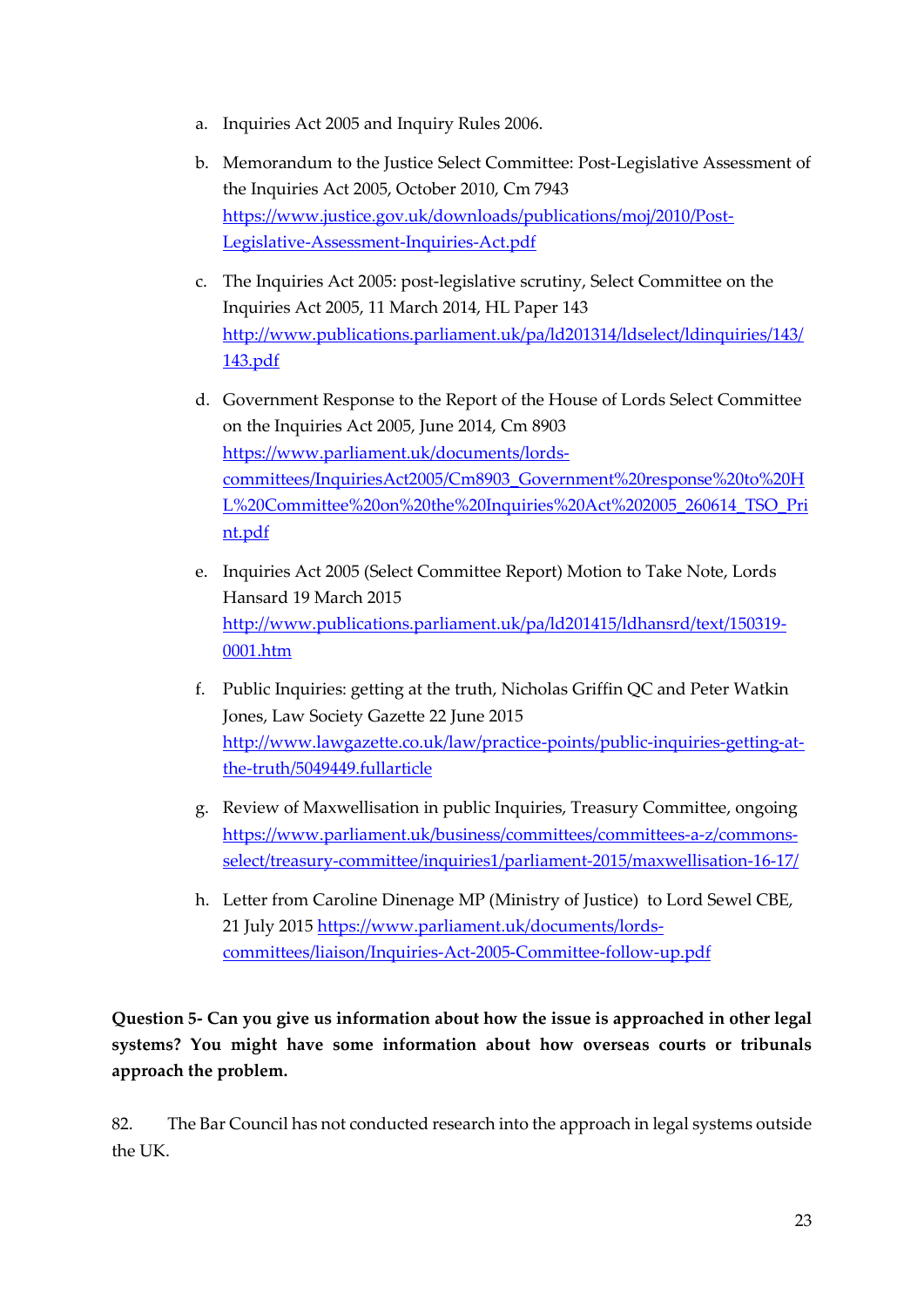a. Inquiries Act 2005 and Inquiry Rules 2006.

b. Memorandum to the Justice Select Committee: Post-Legislative Assessment of the Inquiries Act 2005, October 2010, Cm 7943 https://www.justice.gov.uk/downloads/publications/moj/2010/Post-Legislative-Assessment-Inquiries-Act.pdf

c. The Inquiries Act 2005: post-legislative scrutiny, Select Committee on the Inquiries Act 2005, 11 March 2014, HL Paper 143 http://www.publications.parliament.uk/pa/ld201314/ldselect/ldinquiries/143/143.pdf

d. Government Response to the Report of the House of Lords Select Committee on the Inquiries Act 2005, June 2014, Cm 8903 https://www.parliament.uk/documents/lords-committees/InquiriesAct2005/Cm8903_Government%20response%20to%20HL%20Committee%20on%20the%20Inquiries%20Act%202005_260614_TSO_Print.pdf

e. Inquiries Act 2005 (Select Committee Report) Motion to Take Note, Lords Hansard 19 March 2015 http://www.publications.parliament.uk/pa/ld201415/ldhansrd/text/150319-0001.htm

f. Public Inquiries: getting at the truth, Nicholas Griffin QC and Peter Watkin Jones, Law Society Gazette 22 June 2015 http://www.lawgazette.co.uk/law/practice-points/public-inquiries-getting-at-the-truth/5049449.fullarticle

g. Review of Maxwellisation in public Inquiries, Treasury Committee, ongoing https://www.parliament.uk/business/committees/committees-a-z/commons-select/treasury-committee/inquiries1/parliament-2015/maxwellisation-16-17/

h. Letter from Caroline Dinenage MP (Ministry of Justice) to Lord Sewel CBE, 21 July 2015 https://www.parliament.uk/documents/lords-committees/liaison/Inquiries-Act-2005-Committee-follow-up.pdf

**Question 5- Can you give us information about how the issue is approached in other legal systems? You might have some information about how overseas courts or tribunals approach the problem.**

82. The Bar Council has not conducted research into the approach in legal systems outside the UK.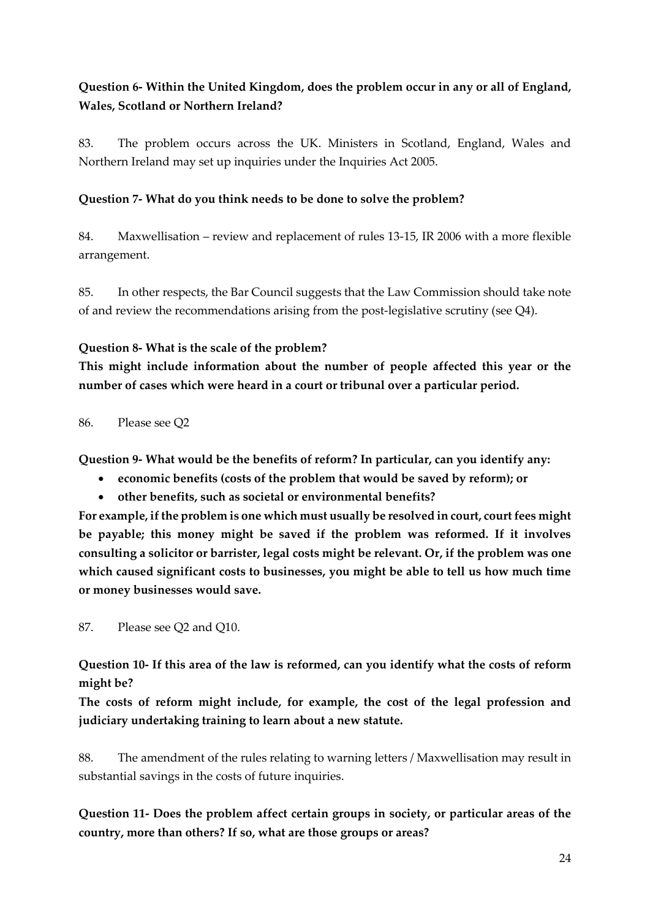**Question 6- Within the United Kingdom, does the problem occur in any or all of England, Wales, Scotland or Northern Ireland?**

83. The problem occurs across the UK. Ministers in Scotland, England, Wales and Northern Ireland may set up inquiries under the Inquiries Act 2005.

**Question 7- What do you think needs to be done to solve the problem?**

84. Maxwellisation – review and replacement of rules 13-15, IR 2006 with a more flexible arrangement.

85. In other respects, the Bar Council suggests that the Law Commission should take note of and review the recommendations arising from the post-legislative scrutiny (see Q4).

**Question 8- What is the scale of the problem?**

**This might include information about the number of people affected this year or the number of cases which were heard in a court or tribunal over a particular period.**

86. Please see Q2

**Question 9- What would be the benefits of reform? In particular, can you identify any:**

- **economic benefits (costs of the problem that would be saved by reform); or**
- **other benefits, such as societal or environmental benefits?**

**For example, if the problem is one which must usually be resolved in court, court fees might be payable; this money might be saved if the problem was reformed. If it involves consulting a solicitor or barrister, legal costs might be relevant. Or, if the problem was one which caused significant costs to businesses, you might be able to tell us how much time or money businesses would save.**

87. Please see Q2 and Q10.

**Question 10- If this area of the law is reformed, can you identify what the costs of reform might be?**

**The costs of reform might include, for example, the cost of the legal profession and judiciary undertaking training to learn about a new statute.**

88. The amendment of the rules relating to warning letters / Maxwellisation may result in substantial savings in the costs of future inquiries.

**Question 11- Does the problem affect certain groups in society, or particular areas of the country, more than others? If so, what are those groups or areas?**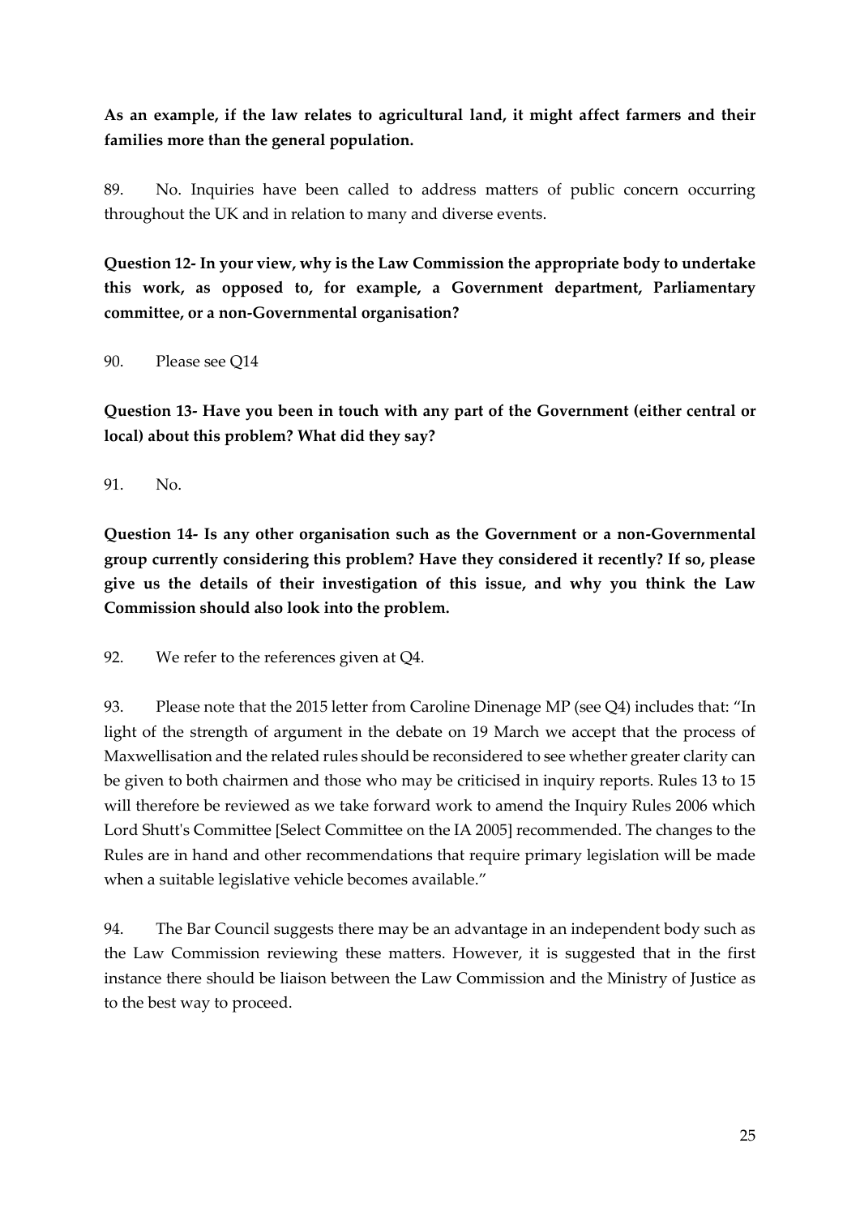**As an example, if the law relates to agricultural land, it might affect farmers and their families more than the general population.**

89. No. Inquiries have been called to address matters of public concern occurring throughout the UK and in relation to many and diverse events.

**Question 12- In your view, why is the Law Commission the appropriate body to undertake this work, as opposed to, for example, a Government department, Parliamentary committee, or a non-Governmental organisation?**

90. Please see Q14

**Question 13- Have you been in touch with any part of the Government (either central or local) about this problem? What did they say?**

91. No.

**Question 14- Is any other organisation such as the Government or a non-Governmental group currently considering this problem? Have they considered it recently? If so, please give us the details of their investigation of this issue, and why you think the Law Commission should also look into the problem.**

92. We refer to the references given at Q4.

93. Please note that the 2015 letter from Caroline Dinenage MP (see Q4) includes that: "In light of the strength of argument in the debate on 19 March we accept that the process of Maxwellisation and the related rules should be reconsidered to see whether greater clarity can be given to both chairmen and those who may be criticised in inquiry reports. Rules 13 to 15 will therefore be reviewed as we take forward work to amend the Inquiry Rules 2006 which Lord Shutt's Committee [Select Committee on the IA 2005] recommended. The changes to the Rules are in hand and other recommendations that require primary legislation will be made when a suitable legislative vehicle becomes available."

94. The Bar Council suggests there may be an advantage in an independent body such as the Law Commission reviewing these matters. However, it is suggested that in the first instance there should be liaison between the Law Commission and the Ministry of Justice as to the best way to proceed.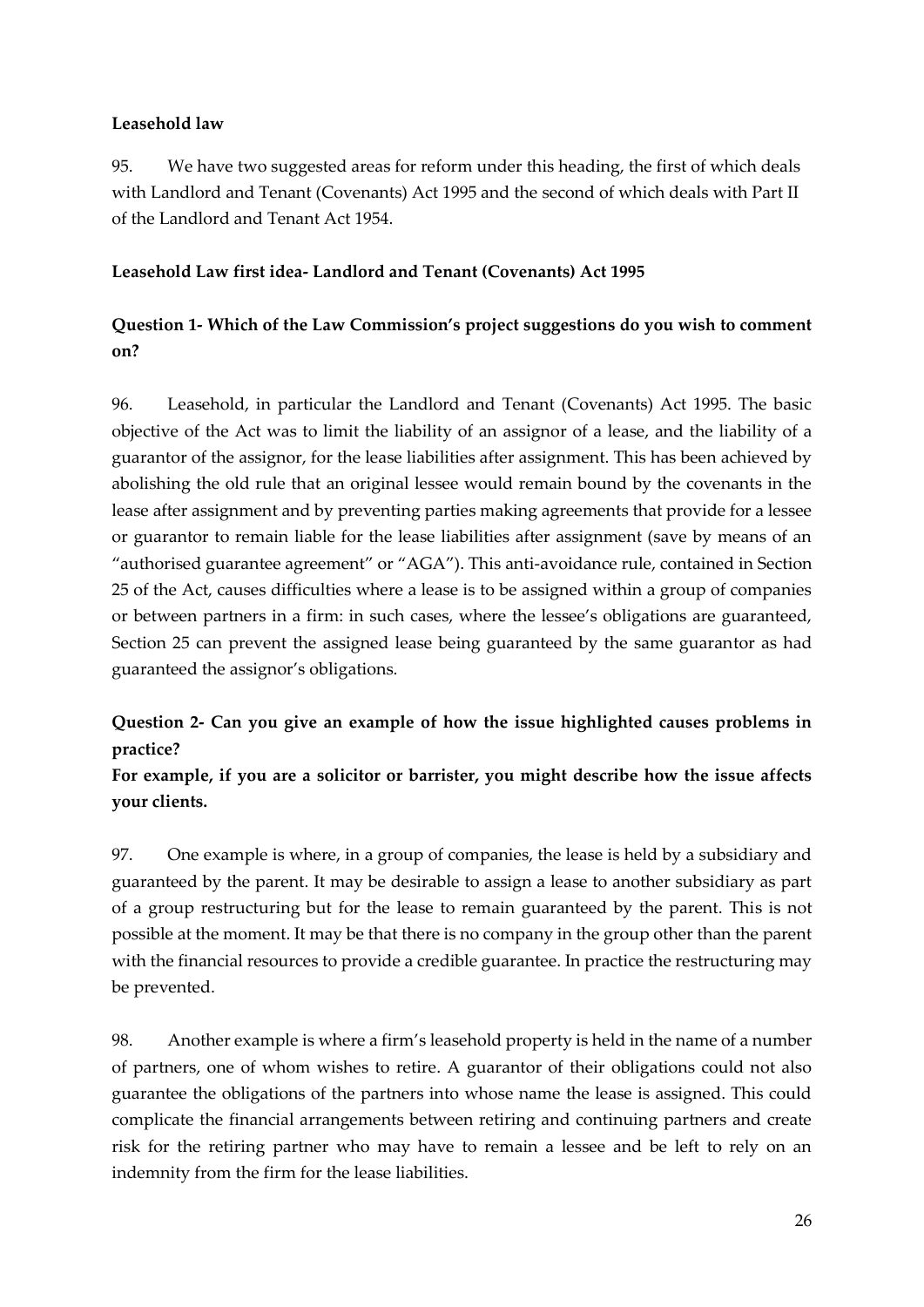**Leasehold law**

95. We have two suggested areas for reform under this heading, the first of which deals with Landlord and Tenant (Covenants) Act 1995 and the second of which deals with Part II of the Landlord and Tenant Act 1954.

**Leasehold Law first idea- Landlord and Tenant (Covenants) Act 1995**

**Question 1- Which of the Law Commission's project suggestions do you wish to comment on?**

96. Leasehold, in particular the Landlord and Tenant (Covenants) Act 1995. The basic objective of the Act was to limit the liability of an assignor of a lease, and the liability of a guarantor of the assignor, for the lease liabilities after assignment. This has been achieved by abolishing the old rule that an original lessee would remain bound by the covenants in the lease after assignment and by preventing parties making agreements that provide for a lessee or guarantor to remain liable for the lease liabilities after assignment (save by means of an "authorised guarantee agreement" or "AGA"). This anti-avoidance rule, contained in Section 25 of the Act, causes difficulties where a lease is to be assigned within a group of companies or between partners in a firm: in such cases, where the lessee's obligations are guaranteed, Section 25 can prevent the assigned lease being guaranteed by the same guarantor as had guaranteed the assignor's obligations.

**Question 2- Can you give an example of how the issue highlighted causes problems in practice?**

**For example, if you are a solicitor or barrister, you might describe how the issue affects your clients.**

97. One example is where, in a group of companies, the lease is held by a subsidiary and guaranteed by the parent. It may be desirable to assign a lease to another subsidiary as part of a group restructuring but for the lease to remain guaranteed by the parent. This is not possible at the moment. It may be that there is no company in the group other than the parent with the financial resources to provide a credible guarantee. In practice the restructuring may be prevented.

98. Another example is where a firm's leasehold property is held in the name of a number of partners, one of whom wishes to retire. A guarantor of their obligations could not also guarantee the obligations of the partners into whose name the lease is assigned. This could complicate the financial arrangements between retiring and continuing partners and create risk for the retiring partner who may have to remain a lessee and be left to rely on an indemnity from the firm for the lease liabilities.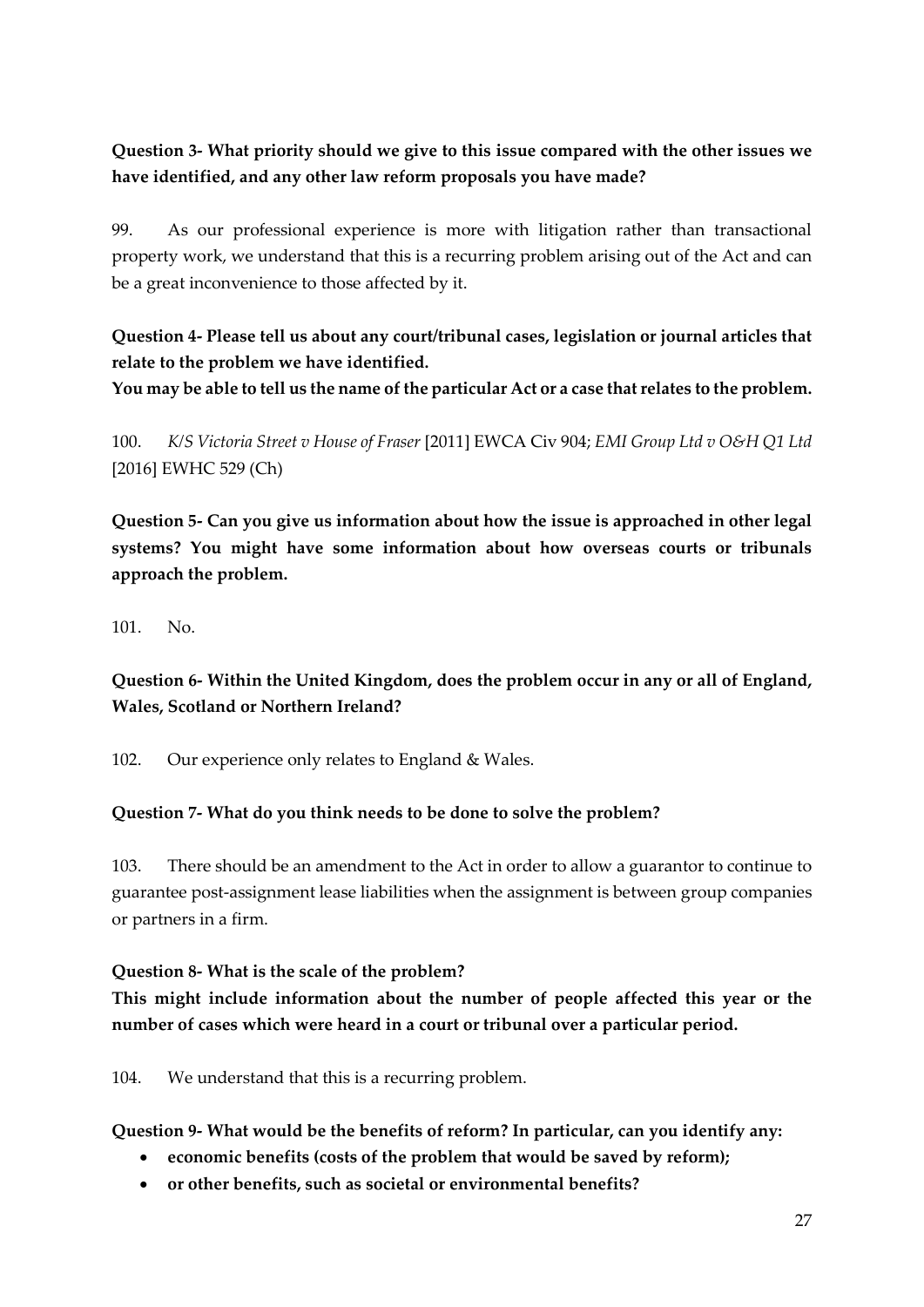**Question 3- What priority should we give to this issue compared with the other issues we have identified, and any other law reform proposals you have made?**

99. As our professional experience is more with litigation rather than transactional property work, we understand that this is a recurring problem arising out of the Act and can be a great inconvenience to those affected by it.

**Question 4- Please tell us about any court/tribunal cases, legislation or journal articles that relate to the problem we have identified.**
**You may be able to tell us the name of the particular Act or a case that relates to the problem.**

100. *K/S Victoria Street v House of Fraser* [2011] EWCA Civ 904; *EMI Group Ltd v O&H Q1 Ltd* [2016] EWHC 529 (Ch)

**Question 5- Can you give us information about how the issue is approached in other legal systems? You might have some information about how overseas courts or tribunals approach the problem.**

101. No.

**Question 6- Within the United Kingdom, does the problem occur in any or all of England, Wales, Scotland or Northern Ireland?**

102. Our experience only relates to England & Wales.

**Question 7- What do you think needs to be done to solve the problem?**

103. There should be an amendment to the Act in order to allow a guarantor to continue to guarantee post-assignment lease liabilities when the assignment is between group companies or partners in a firm.

**Question 8- What is the scale of the problem?**
**This might include information about the number of people affected this year or the number of cases which were heard in a court or tribunal over a particular period.**

104. We understand that this is a recurring problem.

**Question 9- What would be the benefits of reform? In particular, can you identify any:**

- **economic benefits (costs of the problem that would be saved by reform);**
- **or other benefits, such as societal or environmental benefits?**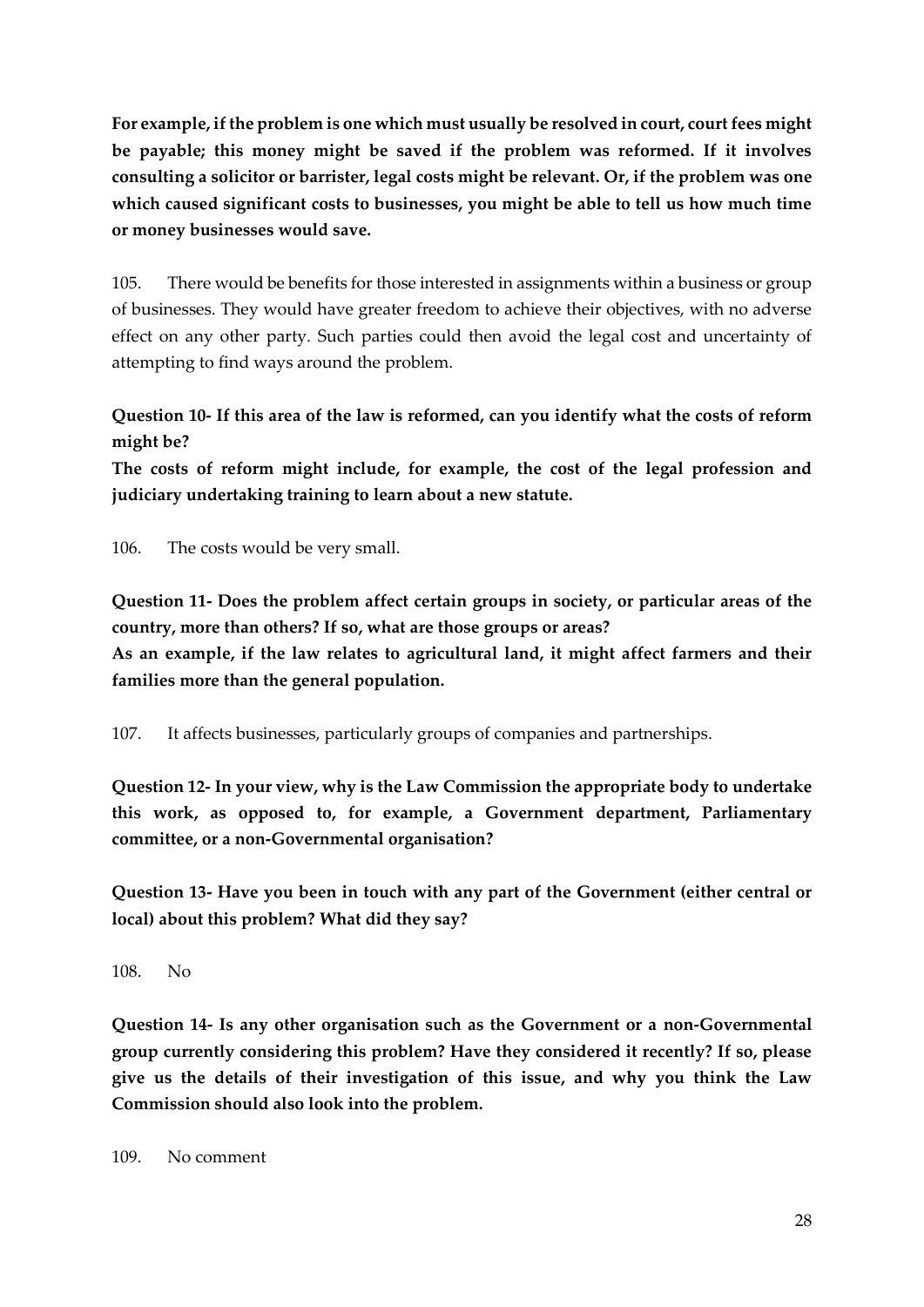**For example, if the problem is one which must usually be resolved in court, court fees might be payable; this money might be saved if the problem was reformed. If it involves consulting a solicitor or barrister, legal costs might be relevant. Or, if the problem was one which caused significant costs to businesses, you might be able to tell us how much time or money businesses would save.**

105. There would be benefits for those interested in assignments within a business or group of businesses. They would have greater freedom to achieve their objectives, with no adverse effect on any other party. Such parties could then avoid the legal cost and uncertainty of attempting to find ways around the problem.

**Question 10- If this area of the law is reformed, can you identify what the costs of reform might be?**
**The costs of reform might include, for example, the cost of the legal profession and judiciary undertaking training to learn about a new statute.**

106. The costs would be very small.

**Question 11- Does the problem affect certain groups in society, or particular areas of the country, more than others? If so, what are those groups or areas?**
**As an example, if the law relates to agricultural land, it might affect farmers and their families more than the general population.**

107. It affects businesses, particularly groups of companies and partnerships.

**Question 12- In your view, why is the Law Commission the appropriate body to undertake this work, as opposed to, for example, a Government department, Parliamentary committee, or a non-Governmental organisation?**

**Question 13- Have you been in touch with any part of the Government (either central or local) about this problem? What did they say?**

108. No

**Question 14- Is any other organisation such as the Government or a non-Governmental group currently considering this problem? Have they considered it recently? If so, please give us the details of their investigation of this issue, and why you think the Law Commission should also look into the problem.**

109. No comment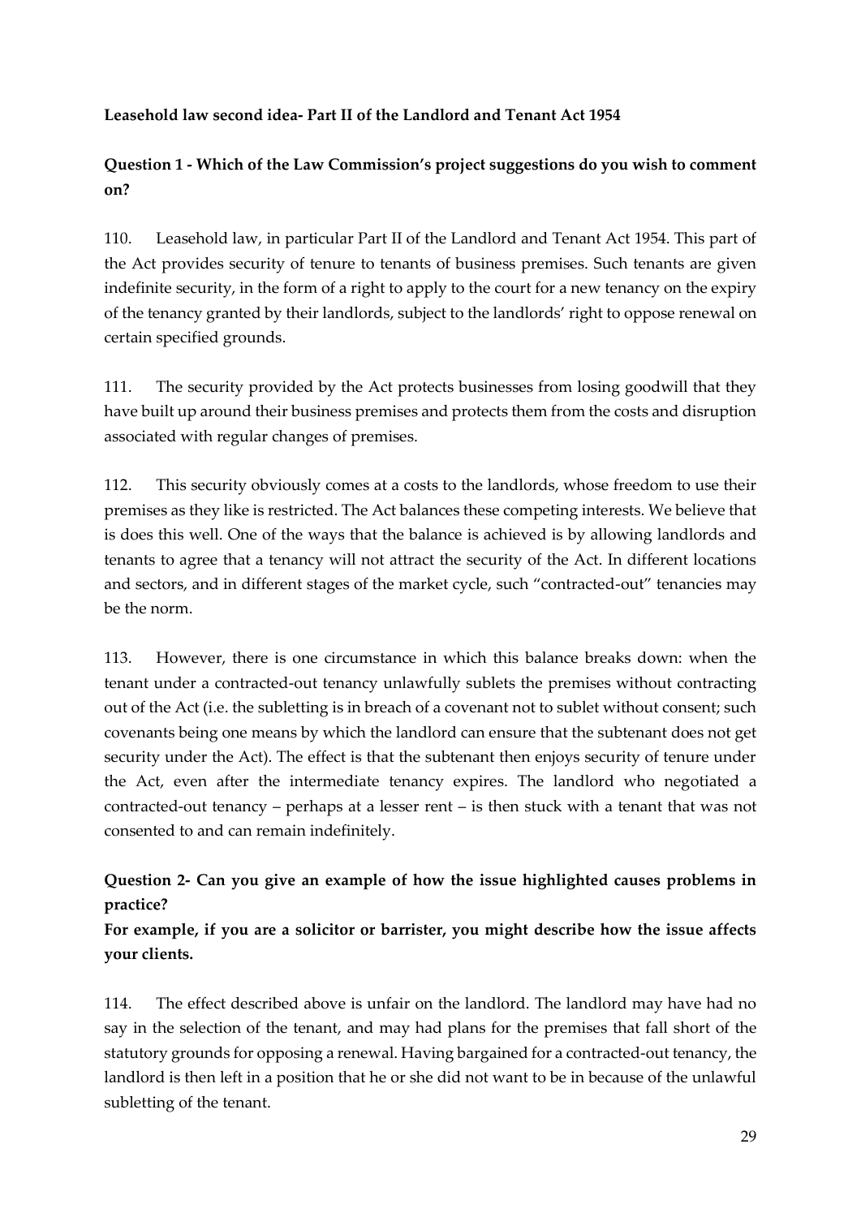**Leasehold law second idea- Part II of the Landlord and Tenant Act 1954**

**Question 1 - Which of the Law Commission's project suggestions do you wish to comment on?**

110. Leasehold law, in particular Part II of the Landlord and Tenant Act 1954. This part of the Act provides security of tenure to tenants of business premises. Such tenants are given indefinite security, in the form of a right to apply to the court for a new tenancy on the expiry of the tenancy granted by their landlords, subject to the landlords' right to oppose renewal on certain specified grounds.

111. The security provided by the Act protects businesses from losing goodwill that they have built up around their business premises and protects them from the costs and disruption associated with regular changes of premises.

112. This security obviously comes at a costs to the landlords, whose freedom to use their premises as they like is restricted. The Act balances these competing interests. We believe that is does this well. One of the ways that the balance is achieved is by allowing landlords and tenants to agree that a tenancy will not attract the security of the Act. In different locations and sectors, and in different stages of the market cycle, such "contracted-out" tenancies may be the norm.

113. However, there is one circumstance in which this balance breaks down: when the tenant under a contracted-out tenancy unlawfully sublets the premises without contracting out of the Act (i.e. the subletting is in breach of a covenant not to sublet without consent; such covenants being one means by which the landlord can ensure that the subtenant does not get security under the Act). The effect is that the subtenant then enjoys security of tenure under the Act, even after the intermediate tenancy expires. The landlord who negotiated a contracted-out tenancy – perhaps at a lesser rent – is then stuck with a tenant that was not consented to and can remain indefinitely.

**Question 2- Can you give an example of how the issue highlighted causes problems in practice?**

**For example, if you are a solicitor or barrister, you might describe how the issue affects your clients.**

114. The effect described above is unfair on the landlord. The landlord may have had no say in the selection of the tenant, and may had plans for the premises that fall short of the statutory grounds for opposing a renewal. Having bargained for a contracted-out tenancy, the landlord is then left in a position that he or she did not want to be in because of the unlawful subletting of the tenant.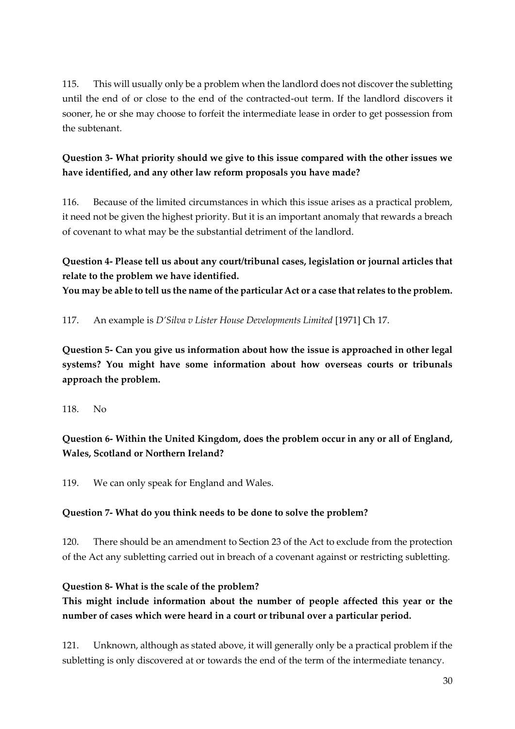115. This will usually only be a problem when the landlord does not discover the subletting until the end of or close to the end of the contracted-out term. If the landlord discovers it sooner, he or she may choose to forfeit the intermediate lease in order to get possession from the subtenant.

**Question 3- What priority should we give to this issue compared with the other issues we have identified, and any other law reform proposals you have made?**

116. Because of the limited circumstances in which this issue arises as a practical problem, it need not be given the highest priority. But it is an important anomaly that rewards a breach of covenant to what may be the substantial detriment of the landlord.

**Question 4- Please tell us about any court/tribunal cases, legislation or journal articles that relate to the problem we have identified.**
**You may be able to tell us the name of the particular Act or a case that relates to the problem.**

117. An example is *D'Silva v Lister House Developments Limited* [1971] Ch 17.

**Question 5- Can you give us information about how the issue is approached in other legal systems? You might have some information about how overseas courts or tribunals approach the problem.**

118. No

**Question 6- Within the United Kingdom, does the problem occur in any or all of England, Wales, Scotland or Northern Ireland?**

119. We can only speak for England and Wales.

**Question 7- What do you think needs to be done to solve the problem?**

120. There should be an amendment to Section 23 of the Act to exclude from the protection of the Act any subletting carried out in breach of a covenant against or restricting subletting.

**Question 8- What is the scale of the problem?**
**This might include information about the number of people affected this year or the number of cases which were heard in a court or tribunal over a particular period.**

121. Unknown, although as stated above, it will generally only be a practical problem if the subletting is only discovered at or towards the end of the term of the intermediate tenancy.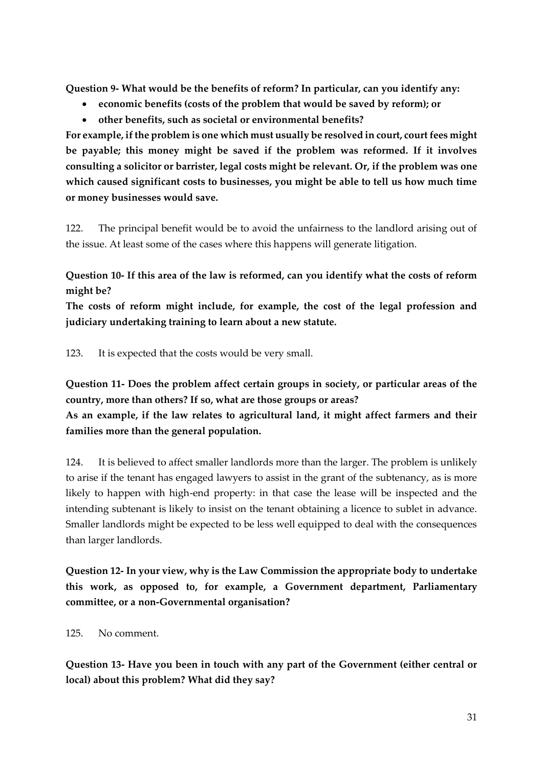**Question 9- What would be the benefits of reform? In particular, can you identify any:**

- **economic benefits (costs of the problem that would be saved by reform); or**
- **other benefits, such as societal or environmental benefits?**

**For example, if the problem is one which must usually be resolved in court, court fees might be payable; this money might be saved if the problem was reformed. If it involves consulting a solicitor or barrister, legal costs might be relevant. Or, if the problem was one which caused significant costs to businesses, you might be able to tell us how much time or money businesses would save.**

122. The principal benefit would be to avoid the unfairness to the landlord arising out of the issue. At least some of the cases where this happens will generate litigation.

**Question 10- If this area of the law is reformed, can you identify what the costs of reform might be?**

**The costs of reform might include, for example, the cost of the legal profession and judiciary undertaking training to learn about a new statute.**

123. It is expected that the costs would be very small.

**Question 11- Does the problem affect certain groups in society, or particular areas of the country, more than others? If so, what are those groups or areas?**

**As an example, if the law relates to agricultural land, it might affect farmers and their families more than the general population.**

124. It is believed to affect smaller landlords more than the larger. The problem is unlikely to arise if the tenant has engaged lawyers to assist in the grant of the subtenancy, as is more likely to happen with high-end property: in that case the lease will be inspected and the intending subtenant is likely to insist on the tenant obtaining a licence to sublet in advance. Smaller landlords might be expected to be less well equipped to deal with the consequences than larger landlords.

**Question 12- In your view, why is the Law Commission the appropriate body to undertake this work, as opposed to, for example, a Government department, Parliamentary committee, or a non-Governmental organisation?**

125. No comment.

**Question 13- Have you been in touch with any part of the Government (either central or local) about this problem? What did they say?**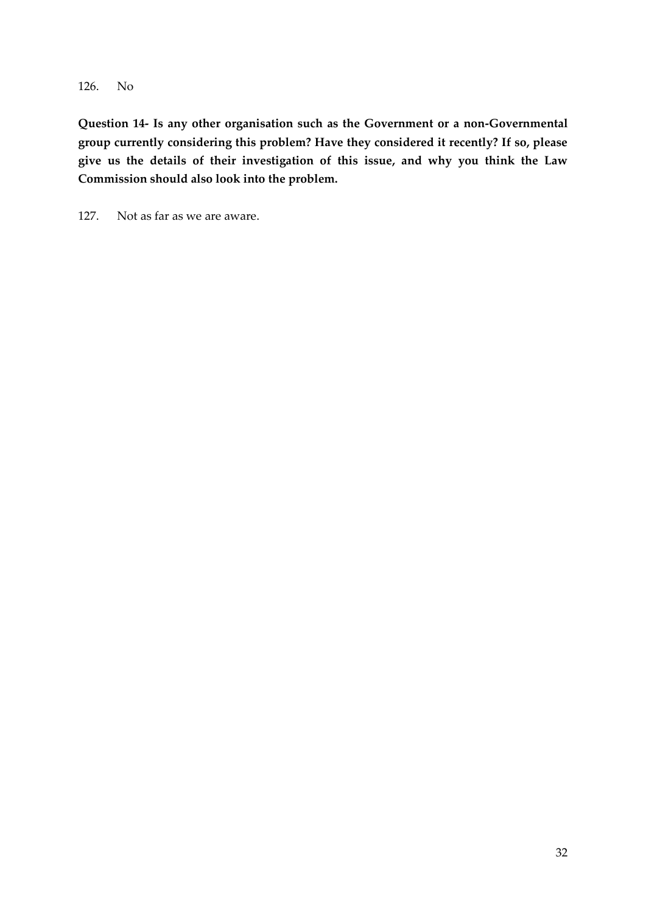126. No

**Question 14- Is any other organisation such as the Government or a non-Governmental group currently considering this problem? Have they considered it recently? If so, please give us the details of their investigation of this issue, and why you think the Law Commission should also look into the problem.**

127. Not as far as we are aware.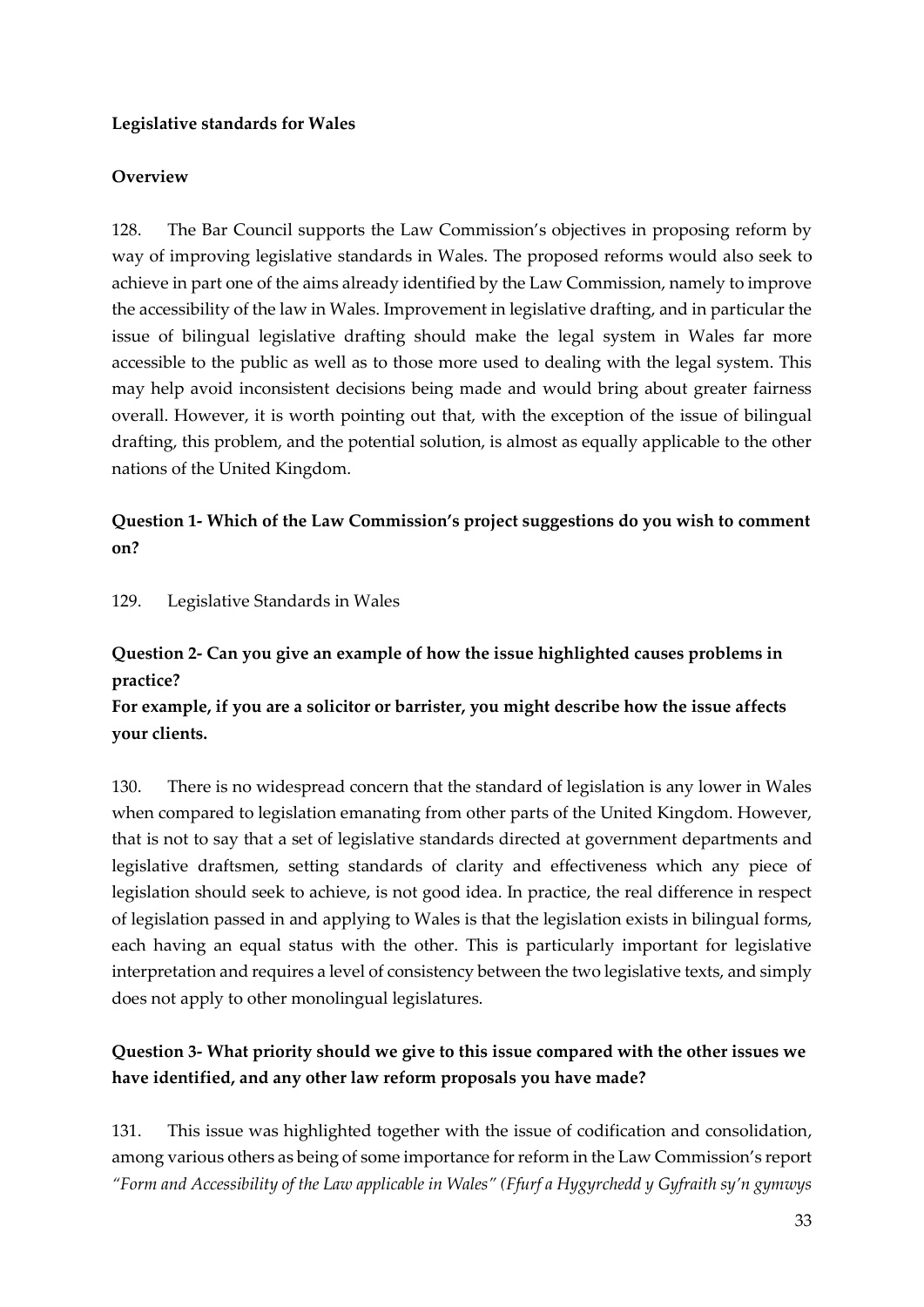**Legislative standards for Wales**

**Overview**

128. The Bar Council supports the Law Commission's objectives in proposing reform by way of improving legislative standards in Wales. The proposed reforms would also seek to achieve in part one of the aims already identified by the Law Commission, namely to improve the accessibility of the law in Wales. Improvement in legislative drafting, and in particular the issue of bilingual legislative drafting should make the legal system in Wales far more accessible to the public as well as to those more used to dealing with the legal system. This may help avoid inconsistent decisions being made and would bring about greater fairness overall. However, it is worth pointing out that, with the exception of the issue of bilingual drafting, this problem, and the potential solution, is almost as equally applicable to the other nations of the United Kingdom.

**Question 1- Which of the Law Commission's project suggestions do you wish to comment on?**

129. Legislative Standards in Wales

**Question 2- Can you give an example of how the issue highlighted causes problems in practice?**
**For example, if you are a solicitor or barrister, you might describe how the issue affects your clients.**

130. There is no widespread concern that the standard of legislation is any lower in Wales when compared to legislation emanating from other parts of the United Kingdom. However, that is not to say that a set of legislative standards directed at government departments and legislative draftsmen, setting standards of clarity and effectiveness which any piece of legislation should seek to achieve, is not good idea. In practice, the real difference in respect of legislation passed in and applying to Wales is that the legislation exists in bilingual forms, each having an equal status with the other. This is particularly important for legislative interpretation and requires a level of consistency between the two legislative texts, and simply does not apply to other monolingual legislatures.

**Question 3- What priority should we give to this issue compared with the other issues we have identified, and any other law reform proposals you have made?**

131. This issue was highlighted together with the issue of codification and consolidation, among various others as being of some importance for reform in the Law Commission's report *"Form and Accessibility of the Law applicable in Wales" (Ffurf a Hygyrchedd y Gyfraith sy'n gymwys*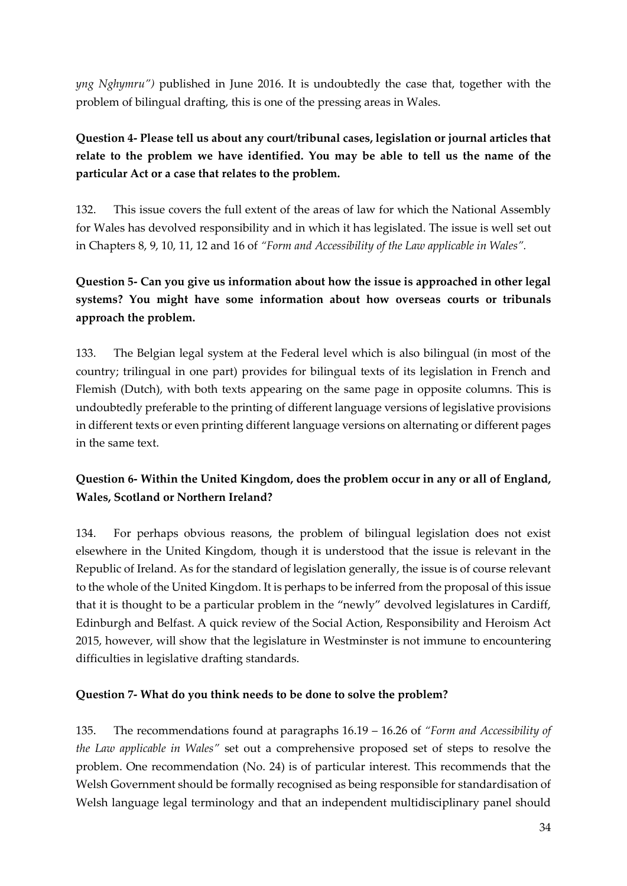*yng Nghymru")* published in June 2016. It is undoubtedly the case that, together with the problem of bilingual drafting, this is one of the pressing areas in Wales.

**Question 4- Please tell us about any court/tribunal cases, legislation or journal articles that relate to the problem we have identified. You may be able to tell us the name of the particular Act or a case that relates to the problem.**

132. This issue covers the full extent of the areas of law for which the National Assembly for Wales has devolved responsibility and in which it has legislated. The issue is well set out in Chapters 8, 9, 10, 11, 12 and 16 of *"Form and Accessibility of the Law applicable in Wales".*

**Question 5- Can you give us information about how the issue is approached in other legal systems? You might have some information about how overseas courts or tribunals approach the problem.**

133. The Belgian legal system at the Federal level which is also bilingual (in most of the country; trilingual in one part) provides for bilingual texts of its legislation in French and Flemish (Dutch), with both texts appearing on the same page in opposite columns. This is undoubtedly preferable to the printing of different language versions of legislative provisions in different texts or even printing different language versions on alternating or different pages in the same text.

**Question 6- Within the United Kingdom, does the problem occur in any or all of England, Wales, Scotland or Northern Ireland?**

134. For perhaps obvious reasons, the problem of bilingual legislation does not exist elsewhere in the United Kingdom, though it is understood that the issue is relevant in the Republic of Ireland. As for the standard of legislation generally, the issue is of course relevant to the whole of the United Kingdom. It is perhaps to be inferred from the proposal of this issue that it is thought to be a particular problem in the "newly" devolved legislatures in Cardiff, Edinburgh and Belfast. A quick review of the Social Action, Responsibility and Heroism Act 2015, however, will show that the legislature in Westminster is not immune to encountering difficulties in legislative drafting standards.

**Question 7- What do you think needs to be done to solve the problem?**

135. The recommendations found at paragraphs 16.19 – 16.26 of *"Form and Accessibility of the Law applicable in Wales"* set out a comprehensive proposed set of steps to resolve the problem. One recommendation (No. 24) is of particular interest. This recommends that the Welsh Government should be formally recognised as being responsible for standardisation of Welsh language legal terminology and that an independent multidisciplinary panel should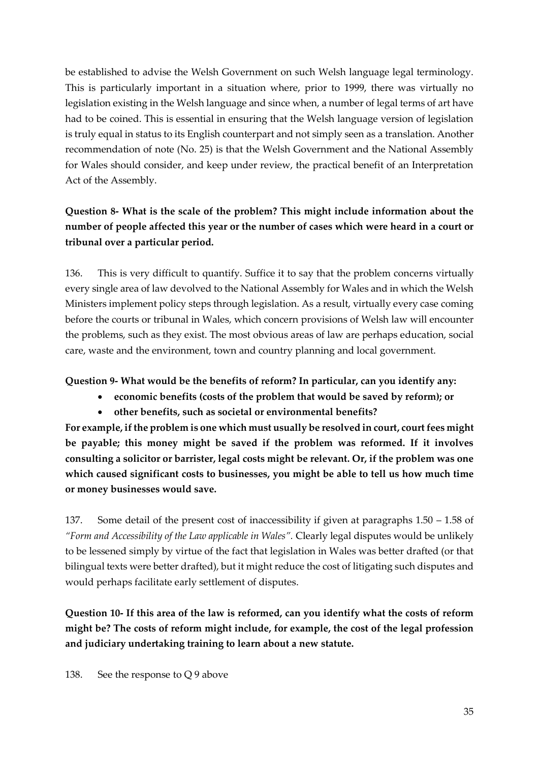be established to advise the Welsh Government on such Welsh language legal terminology. This is particularly important in a situation where, prior to 1999, there was virtually no legislation existing in the Welsh language and since when, a number of legal terms of art have had to be coined. This is essential in ensuring that the Welsh language version of legislation is truly equal in status to its English counterpart and not simply seen as a translation. Another recommendation of note (No. 25) is that the Welsh Government and the National Assembly for Wales should consider, and keep under review, the practical benefit of an Interpretation Act of the Assembly.

**Question 8- What is the scale of the problem? This might include information about the number of people affected this year or the number of cases which were heard in a court or tribunal over a particular period.**

136. This is very difficult to quantify. Suffice it to say that the problem concerns virtually every single area of law devolved to the National Assembly for Wales and in which the Welsh Ministers implement policy steps through legislation. As a result, virtually every case coming before the courts or tribunal in Wales, which concern provisions of Welsh law will encounter the problems, such as they exist. The most obvious areas of law are perhaps education, social care, waste and the environment, town and country planning and local government.

**Question 9- What would be the benefits of reform? In particular, can you identify any:**

- **economic benefits (costs of the problem that would be saved by reform); or**
- **other benefits, such as societal or environmental benefits?**

**For example, if the problem is one which must usually be resolved in court, court fees might be payable; this money might be saved if the problem was reformed. If it involves consulting a solicitor or barrister, legal costs might be relevant. Or, if the problem was one which caused significant costs to businesses, you might be able to tell us how much time or money businesses would save.**

137. Some detail of the present cost of inaccessibility if given at paragraphs 1.50 – 1.58 of *"Form and Accessibility of the Law applicable in Wales"*. Clearly legal disputes would be unlikely to be lessened simply by virtue of the fact that legislation in Wales was better drafted (or that bilingual texts were better drafted), but it might reduce the cost of litigating such disputes and would perhaps facilitate early settlement of disputes.

**Question 10- If this area of the law is reformed, can you identify what the costs of reform might be? The costs of reform might include, for example, the cost of the legal profession and judiciary undertaking training to learn about a new statute.**

138. See the response to Q 9 above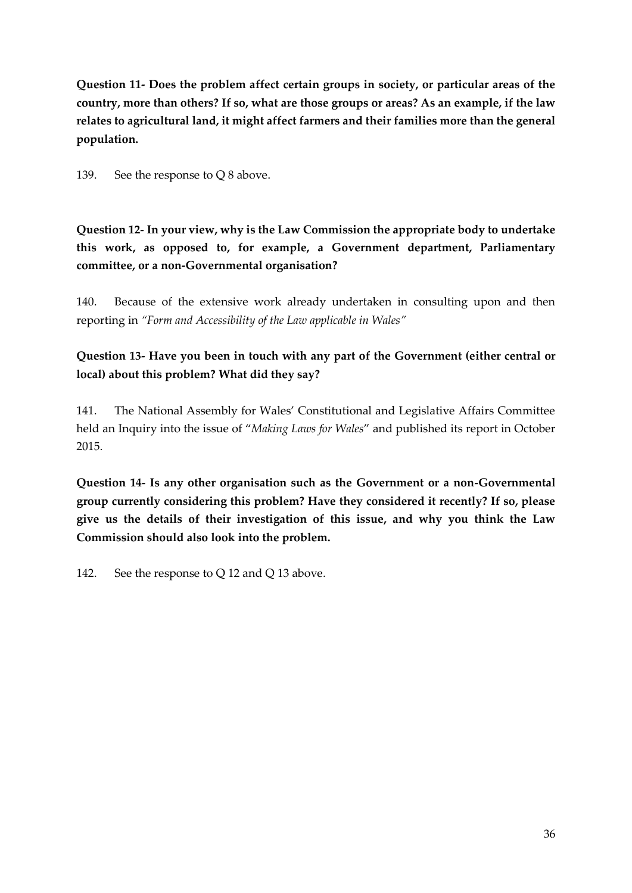**Question 11- Does the problem affect certain groups in society, or particular areas of the country, more than others? If so, what are those groups or areas? As an example, if the law relates to agricultural land, it might affect farmers and their families more than the general population.**

139. See the response to Q 8 above.

**Question 12- In your view, why is the Law Commission the appropriate body to undertake this work, as opposed to, for example, a Government department, Parliamentary committee, or a non-Governmental organisation?**

140. Because of the extensive work already undertaken in consulting upon and then reporting in *"Form and Accessibility of the Law applicable in Wales"*

**Question 13- Have you been in touch with any part of the Government (either central or local) about this problem? What did they say?**

141. The National Assembly for Wales' Constitutional and Legislative Affairs Committee held an Inquiry into the issue of "*Making Laws for Wales*" and published its report in October 2015.

**Question 14- Is any other organisation such as the Government or a non-Governmental group currently considering this problem? Have they considered it recently? If so, please give us the details of their investigation of this issue, and why you think the Law Commission should also look into the problem.**

142. See the response to Q 12 and Q 13 above.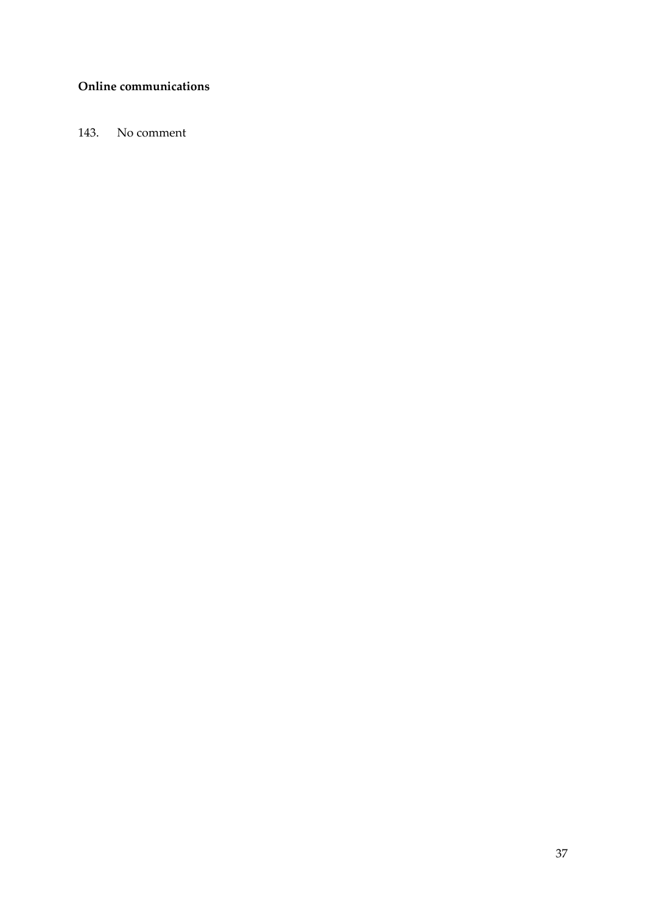**Online communications**

143. No comment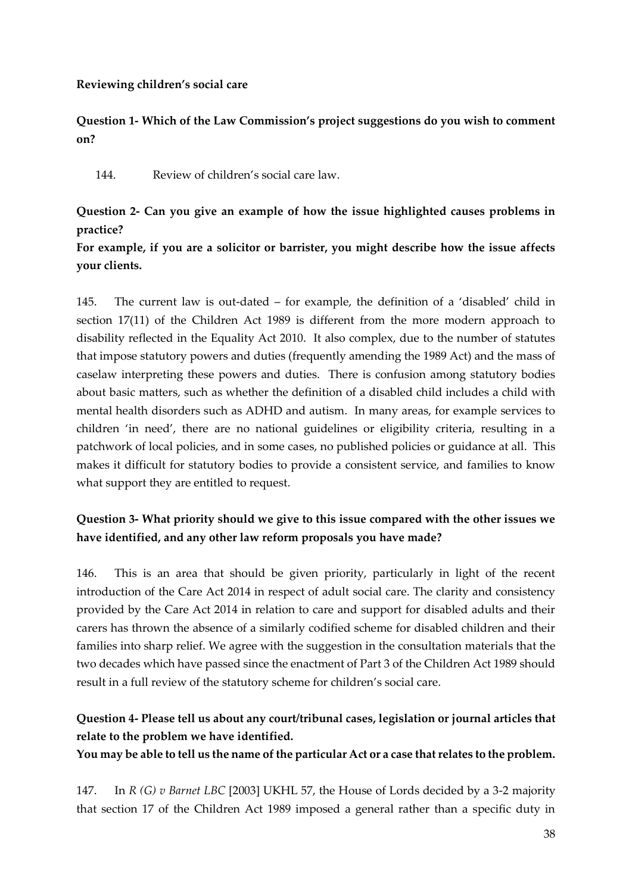**Reviewing children's social care**

**Question 1- Which of the Law Commission's project suggestions do you wish to comment on?**

144. Review of children's social care law.

**Question 2- Can you give an example of how the issue highlighted causes problems in practice?**

**For example, if you are a solicitor or barrister, you might describe how the issue affects your clients.**

145. The current law is out-dated – for example, the definition of a 'disabled' child in section 17(11) of the Children Act 1989 is different from the more modern approach to disability reflected in the Equality Act 2010. It also complex, due to the number of statutes that impose statutory powers and duties (frequently amending the 1989 Act) and the mass of caselaw interpreting these powers and duties. There is confusion among statutory bodies about basic matters, such as whether the definition of a disabled child includes a child with mental health disorders such as ADHD and autism. In many areas, for example services to children 'in need', there are no national guidelines or eligibility criteria, resulting in a patchwork of local policies, and in some cases, no published policies or guidance at all. This makes it difficult for statutory bodies to provide a consistent service, and families to know what support they are entitled to request.

**Question 3- What priority should we give to this issue compared with the other issues we have identified, and any other law reform proposals you have made?**

146. This is an area that should be given priority, particularly in light of the recent introduction of the Care Act 2014 in respect of adult social care. The clarity and consistency provided by the Care Act 2014 in relation to care and support for disabled adults and their carers has thrown the absence of a similarly codified scheme for disabled children and their families into sharp relief. We agree with the suggestion in the consultation materials that the two decades which have passed since the enactment of Part 3 of the Children Act 1989 should result in a full review of the statutory scheme for children's social care.

**Question 4- Please tell us about any court/tribunal cases, legislation or journal articles that relate to the problem we have identified.**

**You may be able to tell us the name of the particular Act or a case that relates to the problem.**

147. In *R (G) v Barnet LBC* [2003] UKHL 57, the House of Lords decided by a 3-2 majority that section 17 of the Children Act 1989 imposed a general rather than a specific duty in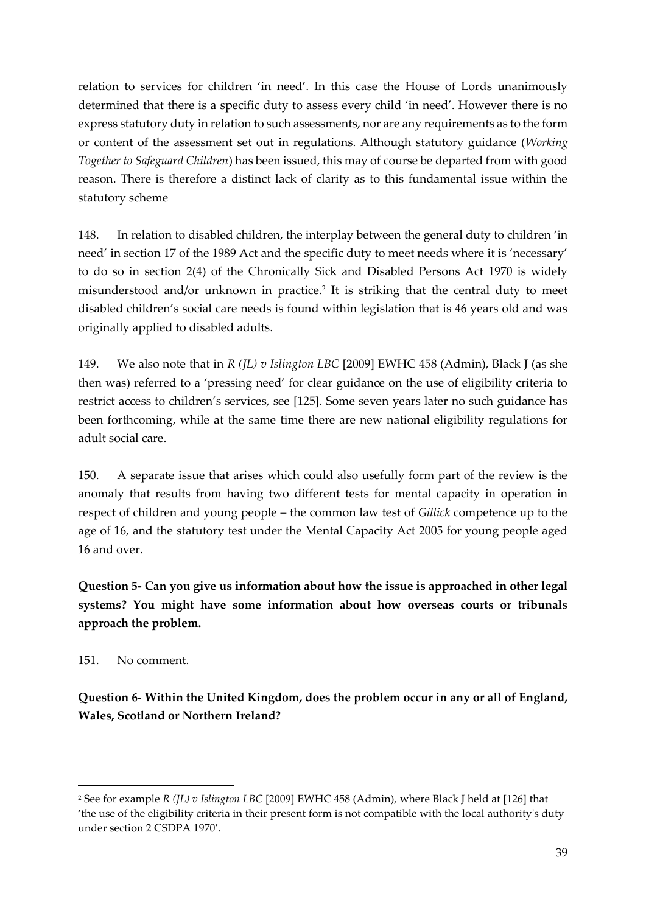relation to services for children 'in need'. In this case the House of Lords unanimously determined that there is a specific duty to assess every child 'in need'. However there is no express statutory duty in relation to such assessments, nor are any requirements as to the form or content of the assessment set out in regulations. Although statutory guidance (*Working Together to Safeguard Children*) has been issued, this may of course be departed from with good reason. There is therefore a distinct lack of clarity as to this fundamental issue within the statutory scheme

148. In relation to disabled children, the interplay between the general duty to children 'in need' in section 17 of the 1989 Act and the specific duty to meet needs where it is 'necessary' to do so in section 2(4) of the Chronically Sick and Disabled Persons Act 1970 is widely misunderstood and/or unknown in practice.[2] It is striking that the central duty to meet disabled children's social care needs is found within legislation that is 46 years old and was originally applied to disabled adults.

149. We also note that in *R (JL) v Islington LBC* [2009] EWHC 458 (Admin), Black J (as she then was) referred to a 'pressing need' for clear guidance on the use of eligibility criteria to restrict access to children's services, see [125]. Some seven years later no such guidance has been forthcoming, while at the same time there are new national eligibility regulations for adult social care.

150. A separate issue that arises which could also usefully form part of the review is the anomaly that results from having two different tests for mental capacity in operation in respect of children and young people – the common law test of *Gillick* competence up to the age of 16, and the statutory test under the Mental Capacity Act 2005 for young people aged 16 and over.

**Question 5- Can you give us information about how the issue is approached in other legal systems? You might have some information about how overseas courts or tribunals approach the problem.**

151. No comment.

**Question 6- Within the United Kingdom, does the problem occur in any or all of England, Wales, Scotland or Northern Ireland?**

---

[2] See for example *R (JL) v Islington LBC* [2009] EWHC 458 (Admin), where Black J held at [126] that 'the use of the eligibility criteria in their present form is not compatible with the local authority's duty under section 2 CSDPA 1970'.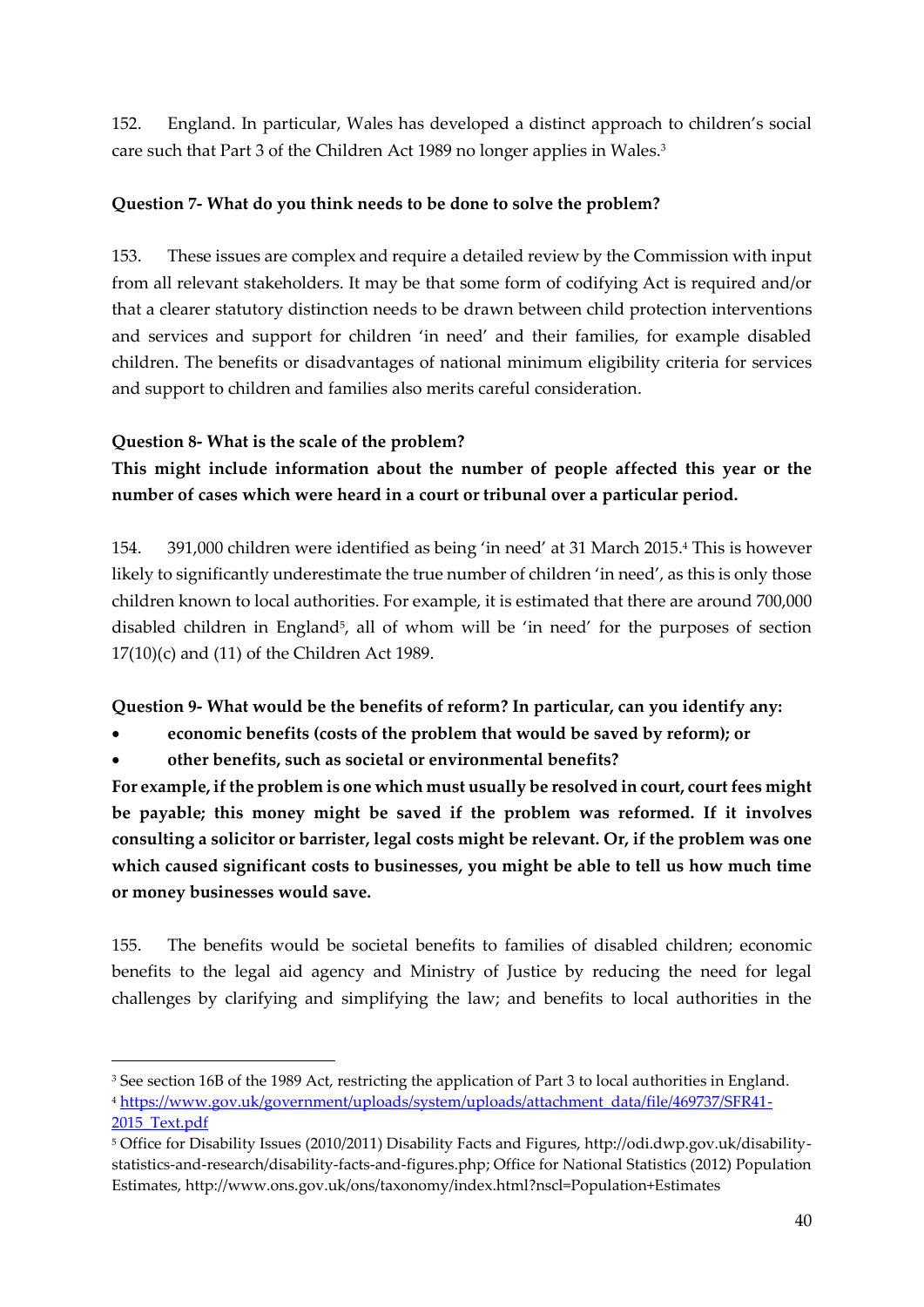152. England. In particular, Wales has developed a distinct approach to children's social care such that Part 3 of the Children Act 1989 no longer applies in Wales.[3]

**Question 7- What do you think needs to be done to solve the problem?**

153. These issues are complex and require a detailed review by the Commission with input from all relevant stakeholders. It may be that some form of codifying Act is required and/or that a clearer statutory distinction needs to be drawn between child protection interventions and services and support for children 'in need' and their families, for example disabled children. The benefits or disadvantages of national minimum eligibility criteria for services and support to children and families also merits careful consideration.

**Question 8- What is the scale of the problem?**

**This might include information about the number of people affected this year or the number of cases which were heard in a court or tribunal over a particular period.**

154. 391,000 children were identified as being 'in need' at 31 March 2015.[4] This is however likely to significantly underestimate the true number of children 'in need', as this is only those children known to local authorities. For example, it is estimated that there are around 700,000 disabled children in England[5], all of whom will be 'in need' for the purposes of section 17(10)(c) and (11) of the Children Act 1989.

**Question 9- What would be the benefits of reform? In particular, can you identify any:**

- **economic benefits (costs of the problem that would be saved by reform); or**
- **other benefits, such as societal or environmental benefits?**

**For example, if the problem is one which must usually be resolved in court, court fees might be payable; this money might be saved if the problem was reformed. If it involves consulting a solicitor or barrister, legal costs might be relevant. Or, if the problem was one which caused significant costs to businesses, you might be able to tell us how much time or money businesses would save.**

155. The benefits would be societal benefits to families of disabled children; economic benefits to the legal aid agency and Ministry of Justice by reducing the need for legal challenges by clarifying and simplifying the law; and benefits to local authorities in the

---

[3] See section 16B of the 1989 Act, restricting the application of Part 3 to local authorities in England.

[4] https://www.gov.uk/government/uploads/system/uploads/attachment_data/file/469737/SFR41-2015_Text.pdf

[5] Office for Disability Issues (2010/2011) Disability Facts and Figures, http://odi.dwp.gov.uk/disability-statistics-and-research/disability-facts-and-figures.php; Office for National Statistics (2012) Population Estimates, http://www.ons.gov.uk/ons/taxonomy/index.html?nscl=Population+Estimates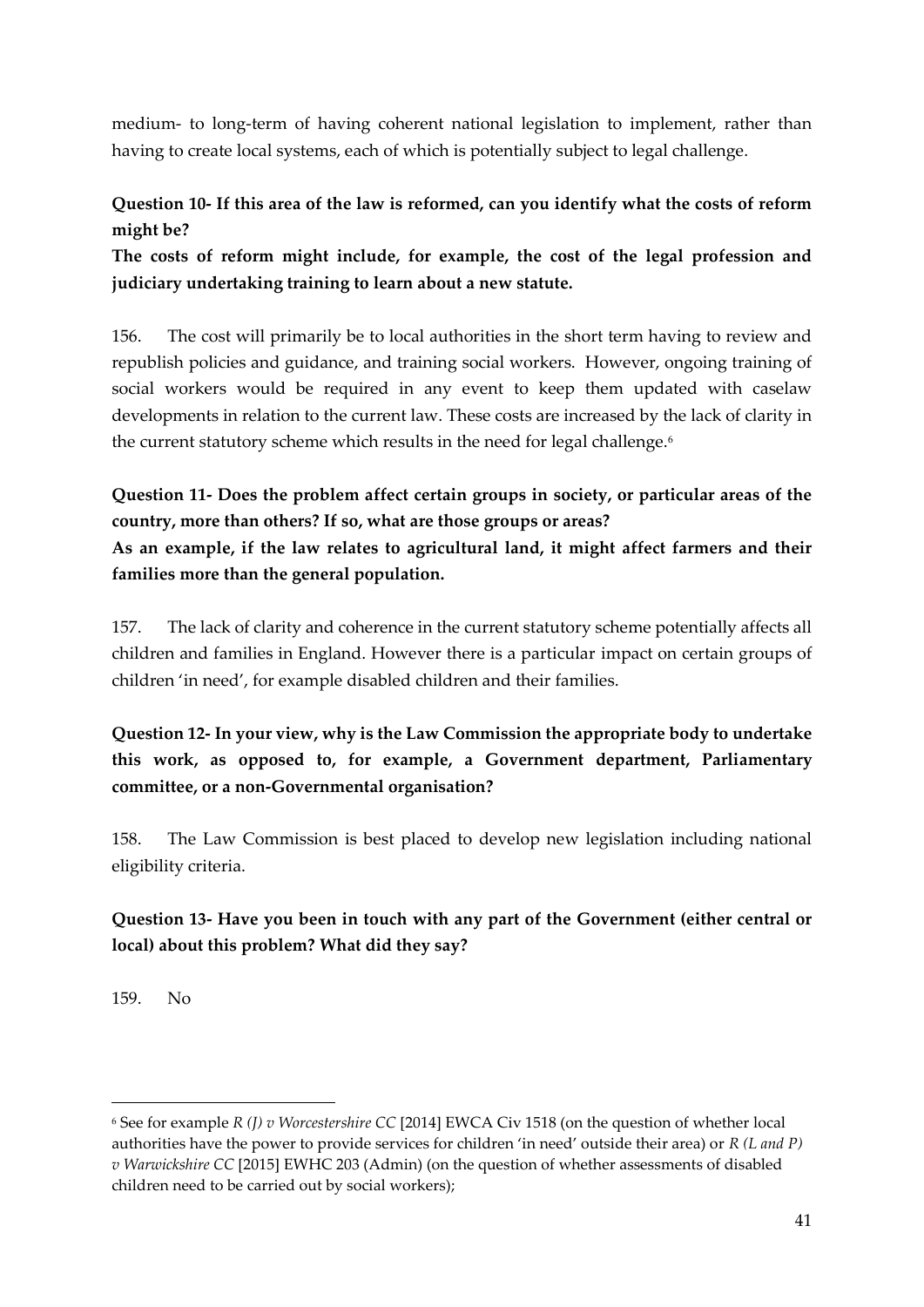medium- to long-term of having coherent national legislation to implement, rather than having to create local systems, each of which is potentially subject to legal challenge.

**Question 10- If this area of the law is reformed, can you identify what the costs of reform might be?**

**The costs of reform might include, for example, the cost of the legal profession and judiciary undertaking training to learn about a new statute.**

156. The cost will primarily be to local authorities in the short term having to review and republish policies and guidance, and training social workers. However, ongoing training of social workers would be required in any event to keep them updated with caselaw developments in relation to the current law. These costs are increased by the lack of clarity in the current statutory scheme which results in the need for legal challenge.[6]

**Question 11- Does the problem affect certain groups in society, or particular areas of the country, more than others? If so, what are those groups or areas?**

**As an example, if the law relates to agricultural land, it might affect farmers and their families more than the general population.**

157. The lack of clarity and coherence in the current statutory scheme potentially affects all children and families in England. However there is a particular impact on certain groups of children 'in need', for example disabled children and their families.

**Question 12- In your view, why is the Law Commission the appropriate body to undertake this work, as opposed to, for example, a Government department, Parliamentary committee, or a non-Governmental organisation?**

158. The Law Commission is best placed to develop new legislation including national eligibility criteria.

**Question 13- Have you been in touch with any part of the Government (either central or local) about this problem? What did they say?**

159. No

---

[6] See for example *R (J) v Worcestershire CC* [2014] EWCA Civ 1518 (on the question of whether local authorities have the power to provide services for children 'in need' outside their area) or *R (L and P) v Warwickshire CC* [2015] EWHC 203 (Admin) (on the question of whether assessments of disabled children need to be carried out by social workers);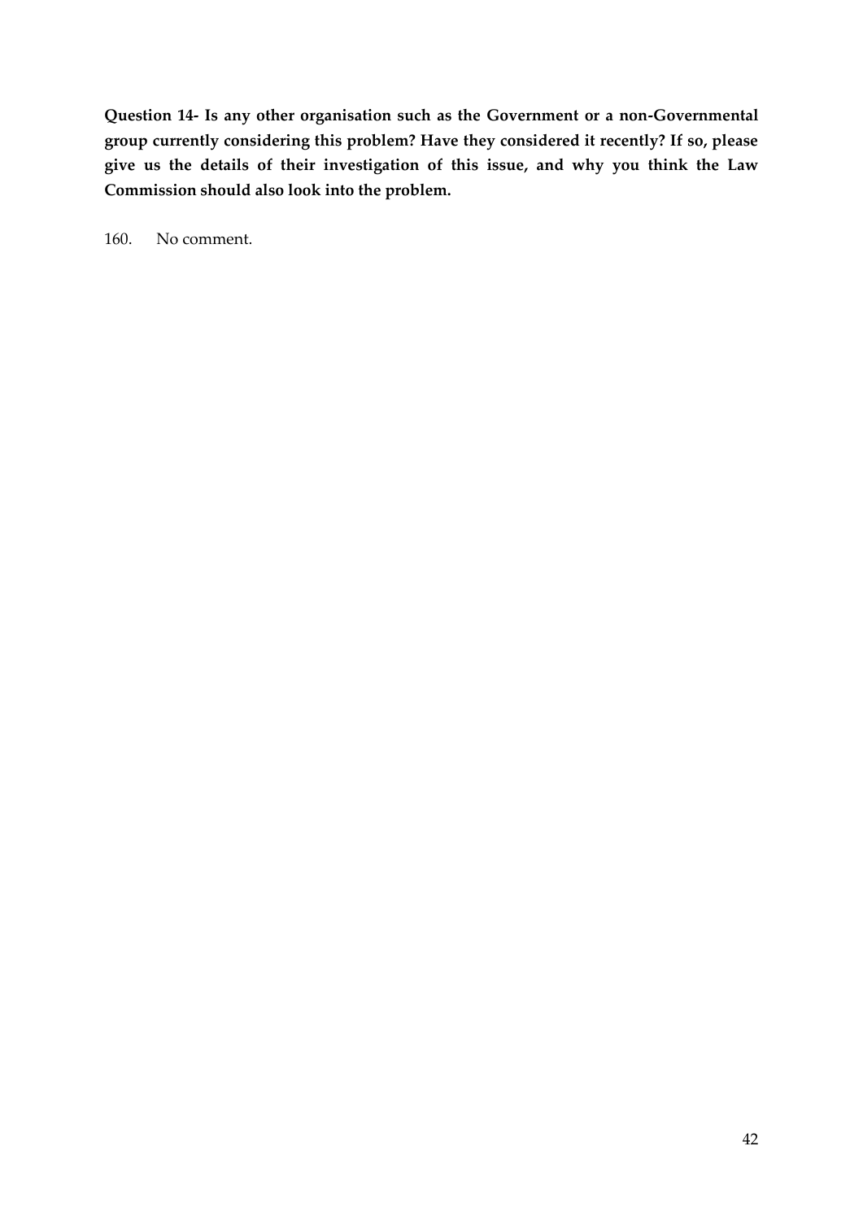**Question 14- Is any other organisation such as the Government or a non-Governmental group currently considering this problem? Have they considered it recently? If so, please give us the details of their investigation of this issue, and why you think the Law Commission should also look into the problem.**

160. No comment.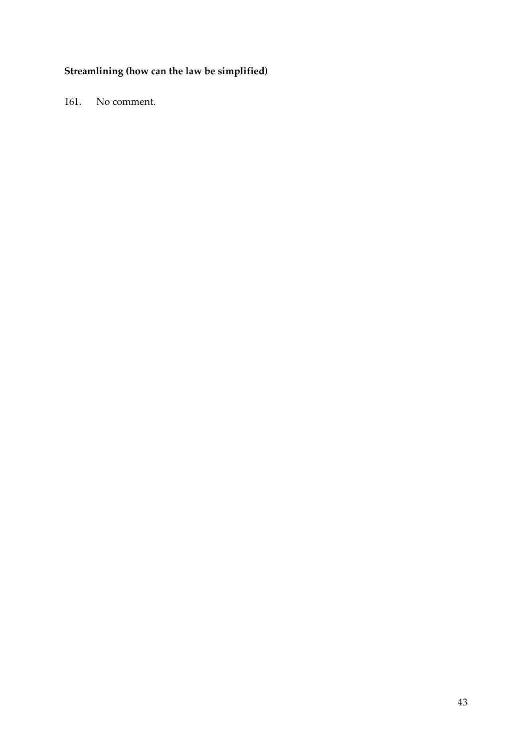**Streamlining (how can the law be simplified)**

161. No comment.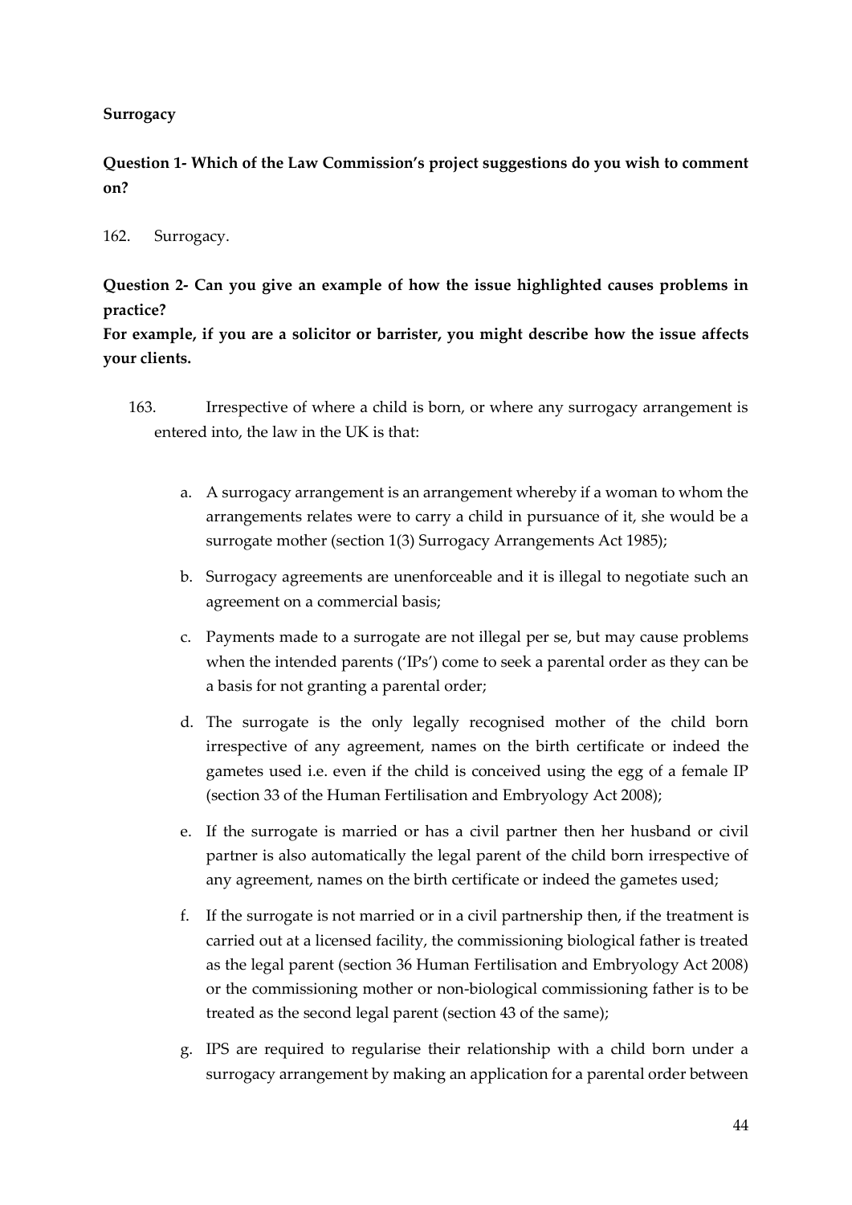**Surrogacy**

**Question 1- Which of the Law Commission's project suggestions do you wish to comment on?**

162. Surrogacy.

**Question 2- Can you give an example of how the issue highlighted causes problems in practice?**
**For example, if you are a solicitor or barrister, you might describe how the issue affects your clients.**

163. Irrespective of where a child is born, or where any surrogacy arrangement is entered into, the law in the UK is that:

   a. A surrogacy arrangement is an arrangement whereby if a woman to whom the arrangements relates were to carry a child in pursuance of it, she would be a surrogate mother (section 1(3) Surrogacy Arrangements Act 1985);

   b. Surrogacy agreements are unenforceable and it is illegal to negotiate such an agreement on a commercial basis;

   c. Payments made to a surrogate are not illegal per se, but may cause problems when the intended parents ('IPs') come to seek a parental order as they can be a basis for not granting a parental order;

   d. The surrogate is the only legally recognised mother of the child born irrespective of any agreement, names on the birth certificate or indeed the gametes used i.e. even if the child is conceived using the egg of a female IP (section 33 of the Human Fertilisation and Embryology Act 2008);

   e. If the surrogate is married or has a civil partner then her husband or civil partner is also automatically the legal parent of the child born irrespective of any agreement, names on the birth certificate or indeed the gametes used;

   f. If the surrogate is not married or in a civil partnership then, if the treatment is carried out at a licensed facility, the commissioning biological father is treated as the legal parent (section 36 Human Fertilisation and Embryology Act 2008) or the commissioning mother or non-biological commissioning father is to be treated as the second legal parent (section 43 of the same);

   g. IPS are required to regularise their relationship with a child born under a surrogacy arrangement by making an application for a parental order between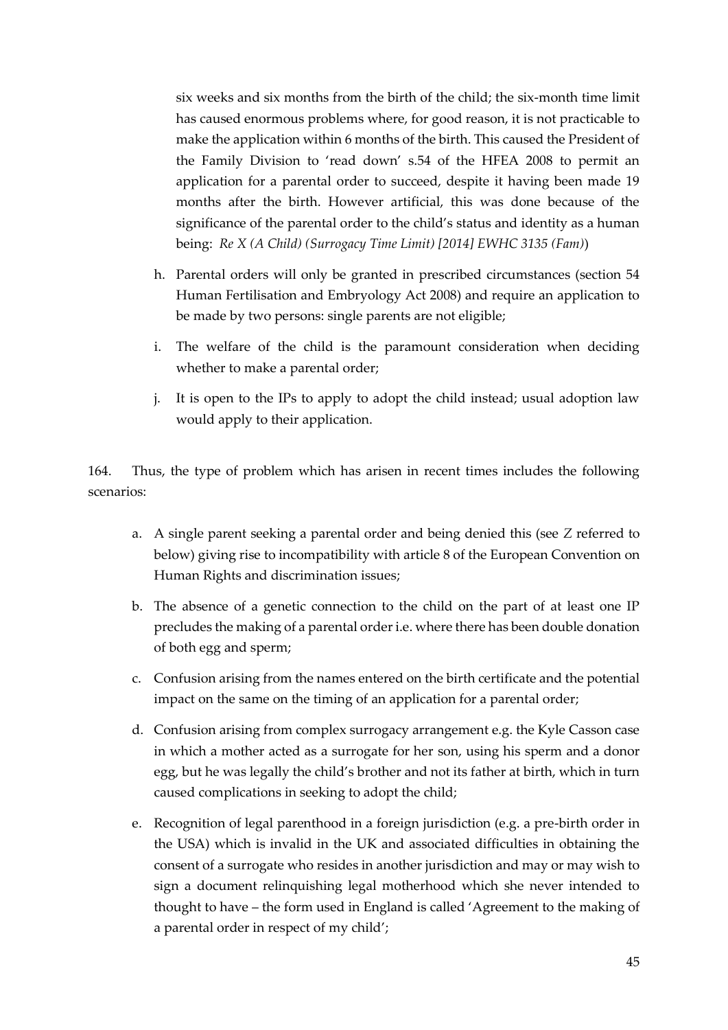six weeks and six months from the birth of the child; the six-month time limit has caused enormous problems where, for good reason, it is not practicable to make the application within 6 months of the birth. This caused the President of the Family Division to 'read down' s.54 of the HFEA 2008 to permit an application for a parental order to succeed, despite it having been made 19 months after the birth. However artificial, this was done because of the significance of the parental order to the child's status and identity as a human being: *Re X (A Child) (Surrogacy Time Limit) [2014] EWHC 3135 (Fam)*)

h. Parental orders will only be granted in prescribed circumstances (section 54 Human Fertilisation and Embryology Act 2008) and require an application to be made by two persons: single parents are not eligible;

i. The welfare of the child is the paramount consideration when deciding whether to make a parental order;

j. It is open to the IPs to apply to adopt the child instead; usual adoption law would apply to their application.

164. Thus, the type of problem which has arisen in recent times includes the following scenarios:

a. A single parent seeking a parental order and being denied this (see *Z* referred to below) giving rise to incompatibility with article 8 of the European Convention on Human Rights and discrimination issues;

b. The absence of a genetic connection to the child on the part of at least one IP precludes the making of a parental order i.e. where there has been double donation of both egg and sperm;

c. Confusion arising from the names entered on the birth certificate and the potential impact on the same on the timing of an application for a parental order;

d. Confusion arising from complex surrogacy arrangement e.g. the Kyle Casson case in which a mother acted as a surrogate for her son, using his sperm and a donor egg, but he was legally the child's brother and not its father at birth, which in turn caused complications in seeking to adopt the child;

e. Recognition of legal parenthood in a foreign jurisdiction (e.g. a pre-birth order in the USA) which is invalid in the UK and associated difficulties in obtaining the consent of a surrogate who resides in another jurisdiction and may or may wish to sign a document relinquishing legal motherhood which she never intended to thought to have – the form used in England is called 'Agreement to the making of a parental order in respect of my child';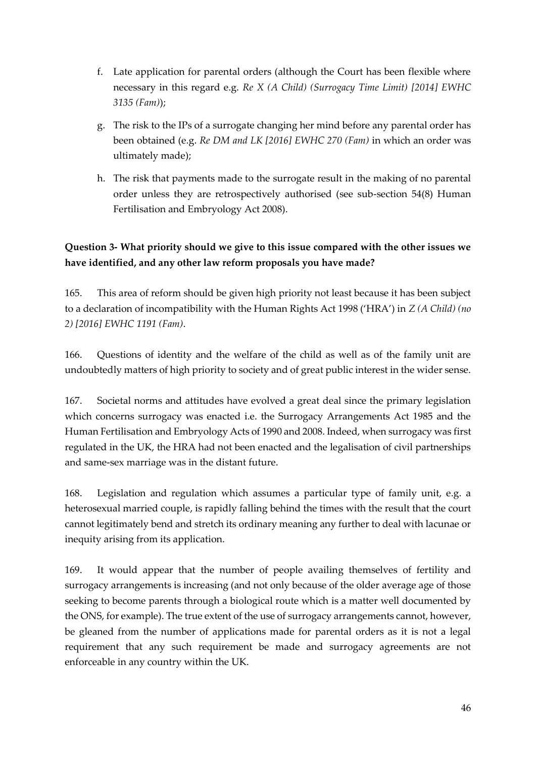f. Late application for parental orders (although the Court has been flexible where necessary in this regard e.g. *Re X (A Child) (Surrogacy Time Limit) [2014] EWHC 3135 (Fam)*);

g. The risk to the IPs of a surrogate changing her mind before any parental order has been obtained (e.g. *Re DM and LK [2016] EWHC 270 (Fam)* in which an order was ultimately made);

h. The risk that payments made to the surrogate result in the making of no parental order unless they are retrospectively authorised (see sub-section 54(8) Human Fertilisation and Embryology Act 2008).

**Question 3- What priority should we give to this issue compared with the other issues we have identified, and any other law reform proposals you have made?**

165. This area of reform should be given high priority not least because it has been subject to a declaration of incompatibility with the Human Rights Act 1998 ('HRA') in *Z (A Child) (no 2) [2016] EWHC 1191 (Fam)*.

166. Questions of identity and the welfare of the child as well as of the family unit are undoubtedly matters of high priority to society and of great public interest in the wider sense.

167. Societal norms and attitudes have evolved a great deal since the primary legislation which concerns surrogacy was enacted i.e. the Surrogacy Arrangements Act 1985 and the Human Fertilisation and Embryology Acts of 1990 and 2008. Indeed, when surrogacy was first regulated in the UK, the HRA had not been enacted and the legalisation of civil partnerships and same-sex marriage was in the distant future.

168. Legislation and regulation which assumes a particular type of family unit, e.g. a heterosexual married couple, is rapidly falling behind the times with the result that the court cannot legitimately bend and stretch its ordinary meaning any further to deal with lacunae or inequity arising from its application.

169. It would appear that the number of people availing themselves of fertility and surrogacy arrangements is increasing (and not only because of the older average age of those seeking to become parents through a biological route which is a matter well documented by the ONS, for example). The true extent of the use of surrogacy arrangements cannot, however, be gleaned from the number of applications made for parental orders as it is not a legal requirement that any such requirement be made and surrogacy agreements are not enforceable in any country within the UK.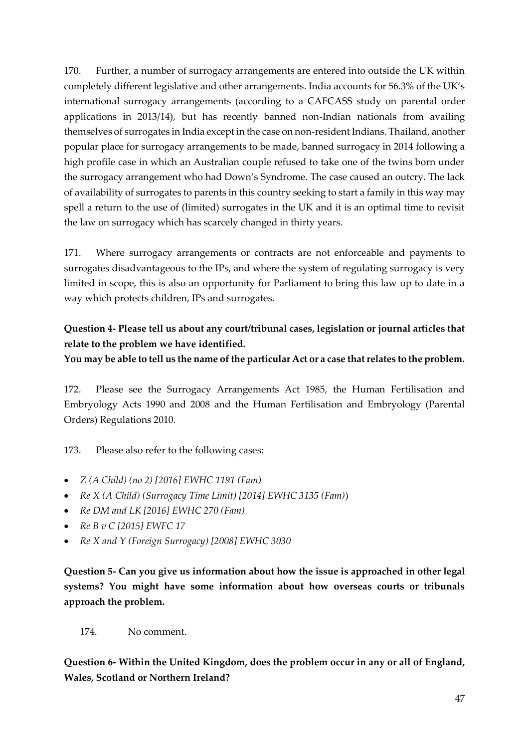170. Further, a number of surrogacy arrangements are entered into outside the UK within completely different legislative and other arrangements. India accounts for 56.3% of the UK's international surrogacy arrangements (according to a CAFCASS study on parental order applications in 2013/14), but has recently banned non-Indian nationals from availing themselves of surrogates in India except in the case on non-resident Indians. Thailand, another popular place for surrogacy arrangements to be made, banned surrogacy in 2014 following a high profile case in which an Australian couple refused to take one of the twins born under the surrogacy arrangement who had Down's Syndrome. The case caused an outcry. The lack of availability of surrogates to parents in this country seeking to start a family in this way may spell a return to the use of (limited) surrogates in the UK and it is an optimal time to revisit the law on surrogacy which has scarcely changed in thirty years.

171. Where surrogacy arrangements or contracts are not enforceable and payments to surrogates disadvantageous to the IPs, and where the system of regulating surrogacy is very limited in scope, this is also an opportunity for Parliament to bring this law up to date in a way which protects children, IPs and surrogates.

**Question 4- Please tell us about any court/tribunal cases, legislation or journal articles that relate to the problem we have identified.**
**You may be able to tell us the name of the particular Act or a case that relates to the problem.**

172. Please see the Surrogacy Arrangements Act 1985, the Human Fertilisation and Embryology Acts 1990 and 2008 and the Human Fertilisation and Embryology (Parental Orders) Regulations 2010.

173. Please also refer to the following cases:

- *Z (A Child) (no 2) [2016] EWHC 1191 (Fam)*
- *Re X (A Child) (Surrogacy Time Limit) [2014] EWHC 3135 (Fam)*)
- *Re DM and LK [2016] EWHC 270 (Fam)*
- *Re B v C [2015] EWFC 17*
- *Re X and Y (Foreign Surrogacy) [2008] EWHC 3030*

**Question 5- Can you give us information about how the issue is approached in other legal systems? You might have some information about how overseas courts or tribunals approach the problem.**

174. No comment.

**Question 6- Within the United Kingdom, does the problem occur in any or all of England, Wales, Scotland or Northern Ireland?**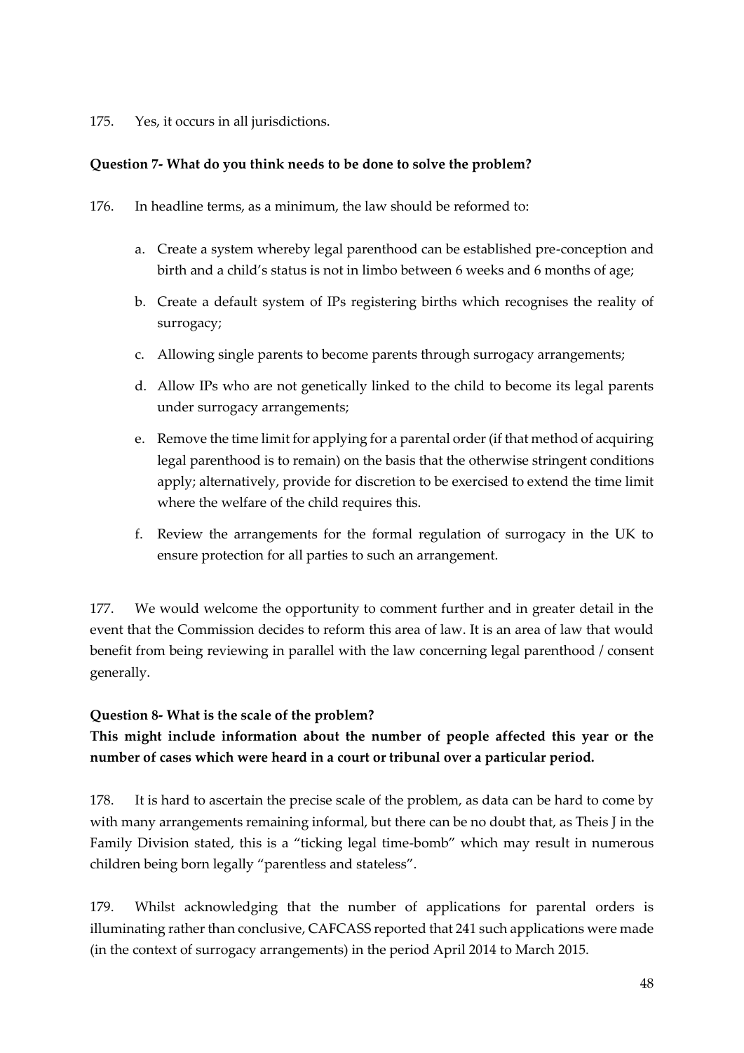175. Yes, it occurs in all jurisdictions.

**Question 7- What do you think needs to be done to solve the problem?**

176. In headline terms, as a minimum, the law should be reformed to:

a. Create a system whereby legal parenthood can be established pre-conception and birth and a child's status is not in limbo between 6 weeks and 6 months of age;

b. Create a default system of IPs registering births which recognises the reality of surrogacy;

c. Allowing single parents to become parents through surrogacy arrangements;

d. Allow IPs who are not genetically linked to the child to become its legal parents under surrogacy arrangements;

e. Remove the time limit for applying for a parental order (if that method of acquiring legal parenthood is to remain) on the basis that the otherwise stringent conditions apply; alternatively, provide for discretion to be exercised to extend the time limit where the welfare of the child requires this.

f. Review the arrangements for the formal regulation of surrogacy in the UK to ensure protection for all parties to such an arrangement.

177. We would welcome the opportunity to comment further and in greater detail in the event that the Commission decides to reform this area of law. It is an area of law that would benefit from being reviewing in parallel with the law concerning legal parenthood / consent generally.

**Question 8- What is the scale of the problem?**

**This might include information about the number of people affected this year or the number of cases which were heard in a court or tribunal over a particular period.**

178. It is hard to ascertain the precise scale of the problem, as data can be hard to come by with many arrangements remaining informal, but there can be no doubt that, as Theis J in the Family Division stated, this is a "ticking legal time-bomb" which may result in numerous children being born legally "parentless and stateless".

179. Whilst acknowledging that the number of applications for parental orders is illuminating rather than conclusive, CAFCASS reported that 241 such applications were made (in the context of surrogacy arrangements) in the period April 2014 to March 2015.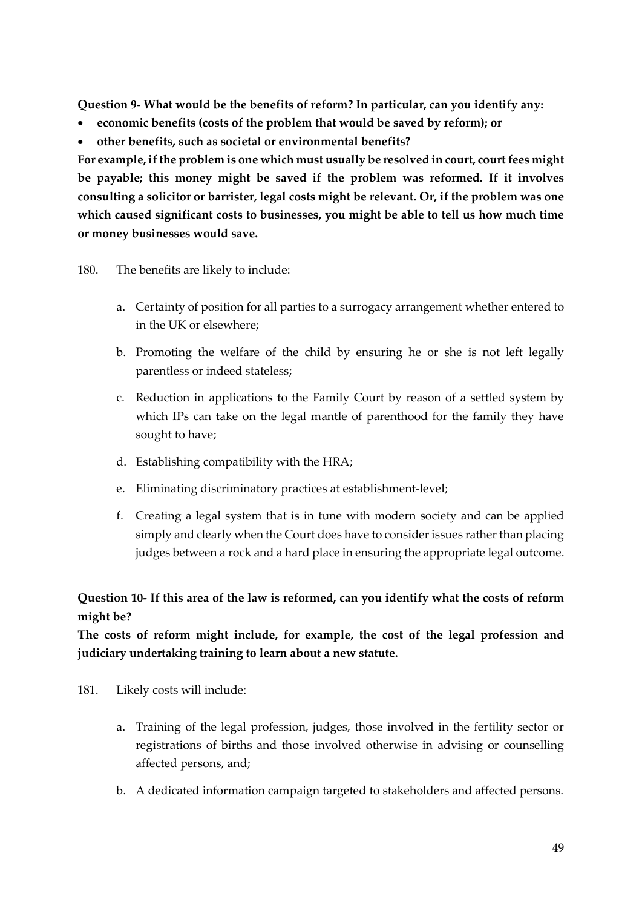**Question 9- What would be the benefits of reform? In particular, can you identify any:**

- **economic benefits (costs of the problem that would be saved by reform); or**
- **other benefits, such as societal or environmental benefits?**

**For example, if the problem is one which must usually be resolved in court, court fees might be payable; this money might be saved if the problem was reformed. If it involves consulting a solicitor or barrister, legal costs might be relevant. Or, if the problem was one which caused significant costs to businesses, you might be able to tell us how much time or money businesses would save.**

180. The benefits are likely to include:

   a. Certainty of position for all parties to a surrogacy arrangement whether entered to in the UK or elsewhere;

   b. Promoting the welfare of the child by ensuring he or she is not left legally parentless or indeed stateless;

   c. Reduction in applications to the Family Court by reason of a settled system by which IPs can take on the legal mantle of parenthood for the family they have sought to have;

   d. Establishing compatibility with the HRA;

   e. Eliminating discriminatory practices at establishment-level;

   f. Creating a legal system that is in tune with modern society and can be applied simply and clearly when the Court does have to consider issues rather than placing judges between a rock and a hard place in ensuring the appropriate legal outcome.

**Question 10- If this area of the law is reformed, can you identify what the costs of reform might be?**

**The costs of reform might include, for example, the cost of the legal profession and judiciary undertaking training to learn about a new statute.**

181. Likely costs will include:

   a. Training of the legal profession, judges, those involved in the fertility sector or registrations of births and those involved otherwise in advising or counselling affected persons, and;

   b. A dedicated information campaign targeted to stakeholders and affected persons.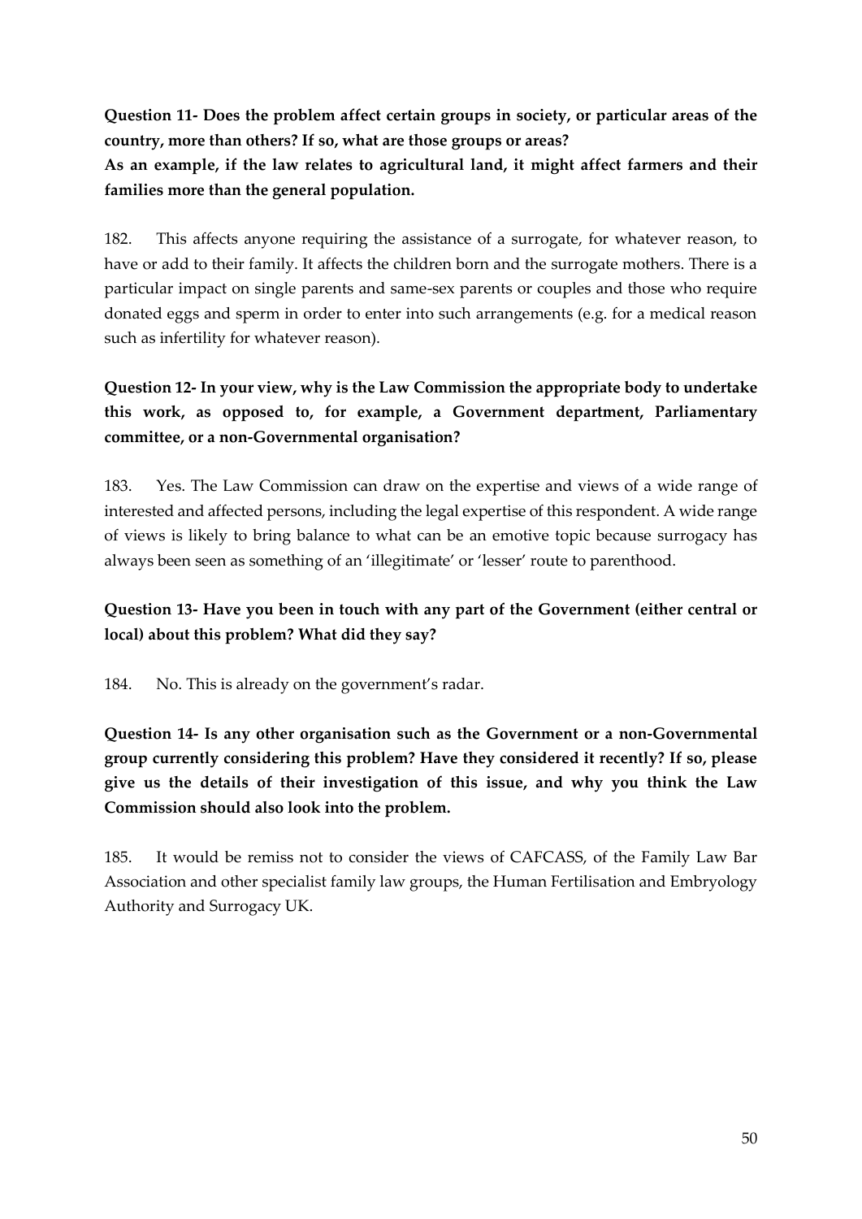**Question 11- Does the problem affect certain groups in society, or particular areas of the country, more than others? If so, what are those groups or areas?**

**As an example, if the law relates to agricultural land, it might affect farmers and their families more than the general population.**

182. This affects anyone requiring the assistance of a surrogate, for whatever reason, to have or add to their family. It affects the children born and the surrogate mothers. There is a particular impact on single parents and same-sex parents or couples and those who require donated eggs and sperm in order to enter into such arrangements (e.g. for a medical reason such as infertility for whatever reason).

**Question 12- In your view, why is the Law Commission the appropriate body to undertake this work, as opposed to, for example, a Government department, Parliamentary committee, or a non-Governmental organisation?**

183. Yes. The Law Commission can draw on the expertise and views of a wide range of interested and affected persons, including the legal expertise of this respondent. A wide range of views is likely to bring balance to what can be an emotive topic because surrogacy has always been seen as something of an 'illegitimate' or 'lesser' route to parenthood.

**Question 13- Have you been in touch with any part of the Government (either central or local) about this problem? What did they say?**

184. No. This is already on the government's radar.

**Question 14- Is any other organisation such as the Government or a non-Governmental group currently considering this problem? Have they considered it recently? If so, please give us the details of their investigation of this issue, and why you think the Law Commission should also look into the problem.**

185. It would be remiss not to consider the views of CAFCASS, of the Family Law Bar Association and other specialist family law groups, the Human Fertilisation and Embryology Authority and Surrogacy UK.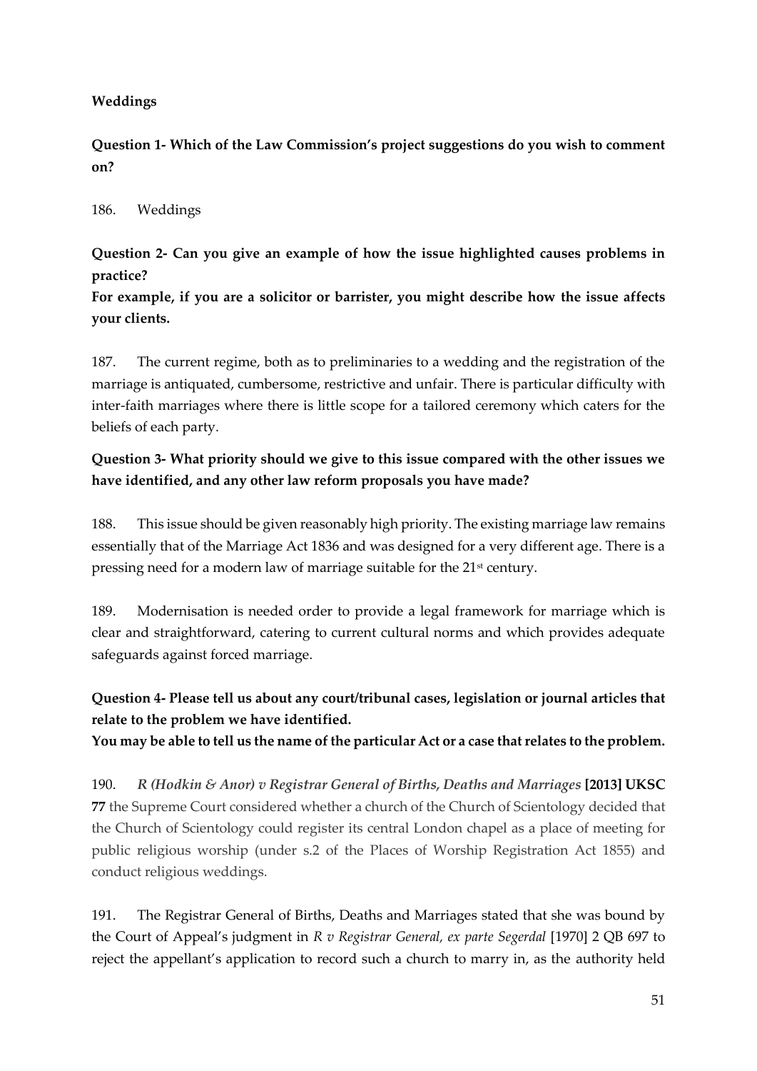**Weddings**

**Question 1- Which of the Law Commission's project suggestions do you wish to comment on?**

186. Weddings

**Question 2- Can you give an example of how the issue highlighted causes problems in practice?**

**For example, if you are a solicitor or barrister, you might describe how the issue affects your clients.**

187. The current regime, both as to preliminaries to a wedding and the registration of the marriage is antiquated, cumbersome, restrictive and unfair. There is particular difficulty with inter-faith marriages where there is little scope for a tailored ceremony which caters for the beliefs of each party.

**Question 3- What priority should we give to this issue compared with the other issues we have identified, and any other law reform proposals you have made?**

188. This issue should be given reasonably high priority. The existing marriage law remains essentially that of the Marriage Act 1836 and was designed for a very different age. There is a pressing need for a modern law of marriage suitable for the 21st century.

189. Modernisation is needed order to provide a legal framework for marriage which is clear and straightforward, catering to current cultural norms and which provides adequate safeguards against forced marriage.

**Question 4- Please tell us about any court/tribunal cases, legislation or journal articles that relate to the problem we have identified.**

**You may be able to tell us the name of the particular Act or a case that relates to the problem.**

190. *R (Hodkin & Anor) v Registrar General of Births, Deaths and Marriages* **[2013] UKSC 77** the Supreme Court considered whether a church of the Church of Scientology decided that the Church of Scientology could register its central London chapel as a place of meeting for public religious worship (under s.2 of the Places of Worship Registration Act 1855) and conduct religious weddings.

191. The Registrar General of Births, Deaths and Marriages stated that she was bound by the Court of Appeal's judgment in *R v Registrar General, ex parte Segerdal* [1970] 2 QB 697 to reject the appellant's application to record such a church to marry in, as the authority held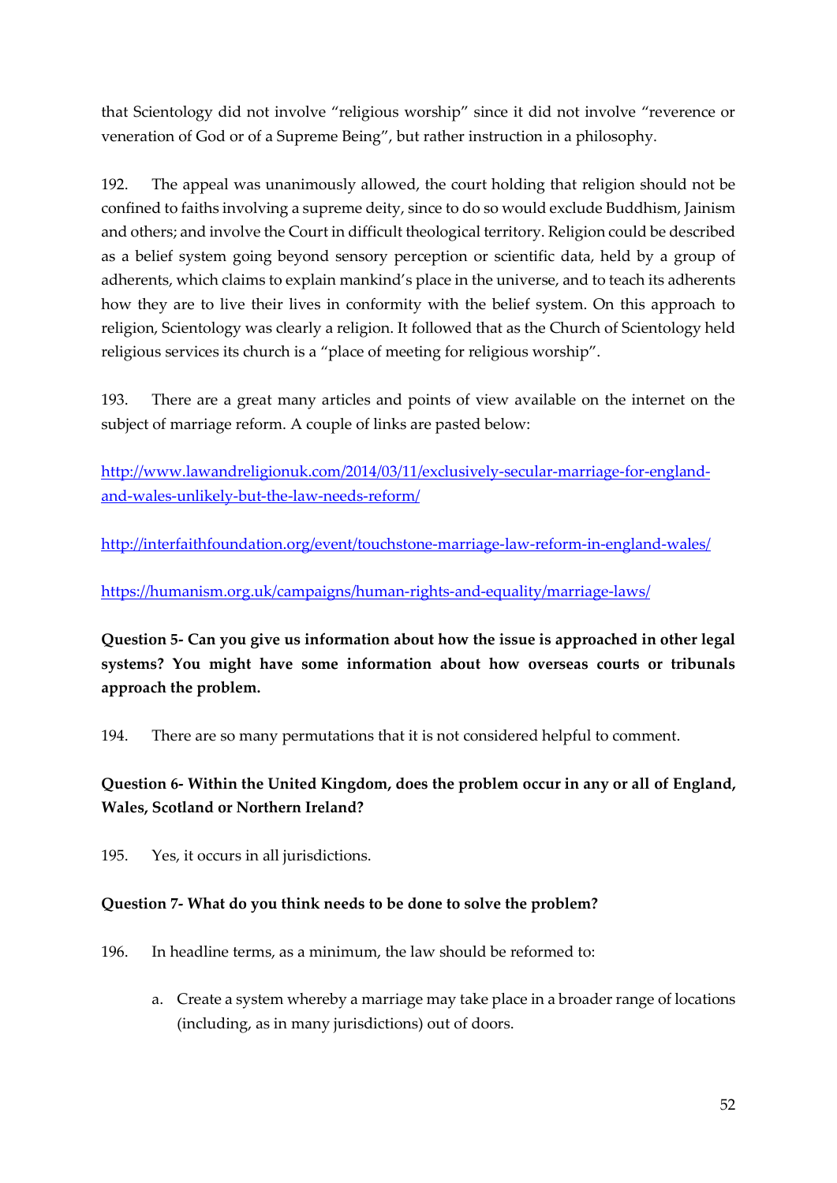that Scientology did not involve "religious worship" since it did not involve "reverence or veneration of God or of a Supreme Being", but rather instruction in a philosophy.

192. The appeal was unanimously allowed, the court holding that religion should not be confined to faiths involving a supreme deity, since to do so would exclude Buddhism, Jainism and others; and involve the Court in difficult theological territory. Religion could be described as a belief system going beyond sensory perception or scientific data, held by a group of adherents, which claims to explain mankind's place in the universe, and to teach its adherents how they are to live their lives in conformity with the belief system. On this approach to religion, Scientology was clearly a religion. It followed that as the Church of Scientology held religious services its church is a "place of meeting for religious worship".

193. There are a great many articles and points of view available on the internet on the subject of marriage reform. A couple of links are pasted below:

http://www.lawandreligionuk.com/2014/03/11/exclusively-secular-marriage-for-england-and-wales-unlikely-but-the-law-needs-reform/

http://interfaithfoundation.org/event/touchstone-marriage-law-reform-in-england-wales/

https://humanism.org.uk/campaigns/human-rights-and-equality/marriage-laws/

**Question 5- Can you give us information about how the issue is approached in other legal systems? You might have some information about how overseas courts or tribunals approach the problem.**

194. There are so many permutations that it is not considered helpful to comment.

**Question 6- Within the United Kingdom, does the problem occur in any or all of England, Wales, Scotland or Northern Ireland?**

195. Yes, it occurs in all jurisdictions.

**Question 7- What do you think needs to be done to solve the problem?**

196. In headline terms, as a minimum, the law should be reformed to:

a. Create a system whereby a marriage may take place in a broader range of locations (including, as in many jurisdictions) out of doors.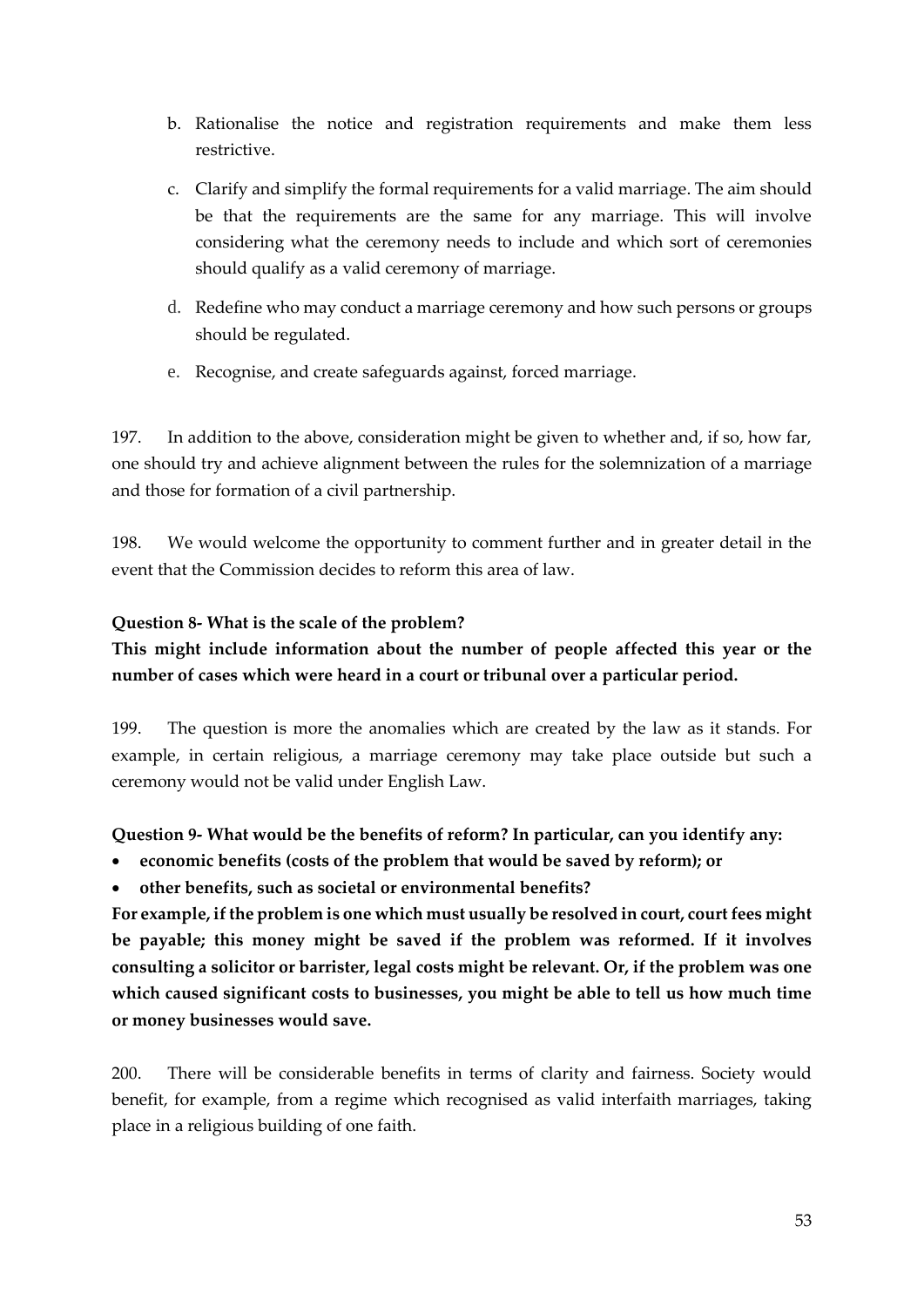b. Rationalise the notice and registration requirements and make them less restrictive.

c. Clarify and simplify the formal requirements for a valid marriage. The aim should be that the requirements are the same for any marriage. This will involve considering what the ceremony needs to include and which sort of ceremonies should qualify as a valid ceremony of marriage.

d. Redefine who may conduct a marriage ceremony and how such persons or groups should be regulated.

e. Recognise, and create safeguards against, forced marriage.

197. In addition to the above, consideration might be given to whether and, if so, how far, one should try and achieve alignment between the rules for the solemnization of a marriage and those for formation of a civil partnership.

198. We would welcome the opportunity to comment further and in greater detail in the event that the Commission decides to reform this area of law.

**Question 8- What is the scale of the problem?**

**This might include information about the number of people affected this year or the number of cases which were heard in a court or tribunal over a particular period.**

199. The question is more the anomalies which are created by the law as it stands. For example, in certain religious, a marriage ceremony may take place outside but such a ceremony would not be valid under English Law.

**Question 9- What would be the benefits of reform? In particular, can you identify any:**

- **economic benefits (costs of the problem that would be saved by reform); or**
- **other benefits, such as societal or environmental benefits?**

**For example, if the problem is one which must usually be resolved in court, court fees might be payable; this money might be saved if the problem was reformed. If it involves consulting a solicitor or barrister, legal costs might be relevant. Or, if the problem was one which caused significant costs to businesses, you might be able to tell us how much time or money businesses would save.**

200. There will be considerable benefits in terms of clarity and fairness. Society would benefit, for example, from a regime which recognised as valid interfaith marriages, taking place in a religious building of one faith.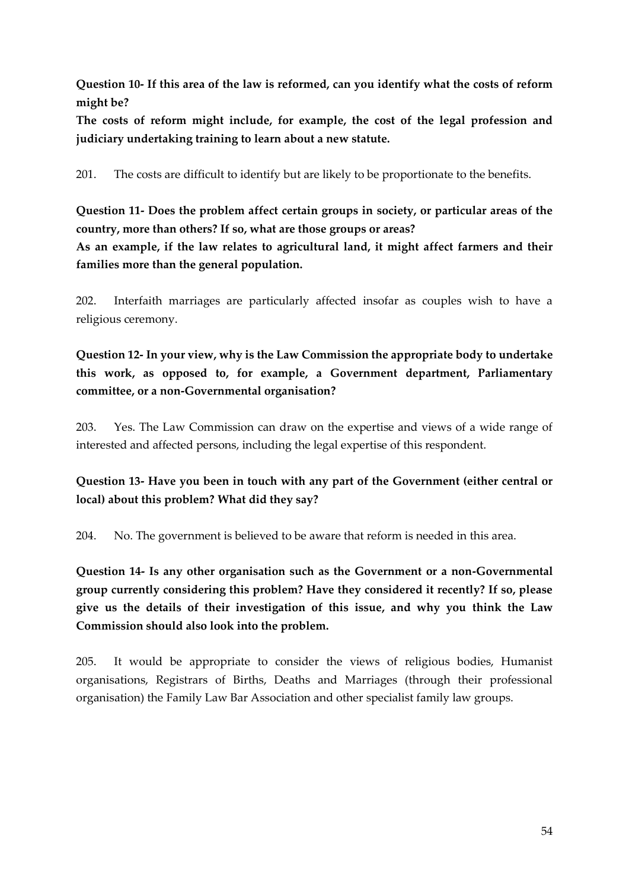**Question 10- If this area of the law is reformed, can you identify what the costs of reform might be?**

**The costs of reform might include, for example, the cost of the legal profession and judiciary undertaking training to learn about a new statute.**

201. The costs are difficult to identify but are likely to be proportionate to the benefits.

**Question 11- Does the problem affect certain groups in society, or particular areas of the country, more than others? If so, what are those groups or areas?**

**As an example, if the law relates to agricultural land, it might affect farmers and their families more than the general population.**

202. Interfaith marriages are particularly affected insofar as couples wish to have a religious ceremony.

**Question 12- In your view, why is the Law Commission the appropriate body to undertake this work, as opposed to, for example, a Government department, Parliamentary committee, or a non-Governmental organisation?**

203. Yes. The Law Commission can draw on the expertise and views of a wide range of interested and affected persons, including the legal expertise of this respondent.

**Question 13- Have you been in touch with any part of the Government (either central or local) about this problem? What did they say?**

204. No. The government is believed to be aware that reform is needed in this area.

**Question 14- Is any other organisation such as the Government or a non-Governmental group currently considering this problem? Have they considered it recently? If so, please give us the details of their investigation of this issue, and why you think the Law Commission should also look into the problem.**

205. It would be appropriate to consider the views of religious bodies, Humanist organisations, Registrars of Births, Deaths and Marriages (through their professional organisation) the Family Law Bar Association and other specialist family law groups.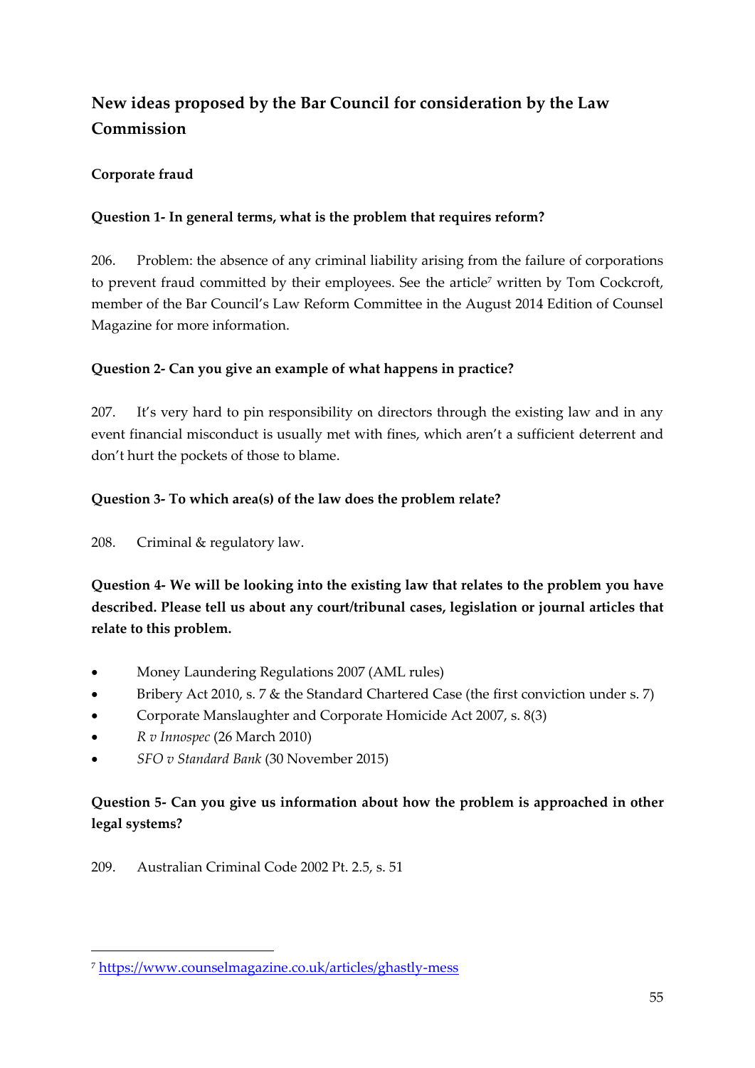## New ideas proposed by the Bar Council for consideration by the Law Commission

### Corporate fraud

**Question 1- In general terms, what is the problem that requires reform?**

206. Problem: the absence of any criminal liability arising from the failure of corporations to prevent fraud committed by their employees. See the article[7] written by Tom Cockcroft, member of the Bar Council's Law Reform Committee in the August 2014 Edition of Counsel Magazine for more information.

**Question 2- Can you give an example of what happens in practice?**

207. It's very hard to pin responsibility on directors through the existing law and in any event financial misconduct is usually met with fines, which aren't a sufficient deterrent and don't hurt the pockets of those to blame.

**Question 3- To which area(s) of the law does the problem relate?**

208. Criminal & regulatory law.

**Question 4- We will be looking into the existing law that relates to the problem you have described. Please tell us about any court/tribunal cases, legislation or journal articles that relate to this problem.**

- Money Laundering Regulations 2007 (AML rules)
- Bribery Act 2010, s. 7 & the Standard Chartered Case (the first conviction under s. 7)
- Corporate Manslaughter and Corporate Homicide Act 2007, s. 8(3)
- *R v Innospec* (26 March 2010)
- *SFO v Standard Bank* (30 November 2015)

**Question 5- Can you give us information about how the problem is approached in other legal systems?**

209. Australian Criminal Code 2002 Pt. 2.5, s. 51

---

[7] https://www.counselmagazine.co.uk/articles/ghastly-mess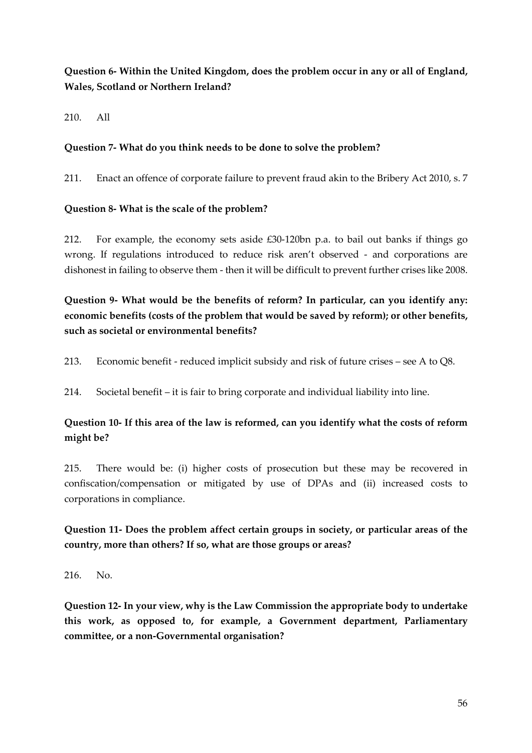**Question 6- Within the United Kingdom, does the problem occur in any or all of England, Wales, Scotland or Northern Ireland?**

210. All

**Question 7- What do you think needs to be done to solve the problem?**

211. Enact an offence of corporate failure to prevent fraud akin to the Bribery Act 2010, s. 7

**Question 8- What is the scale of the problem?**

212. For example, the economy sets aside £30-120bn p.a. to bail out banks if things go wrong. If regulations introduced to reduce risk aren't observed - and corporations are dishonest in failing to observe them - then it will be difficult to prevent further crises like 2008.

**Question 9- What would be the benefits of reform? In particular, can you identify any: economic benefits (costs of the problem that would be saved by reform); or other benefits, such as societal or environmental benefits?**

213. Economic benefit - reduced implicit subsidy and risk of future crises – see A to Q8.

214. Societal benefit – it is fair to bring corporate and individual liability into line.

**Question 10- If this area of the law is reformed, can you identify what the costs of reform might be?**

215. There would be: (i) higher costs of prosecution but these may be recovered in confiscation/compensation or mitigated by use of DPAs and (ii) increased costs to corporations in compliance.

**Question 11- Does the problem affect certain groups in society, or particular areas of the country, more than others? If so, what are those groups or areas?**

216. No.

**Question 12- In your view, why is the Law Commission the appropriate body to undertake this work, as opposed to, for example, a Government department, Parliamentary committee, or a non-Governmental organisation?**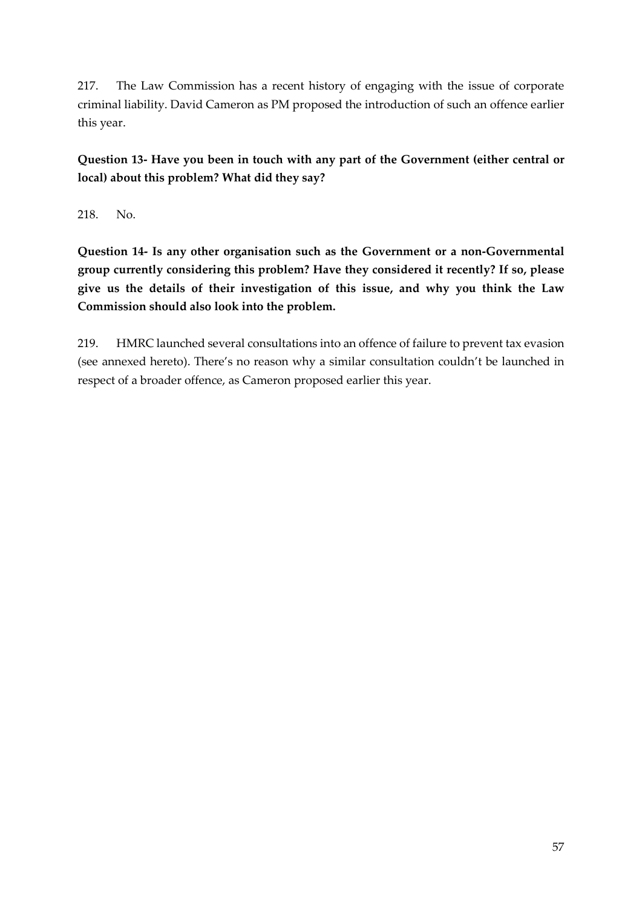217. The Law Commission has a recent history of engaging with the issue of corporate criminal liability. David Cameron as PM proposed the introduction of such an offence earlier this year.

**Question 13- Have you been in touch with any part of the Government (either central or local) about this problem? What did they say?**

218. No.

**Question 14- Is any other organisation such as the Government or a non-Governmental group currently considering this problem? Have they considered it recently? If so, please give us the details of their investigation of this issue, and why you think the Law Commission should also look into the problem.**

219. HMRC launched several consultations into an offence of failure to prevent tax evasion (see annexed hereto). There's no reason why a similar consultation couldn't be launched in respect of a broader offence, as Cameron proposed earlier this year.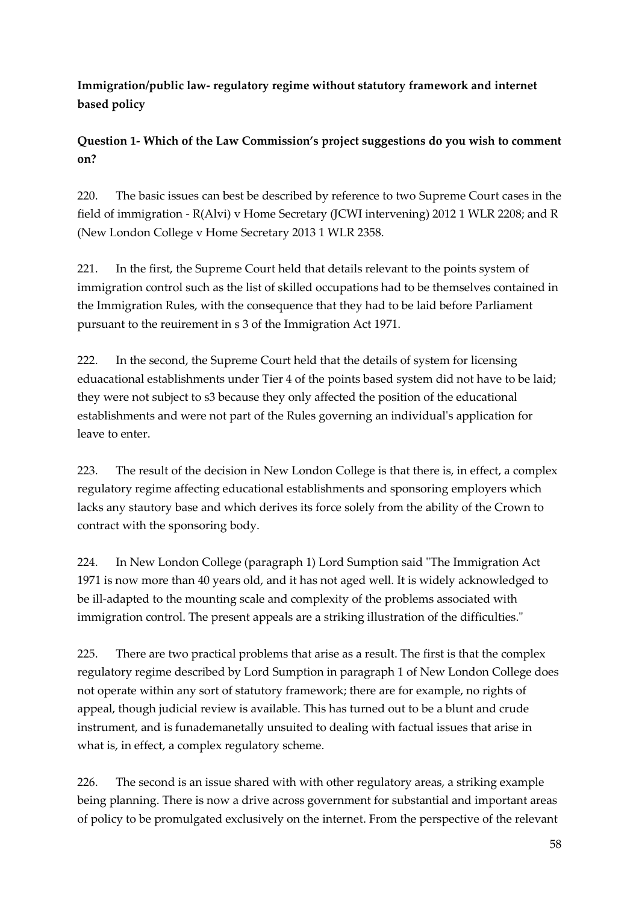**Immigration/public law- regulatory regime without statutory framework and internet based policy**

**Question 1- Which of the Law Commission's project suggestions do you wish to comment on?**

220. The basic issues can best be described by reference to two Supreme Court cases in the field of immigration - R(Alvi) v Home Secretary (JCWI intervening) 2012 1 WLR 2208; and R (New London College v Home Secretary 2013 1 WLR 2358.

221. In the first, the Supreme Court held that details relevant to the points system of immigration control such as the list of skilled occupations had to be themselves contained in the Immigration Rules, with the consequence that they had to be laid before Parliament pursuant to the reuirement in s 3 of the Immigration Act 1971.

222. In the second, the Supreme Court held that the details of system for licensing eduacational establishments under Tier 4 of the points based system did not have to be laid; they were not subject to s3 because they only affected the position of the educational establishments and were not part of the Rules governing an individual's application for leave to enter.

223. The result of the decision in New London College is that there is, in effect, a complex regulatory regime affecting educational establishments and sponsoring employers which lacks any stautory base and which derives its force solely from the ability of the Crown to contract with the sponsoring body.

224. In New London College (paragraph 1) Lord Sumption said "The Immigration Act 1971 is now more than 40 years old, and it has not aged well. It is widely acknowledged to be ill-adapted to the mounting scale and complexity of the problems associated with immigration control. The present appeals are a striking illustration of the difficulties."

225. There are two practical problems that arise as a result. The first is that the complex regulatory regime described by Lord Sumption in paragraph 1 of New London College does not operate within any sort of statutory framework; there are for example, no rights of appeal, though judicial review is available. This has turned out to be a blunt and crude instrument, and is funademanetally unsuited to dealing with factual issues that arise in what is, in effect, a complex regulatory scheme.

226. The second is an issue shared with with other regulatory areas, a striking example being planning. There is now a drive across government for substantial and important areas of policy to be promulgated exclusively on the internet. From the perspective of the relevant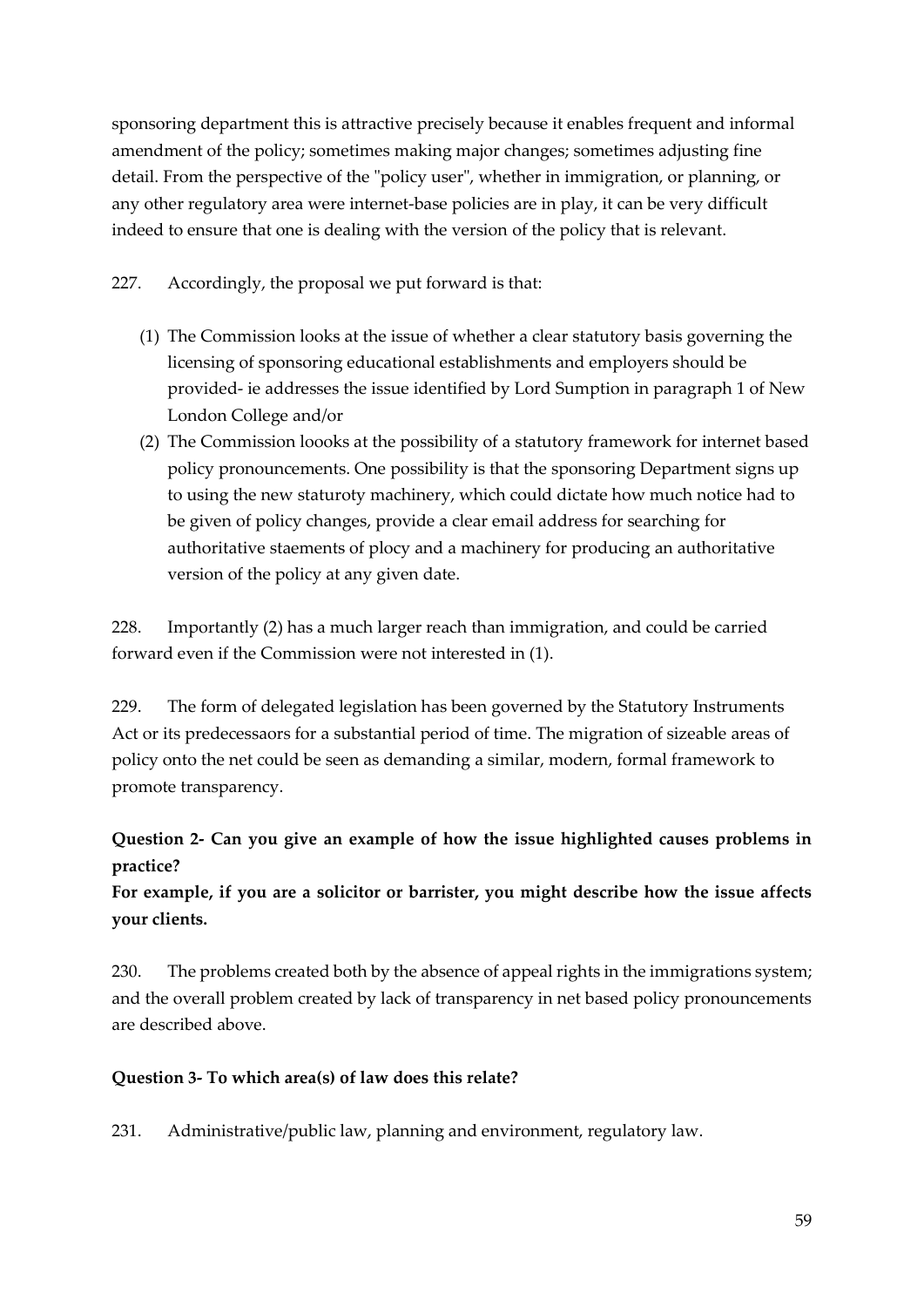sponsoring department this is attractive precisely because it enables frequent and informal amendment of the policy; sometimes making major changes; sometimes adjusting fine detail. From the perspective of the "policy user", whether in immigration, or planning, or any other regulatory area were internet-base policies are in play, it can be very difficult indeed to ensure that one is dealing with the version of the policy that is relevant.

227. Accordingly, the proposal we put forward is that:

(1) The Commission looks at the issue of whether a clear statutory basis governing the licensing of sponsoring educational establishments and employers should be provided- ie addresses the issue identified by Lord Sumption in paragraph 1 of New London College and/or

(2) The Commission loooks at the possibility of a statutory framework for internet based policy pronouncements. One possibility is that the sponsoring Department signs up to using the new staturoty machinery, which could dictate how much notice had to be given of policy changes, provide a clear email address for searching for authoritative staements of plocy and a machinery for producing an authoritative version of the policy at any given date.

228. Importantly (2) has a much larger reach than immigration, and could be carried forward even if the Commission were not interested in (1).

229. The form of delegated legislation has been governed by the Statutory Instruments Act or its predecessaors for a substantial period of time. The migration of sizeable areas of policy onto the net could be seen as demanding a similar, modern, formal framework to promote transparency.

**Question 2- Can you give an example of how the issue highlighted causes problems in practice?**
**For example, if you are a solicitor or barrister, you might describe how the issue affects your clients.**

230. The problems created both by the absence of appeal rights in the immigrations system; and the overall problem created by lack of transparency in net based policy pronouncements are described above.

**Question 3- To which area(s) of law does this relate?**

231. Administrative/public law, planning and environment, regulatory law.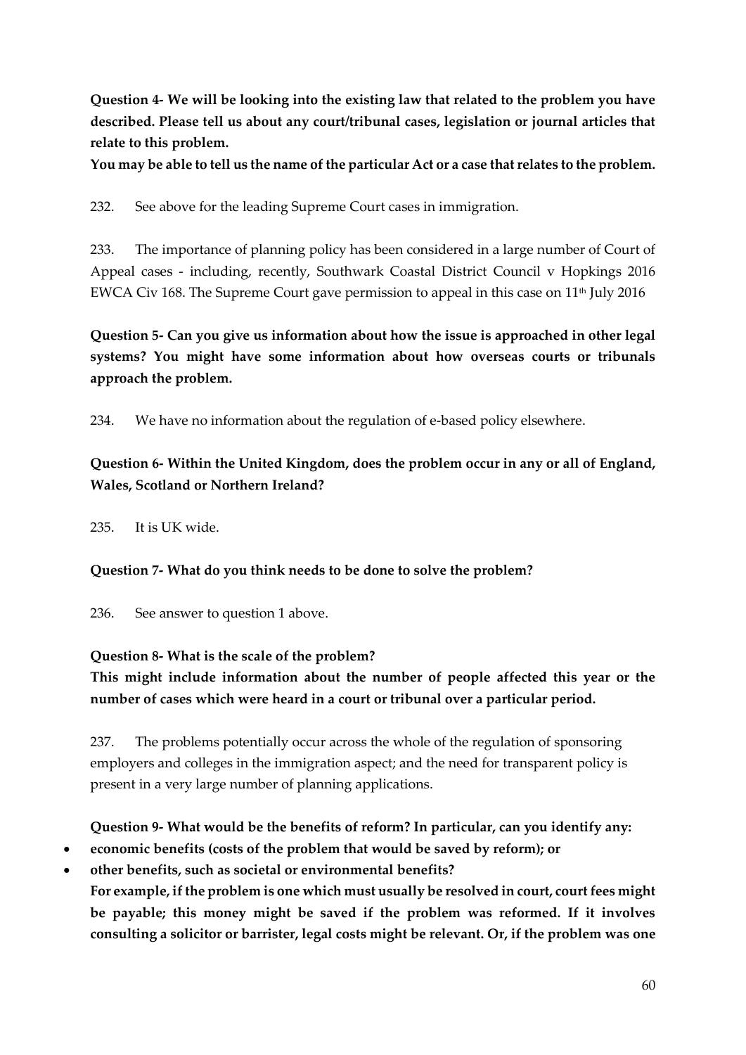**Question 4- We will be looking into the existing law that related to the problem you have described. Please tell us about any court/tribunal cases, legislation or journal articles that relate to this problem.**

**You may be able to tell us the name of the particular Act or a case that relates to the problem.**

232. See above for the leading Supreme Court cases in immigration.

233. The importance of planning policy has been considered in a large number of Court of Appeal cases - including, recently, Southwark Coastal District Council v Hopkings 2016 EWCA Civ 168. The Supreme Court gave permission to appeal in this case on 11th July 2016

**Question 5- Can you give us information about how the issue is approached in other legal systems? You might have some information about how overseas courts or tribunals approach the problem.**

234. We have no information about the regulation of e-based policy elsewhere.

**Question 6- Within the United Kingdom, does the problem occur in any or all of England, Wales, Scotland or Northern Ireland?**

235. It is UK wide.

**Question 7- What do you think needs to be done to solve the problem?**

236. See answer to question 1 above.

**Question 8- What is the scale of the problem?**

**This might include information about the number of people affected this year or the number of cases which were heard in a court or tribunal over a particular period.**

237. The problems potentially occur across the whole of the regulation of sponsoring employers and colleges in the immigration aspect; and the need for transparent policy is present in a very large number of planning applications.

**Question 9- What would be the benefits of reform? In particular, can you identify any:**

- **economic benefits (costs of the problem that would be saved by reform); or**
- **other benefits, such as societal or environmental benefits?**

**For example, if the problem is one which must usually be resolved in court, court fees might be payable; this money might be saved if the problem was reformed. If it involves consulting a solicitor or barrister, legal costs might be relevant. Or, if the problem was one**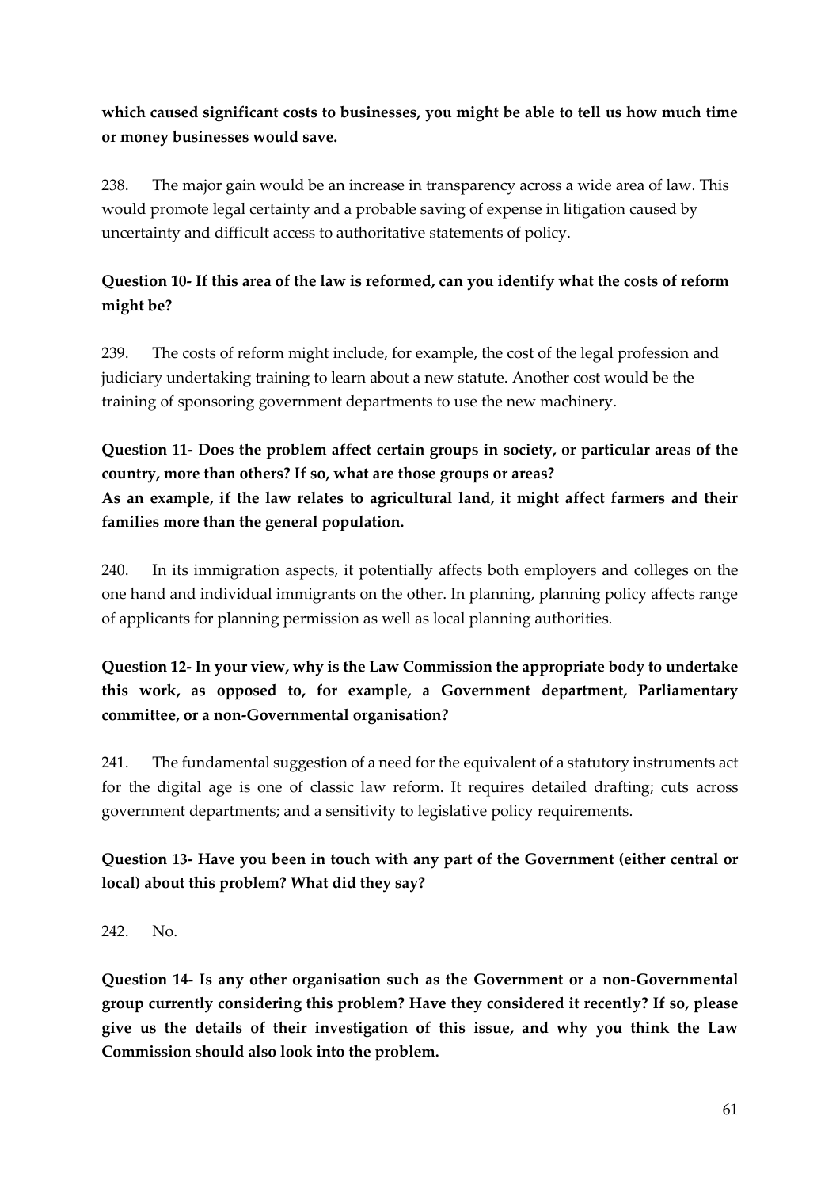**which caused significant costs to businesses, you might be able to tell us how much time or money businesses would save.**

238. The major gain would be an increase in transparency across a wide area of law. This would promote legal certainty and a probable saving of expense in litigation caused by uncertainty and difficult access to authoritative statements of policy.

**Question 10- If this area of the law is reformed, can you identify what the costs of reform might be?**

239. The costs of reform might include, for example, the cost of the legal profession and judiciary undertaking training to learn about a new statute. Another cost would be the training of sponsoring government departments to use the new machinery.

**Question 11- Does the problem affect certain groups in society, or particular areas of the country, more than others? If so, what are those groups or areas?**
**As an example, if the law relates to agricultural land, it might affect farmers and their families more than the general population.**

240. In its immigration aspects, it potentially affects both employers and colleges on the one hand and individual immigrants on the other. In planning, planning policy affects range of applicants for planning permission as well as local planning authorities.

**Question 12- In your view, why is the Law Commission the appropriate body to undertake this work, as opposed to, for example, a Government department, Parliamentary committee, or a non-Governmental organisation?**

241. The fundamental suggestion of a need for the equivalent of a statutory instruments act for the digital age is one of classic law reform. It requires detailed drafting; cuts across government departments; and a sensitivity to legislative policy requirements.

**Question 13- Have you been in touch with any part of the Government (either central or local) about this problem? What did they say?**

242. No.

**Question 14- Is any other organisation such as the Government or a non-Governmental group currently considering this problem? Have they considered it recently? If so, please give us the details of their investigation of this issue, and why you think the Law Commission should also look into the problem.**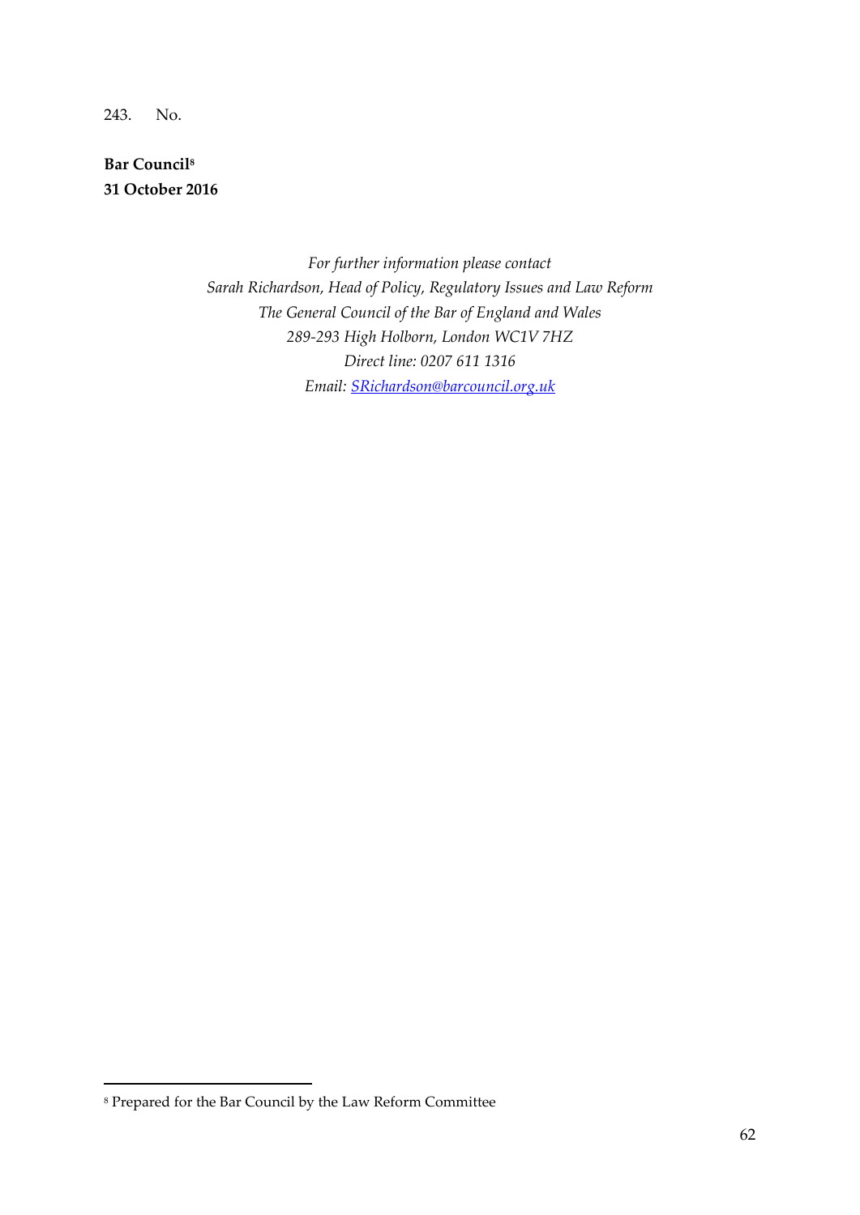243. No.

**Bar Council**[8]
**31 October 2016**

*For further information please contact*
*Sarah Richardson, Head of Policy, Regulatory Issues and Law Reform*
*The General Council of the Bar of England and Wales*
*289-293 High Holborn, London WC1V 7HZ*
*Direct line: 0207 611 1316*
*Email: SRichardson@barcouncil.org.uk*

[8] Prepared for the Bar Council by the Law Reform Committee